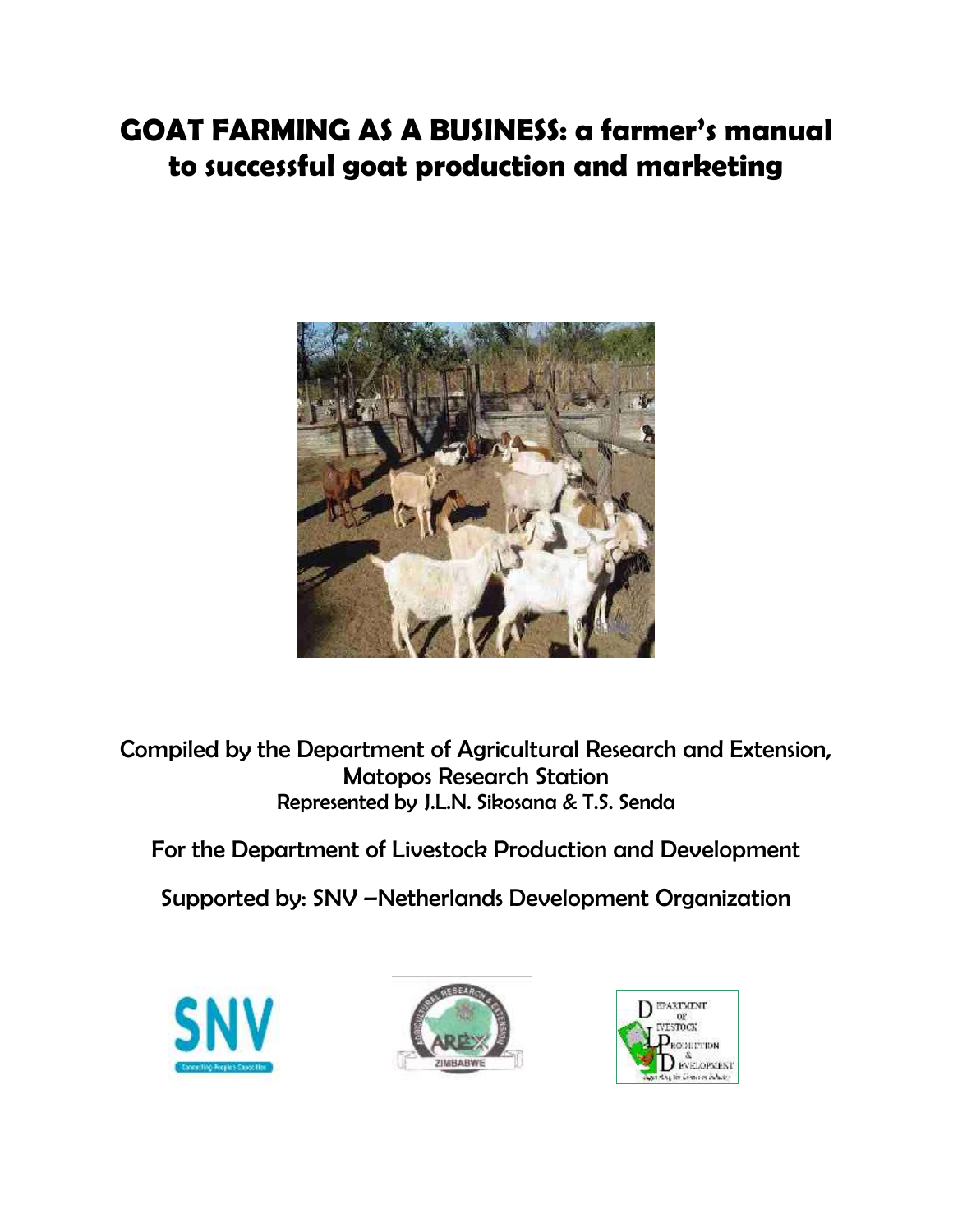# GOAT FARMING AS A BUSINESS: a farmer's manual to successful goat production and marketing

Compiled by the Department of Agricultural Research and Extension, Matopos Research Station
Represented by J.L.N. Sikosana & T.S. Senda

For the Department of Livestock Production and Development

Supported by: SNV –Netherlands Development Organization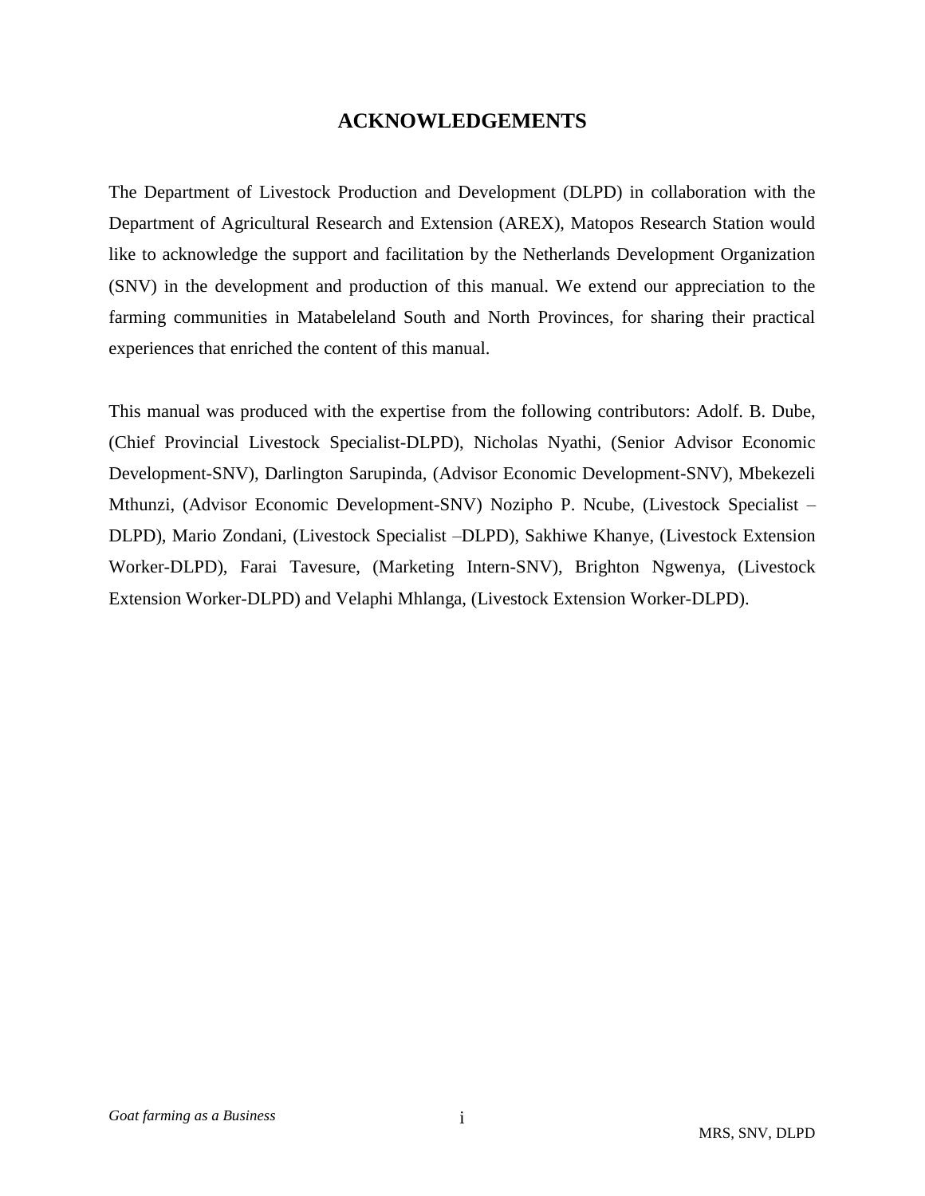# ACKNOWLEDGEMENTS

The Department of Livestock Production and Development (DLPD) in collaboration with the Department of Agricultural Research and Extension (AREX), Matopos Research Station would like to acknowledge the support and facilitation by the Netherlands Development Organization (SNV) in the development and production of this manual. We extend our appreciation to the farming communities in Matabeleland South and North Provinces, for sharing their practical experiences that enriched the content of this manual.

This manual was produced with the expertise from the following contributors: Adolf. B. Dube, (Chief Provincial Livestock Specialist-DLPD), Nicholas Nyathi, (Senior Advisor Economic Development-SNV), Darlington Sarupinda, (Advisor Economic Development-SNV), Mbekezeli Mthunzi, (Advisor Economic Development-SNV) Nozipho P. Ncube, (Livestock Specialist – DLPD), Mario Zondani, (Livestock Specialist –DLPD), Sakhiwe Khanye, (Livestock Extension Worker-DLPD), Farai Tavesure, (Marketing Intern-SNV), Brighton Ngwenya, (Livestock Extension Worker-DLPD) and Velaphi Mhlanga, (Livestock Extension Worker-DLPD).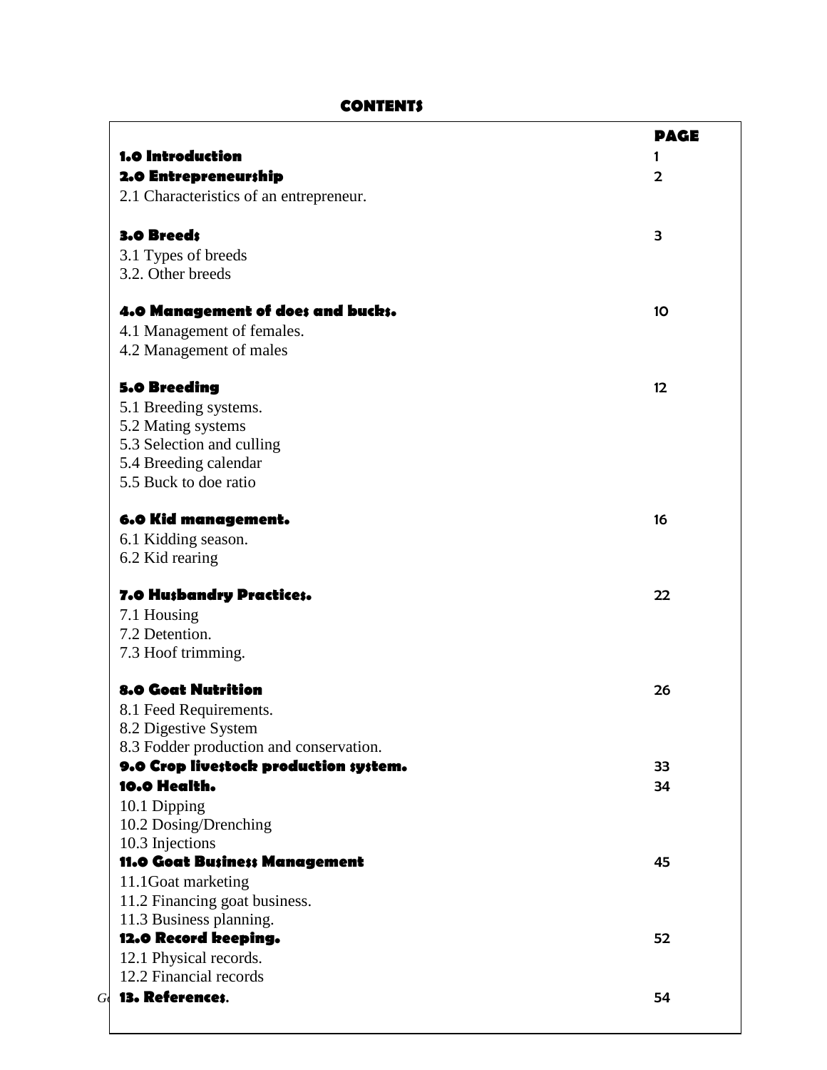# CONTENTS

| | PAGE |
|---|---|
| **1.0 Introduction** | 1 |
| **2.0 Entrepreneurship** | 2 |
| 2.1 Characteristics of an entrepreneur. | |
| **3.0 Breeds** | 3 |
| 3.1 Types of breeds | |
| 3.2. Other breeds | |
| **4.0 Management of does and bucks.** | 10 |
| 4.1 Management of females. | |
| 4.2 Management of males | |
| **5.0 Breeding** | 12 |
| 5.1 Breeding systems. | |
| 5.2 Mating systems | |
| 5.3 Selection and culling | |
| 5.4 Breeding calendar | |
| 5.5 Buck to doe ratio | |
| **6.0 Kid management.** | 16 |
| 6.1 Kidding season. | |
| 6.2 Kid rearing | |
| **7.0 Husbandry Practices.** | 22 |
| 7.1 Housing | |
| 7.2 Detention. | |
| 7.3 Hoof trimming. | |
| **8.0 Goat Nutrition** | 26 |
| 8.1 Feed Requirements. | |
| 8.2 Digestive System | |
| 8.3 Fodder production and conservation. | |
| **9.0 Crop livestock production system.** | 33 |
| **10.0 Health.** | 34 |
| 10.1 Dipping | |
| 10.2 Dosing/Drenching | |
| 10.3 Injections | |
| **11.0 Goat Business Management** | 45 |
| 11.1Goat marketing | |
| 11.2 Financing goat business. | |
| 11.3 Business planning. | |
| **12.0 Record keeping.** | 52 |
| 12.1 Physical records. | |
| 12.2 Financial records | |
| **13. References.** | 54 |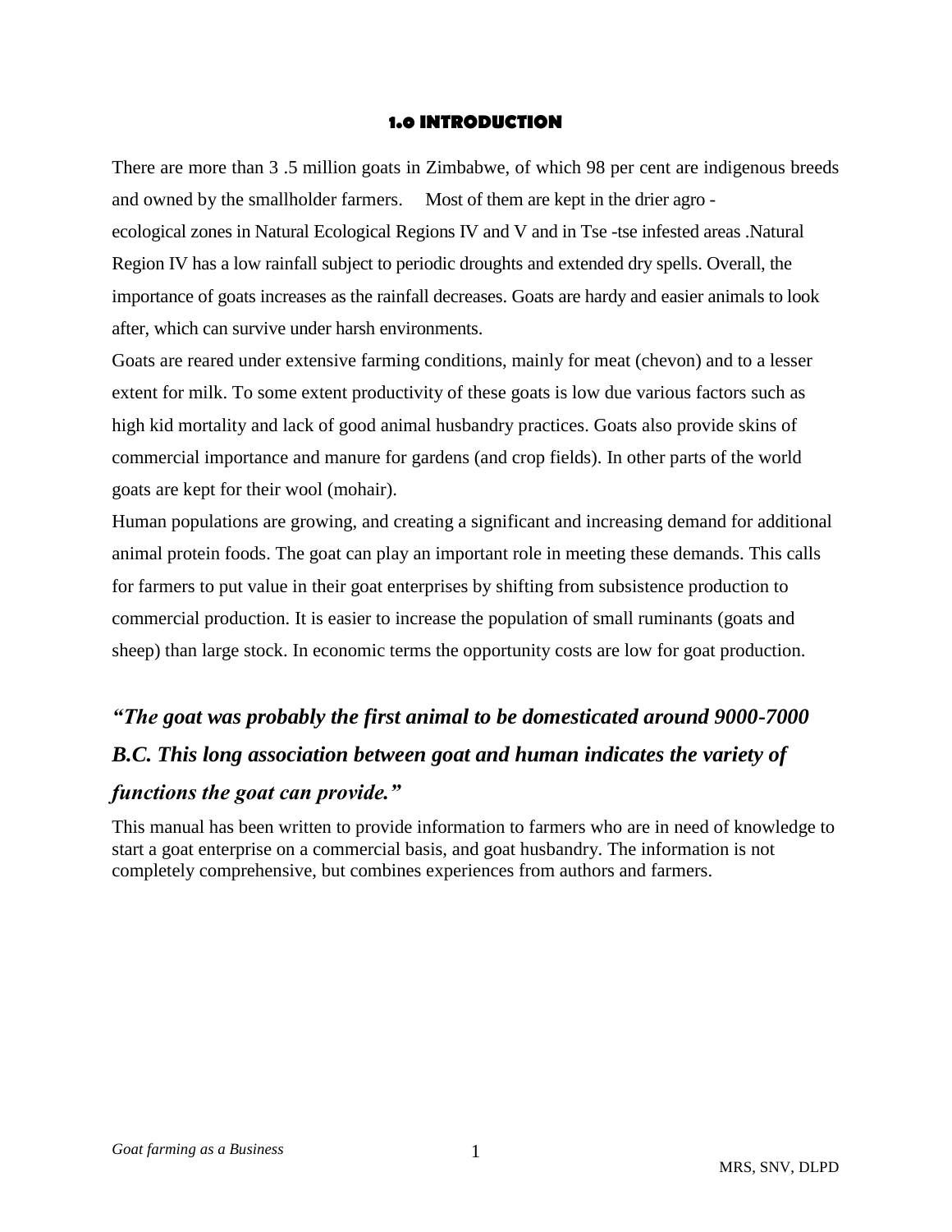# 1.0 INTRODUCTION

There are more than 3 .5 million goats in Zimbabwe, of which 98 per cent are indigenous breeds and owned by the smallholder farmers. Most of them are kept in the drier agro - ecological zones in Natural Ecological Regions IV and V and in Tse -tse infested areas .Natural Region IV has a low rainfall subject to periodic droughts and extended dry spells. Overall, the importance of goats increases as the rainfall decreases. Goats are hardy and easier animals to look after, which can survive under harsh environments.

Goats are reared under extensive farming conditions, mainly for meat (chevon) and to a lesser extent for milk. To some extent productivity of these goats is low due various factors such as high kid mortality and lack of good animal husbandry practices. Goats also provide skins of commercial importance and manure for gardens (and crop fields). In other parts of the world goats are kept for their wool (mohair).

Human populations are growing, and creating a significant and increasing demand for additional animal protein foods. The goat can play an important role in meeting these demands. This calls for farmers to put value in their goat enterprises by shifting from subsistence production to commercial production. It is easier to increase the population of small ruminants (goats and sheep) than large stock. In economic terms the opportunity costs are low for goat production.

***"The goat was probably the first animal to be domesticated around 9000-7000 B.C. This long association between goat and human indicates the variety of functions the goat can provide."***

This manual has been written to provide information to farmers who are in need of knowledge to start a goat enterprise on a commercial basis, and goat husbandry. The information is not completely comprehensive, but combines experiences from authors and farmers.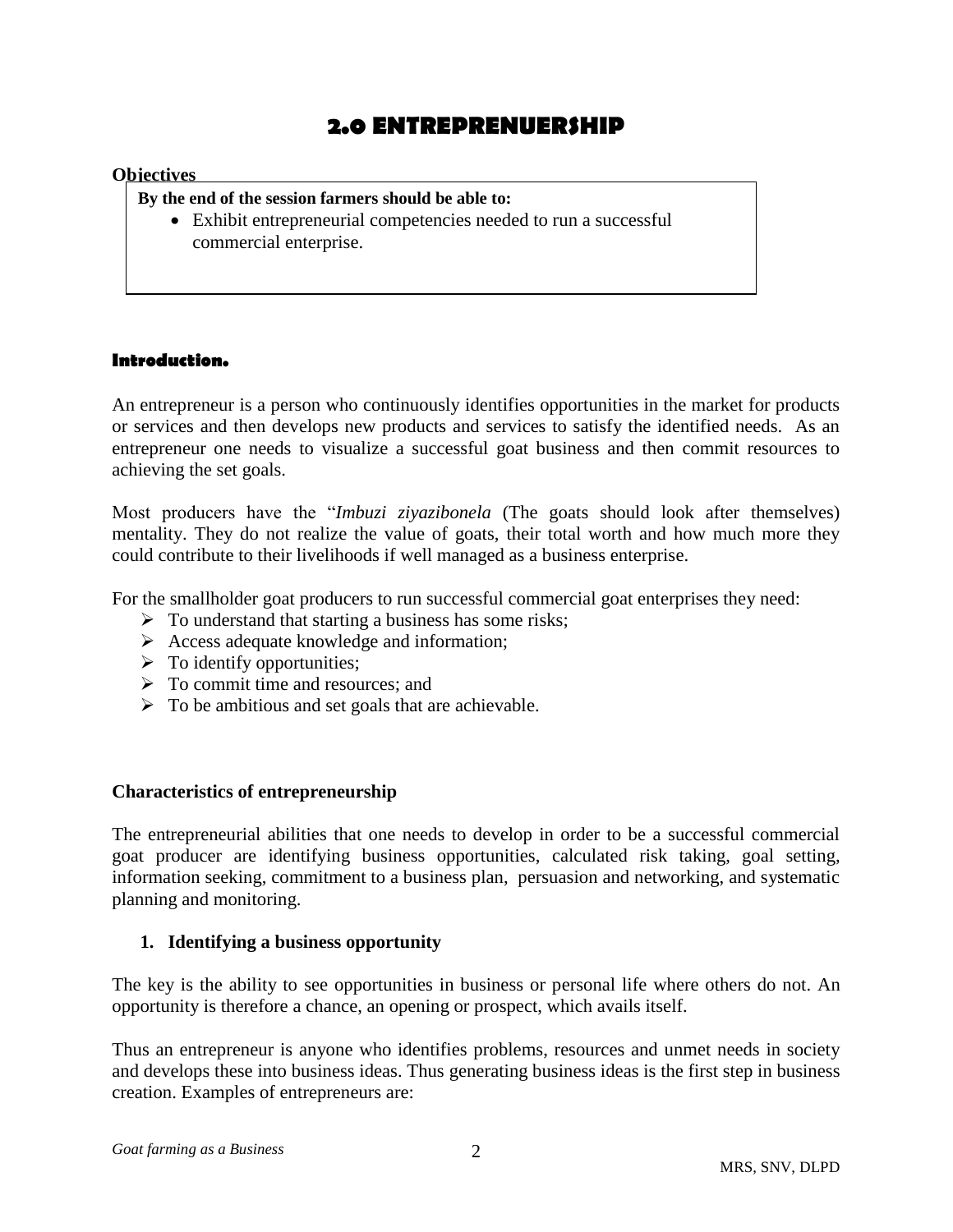# 2.0 ENTREPRENUERSHIP

**Objectives**

**By the end of the session farmers should be able to:**

- Exhibit entrepreneurial competencies needed to run a successful commercial enterprise.

### Introduction.

An entrepreneur is a person who continuously identifies opportunities in the market for products or services and then develops new products and services to satisfy the identified needs. As an entrepreneur one needs to visualize a successful goat business and then commit resources to achieving the set goals.

Most producers have the "*Imbuzi ziyazibonela* (The goats should look after themselves) mentality. They do not realize the value of goats, their total worth and how much more they could contribute to their livelihoods if well managed as a business enterprise.

For the smallholder goat producers to run successful commercial goat enterprises they need:

- To understand that starting a business has some risks;
- Access adequate knowledge and information;
- To identify opportunities;
- To commit time and resources; and
- To be ambitious and set goals that are achievable.

### Characteristics of entrepreneurship

The entrepreneurial abilities that one needs to develop in order to be a successful commercial goat producer are identifying business opportunities, calculated risk taking, goal setting, information seeking, commitment to a business plan, persuasion and networking, and systematic planning and monitoring.

**1. Identifying a business opportunity**

The key is the ability to see opportunities in business or personal life where others do not. An opportunity is therefore a chance, an opening or prospect, which avails itself.

Thus an entrepreneur is anyone who identifies problems, resources and unmet needs in society and develops these into business ideas. Thus generating business ideas is the first step in business creation. Examples of entrepreneurs are: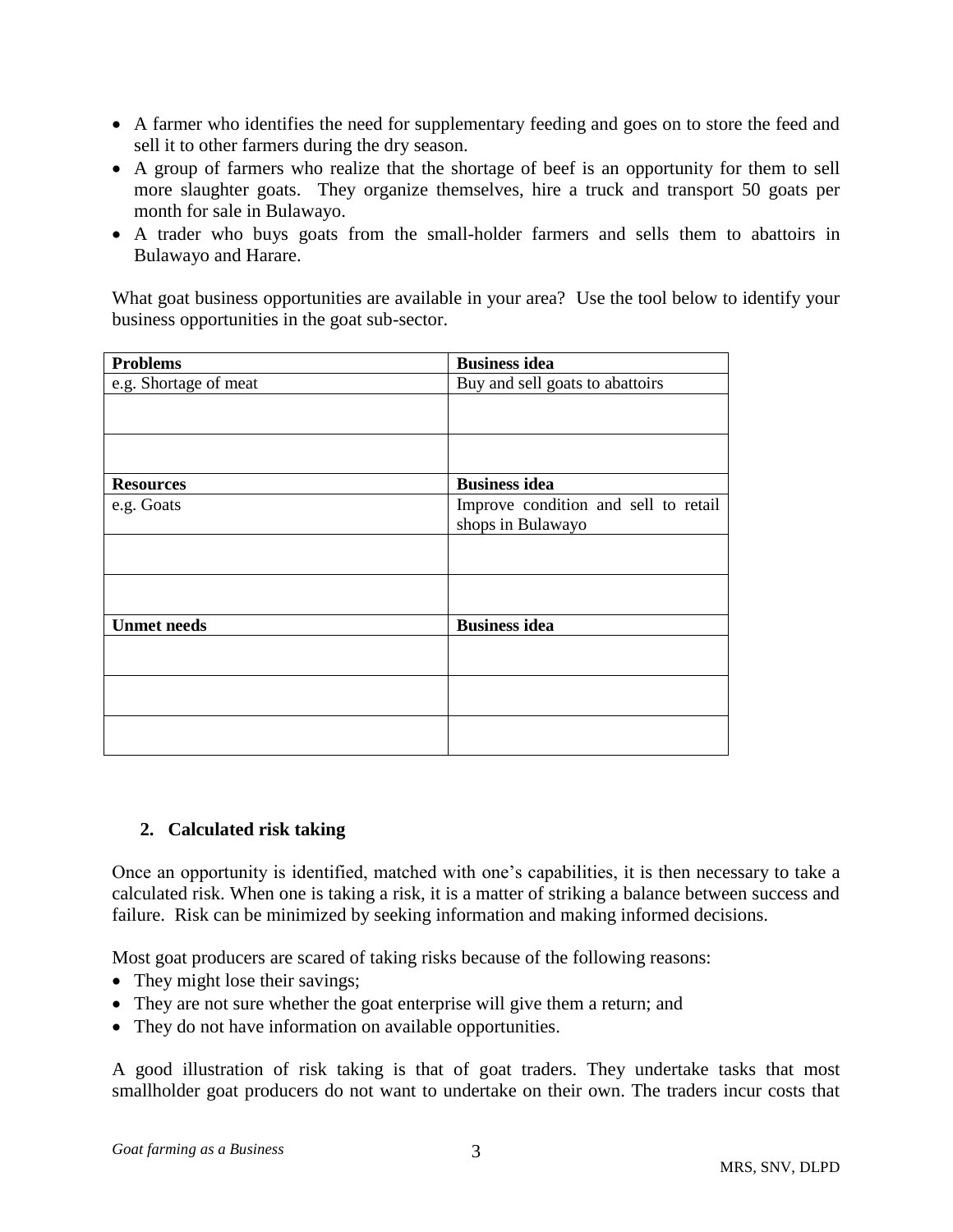- A farmer who identifies the need for supplementary feeding and goes on to store the feed and sell it to other farmers during the dry season.
- A group of farmers who realize that the shortage of beef is an opportunity for them to sell more slaughter goats. They organize themselves, hire a truck and transport 50 goats per month for sale in Bulawayo.
- A trader who buys goats from the small-holder farmers and sells them to abattoirs in Bulawayo and Harare.

What goat business opportunities are available in your area? Use the tool below to identify your business opportunities in the goat sub-sector.

| **Problems** | **Business idea** |
|---|---|
| e.g. Shortage of meat | Buy and sell goats to abattoirs |
| | |
| | |
| **Resources** | **Business idea** |
| e.g. Goats | Improve condition and sell to retail shops in Bulawayo |
| | |
| | |
| **Unmet needs** | **Business idea** |
| | |
| | |
| | |

### 2. Calculated risk taking

Once an opportunity is identified, matched with one's capabilities, it is then necessary to take a calculated risk. When one is taking a risk, it is a matter of striking a balance between success and failure. Risk can be minimized by seeking information and making informed decisions.

Most goat producers are scared of taking risks because of the following reasons:

- They might lose their savings;
- They are not sure whether the goat enterprise will give them a return; and
- They do not have information on available opportunities.

A good illustration of risk taking is that of goat traders. They undertake tasks that most smallholder goat producers do not want to undertake on their own. The traders incur costs that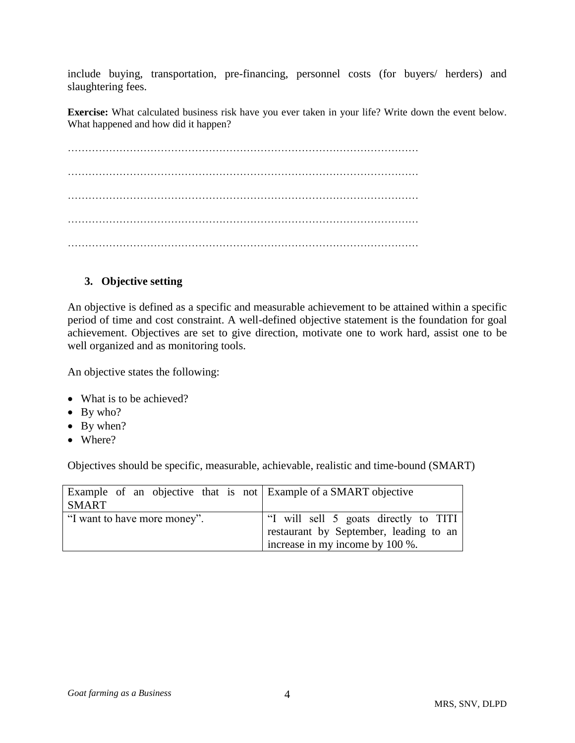include buying, transportation, pre-financing, personnel costs (for buyers/ herders) and slaughtering fees.

**Exercise:** What calculated business risk have you ever taken in your life? Write down the event below. What happened and how did it happen?

…………………………………………………………………………………………

…………………………………………………………………………………………

…………………………………………………………………………………………

…………………………………………………………………………………………

…………………………………………………………………………………………

### 3. Objective setting

An objective is defined as a specific and measurable achievement to be attained within a specific period of time and cost constraint. A well-defined objective statement is the foundation for goal achievement. Objectives are set to give direction, motivate one to work hard, assist one to be well organized and as monitoring tools.

An objective states the following:

- What is to be achieved?
- By who?
- By when?
- Where?

Objectives should be specific, measurable, achievable, realistic and time-bound (SMART)

| Example of an objective that is not SMART | Example of a SMART objective |
| --- | --- |
| "I want to have more money". | "I will sell 5 goats directly to TITI restaurant by September, leading to an increase in my income by 100 %. |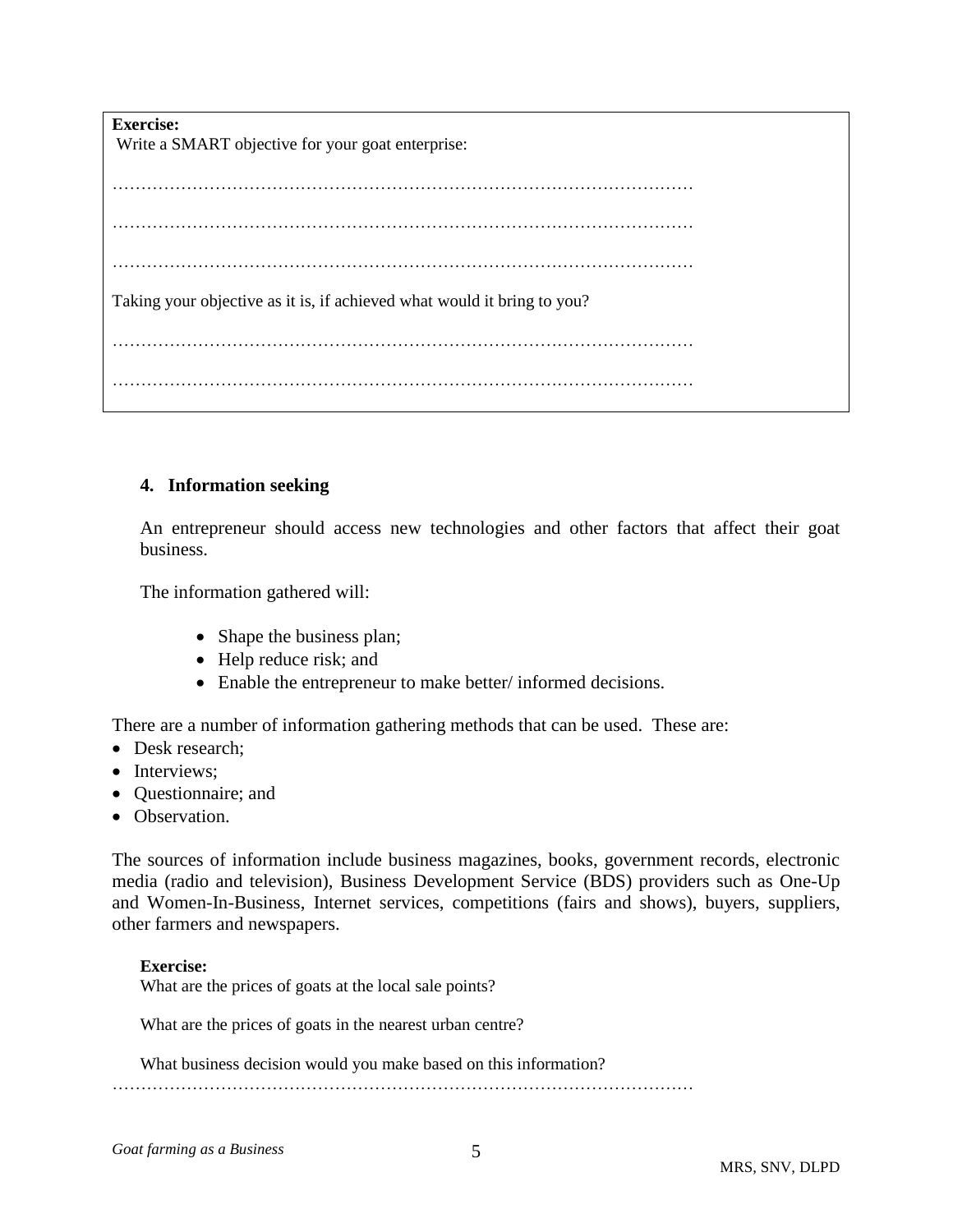**Exercise:**

Write a SMART objective for your goat enterprise:

…………………………………………………………………………………………

…………………………………………………………………………………………

…………………………………………………………………………………………

Taking your objective as it is, if achieved what would it bring to you?

…………………………………………………………………………………………

…………………………………………………………………………………………

## 4. Information seeking

An entrepreneur should access new technologies and other factors that affect their goat business.

The information gathered will:

- Shape the business plan;
- Help reduce risk; and
- Enable the entrepreneur to make better/ informed decisions.

There are a number of information gathering methods that can be used. These are:

- Desk research;
- Interviews;
- Questionnaire; and
- Observation.

The sources of information include business magazines, books, government records, electronic media (radio and television), Business Development Service (BDS) providers such as One-Up and Women-In-Business, Internet services, competitions (fairs and shows), buyers, suppliers, other farmers and newspapers.

**Exercise:**

What are the prices of goats at the local sale points?

What are the prices of goats in the nearest urban centre?

What business decision would you make based on this information?

…………………………………………………………………………………………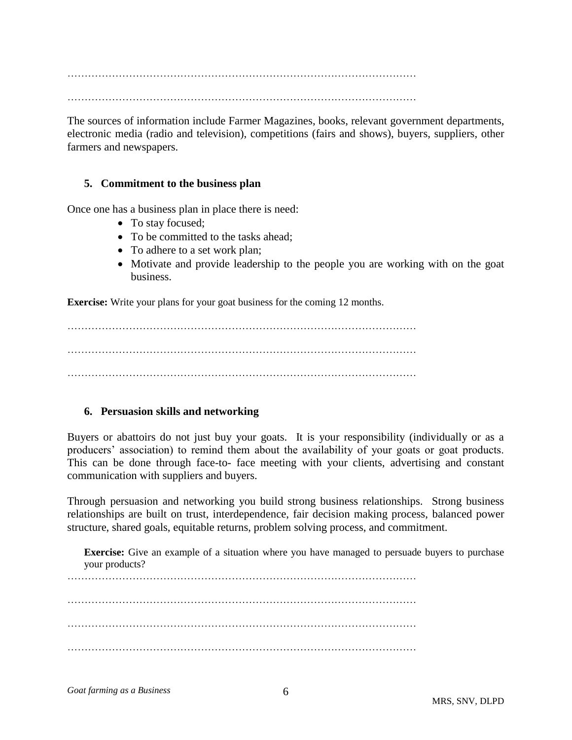…………………………………………………………………………………………

…………………………………………………………………………………………

The sources of information include Farmer Magazines, books, relevant government departments, electronic media (radio and television), competitions (fairs and shows), buyers, suppliers, other farmers and newspapers.

### 5. Commitment to the business plan

Once one has a business plan in place there is need:

- To stay focused;
- To be committed to the tasks ahead;
- To adhere to a set work plan;
- Motivate and provide leadership to the people you are working with on the goat business.

**Exercise:** Write your plans for your goat business for the coming 12 months.

…………………………………………………………………………………………

…………………………………………………………………………………………

…………………………………………………………………………………………

### 6. Persuasion skills and networking

Buyers or abattoirs do not just buy your goats. It is your responsibility (individually or as a producers' association) to remind them about the availability of your goats or goat products. This can be done through face-to- face meeting with your clients, advertising and constant communication with suppliers and buyers.

Through persuasion and networking you build strong business relationships. Strong business relationships are built on trust, interdependence, fair decision making process, balanced power structure, shared goals, equitable returns, problem solving process, and commitment.

**Exercise:** Give an example of a situation where you have managed to persuade buyers to purchase your products?

…………………………………………………………………………………………

…………………………………………………………………………………………

…………………………………………………………………………………………

…………………………………………………………………………………………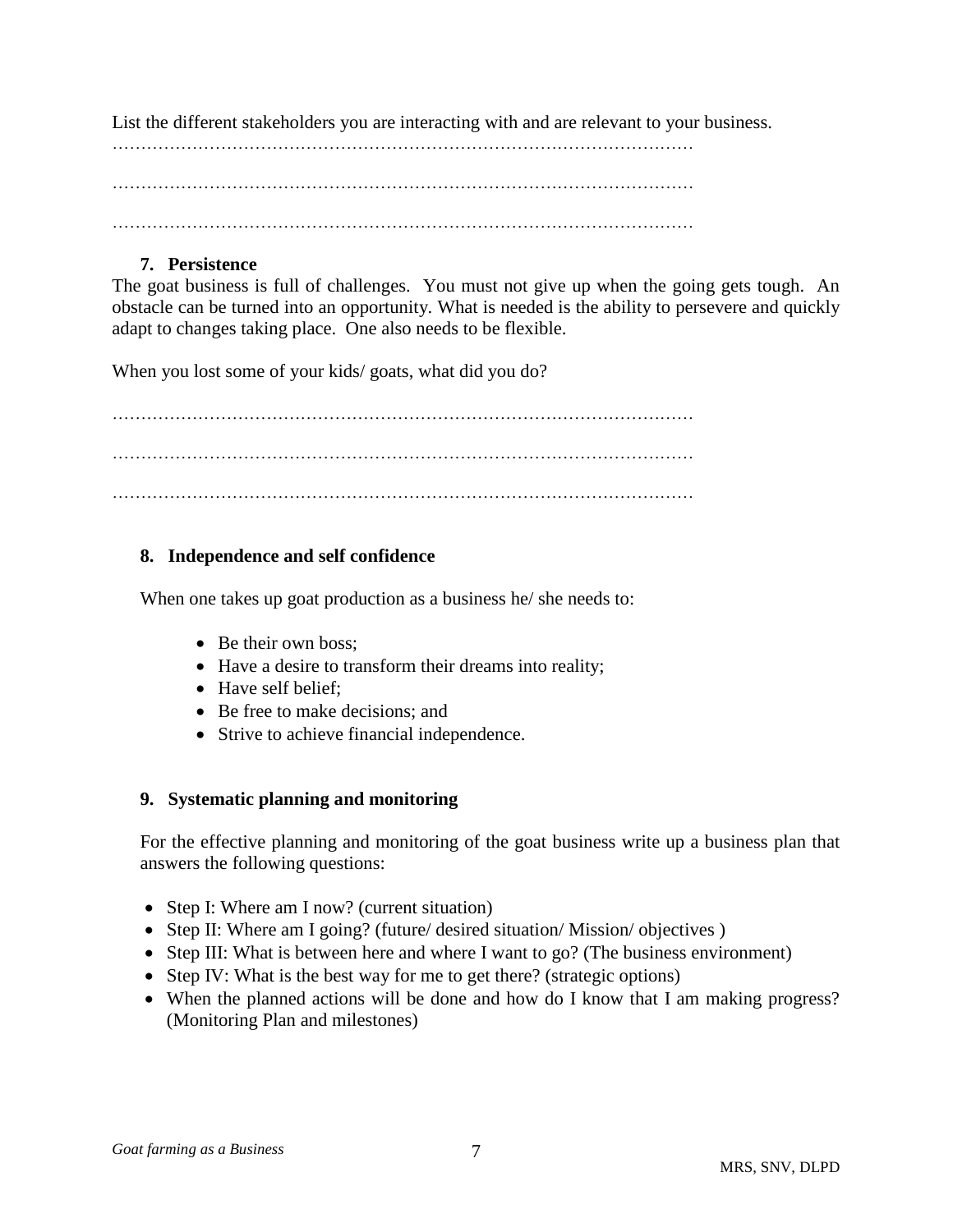List the different stakeholders you are interacting with and are relevant to your business.

……………………………………………………………………………………………

……………………………………………………………………………………………

……………………………………………………………………………………………

### 7. Persistence

The goat business is full of challenges. You must not give up when the going gets tough. An obstacle can be turned into an opportunity. What is needed is the ability to persevere and quickly adapt to changes taking place. One also needs to be flexible.

When you lost some of your kids/ goats, what did you do?

……………………………………………………………………………………………

……………………………………………………………………………………………

……………………………………………………………………………………………

### 8. Independence and self confidence

When one takes up goat production as a business he/ she needs to:

- Be their own boss;
- Have a desire to transform their dreams into reality;
- Have self belief;
- Be free to make decisions; and
- Strive to achieve financial independence.

### 9. Systematic planning and monitoring

For the effective planning and monitoring of the goat business write up a business plan that answers the following questions:

- Step I: Where am I now? (current situation)
- Step II: Where am I going? (future/ desired situation/ Mission/ objectives )
- Step III: What is between here and where I want to go? (The business environment)
- Step IV: What is the best way for me to get there? (strategic options)
- When the planned actions will be done and how do I know that I am making progress? (Monitoring Plan and milestones)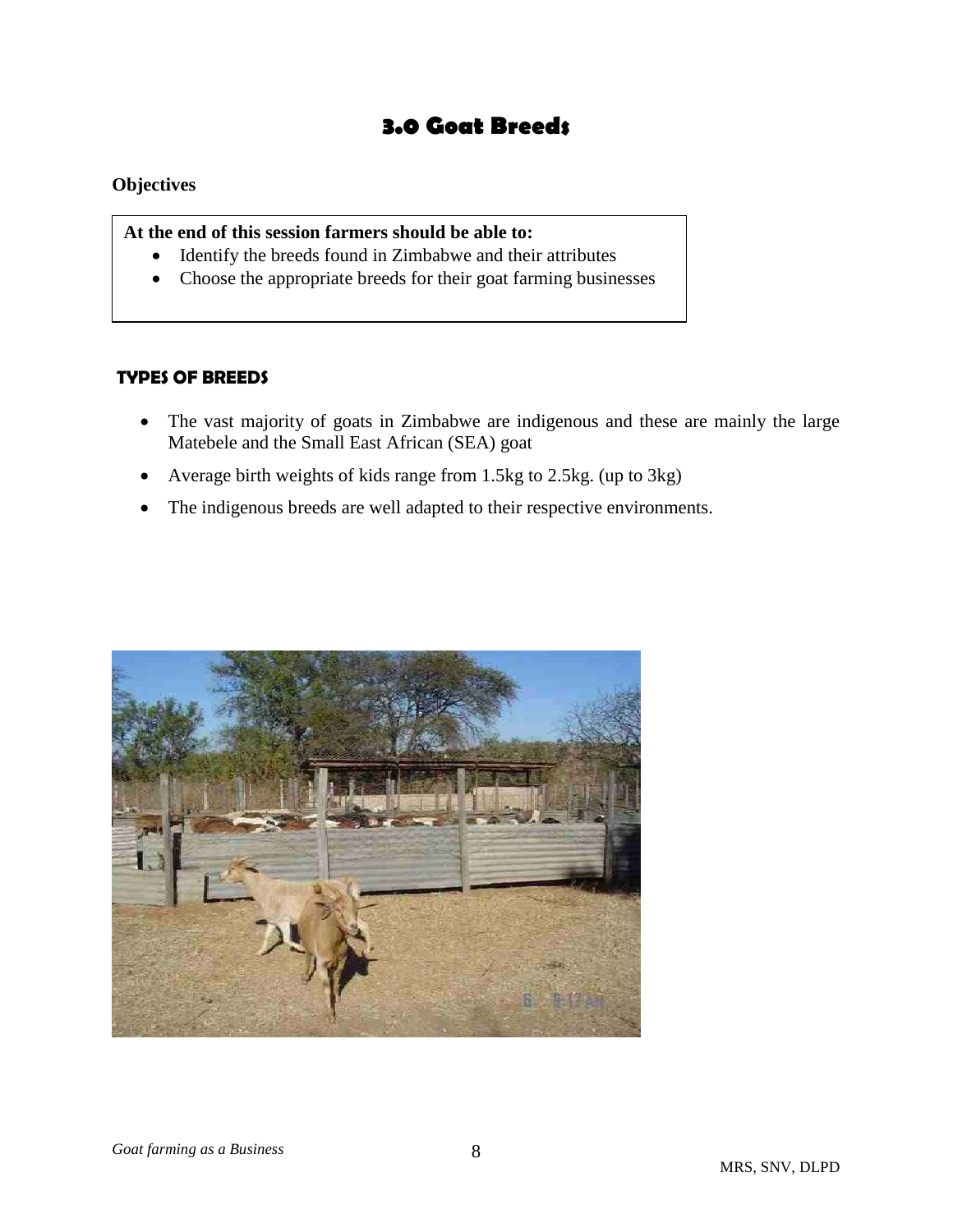# 3.0 Goat Breeds

**Objectives**

**At the end of this session farmers should be able to:**

- Identify the breeds found in Zimbabwe and their attributes
- Choose the appropriate breeds for their goat farming businesses

## TYPES OF BREEDS

- The vast majority of goats in Zimbabwe are indigenous and these are mainly the large Matebele and the Small East African (SEA) goat
- Average birth weights of kids range from 1.5kg to 2.5kg. (up to 3kg)
- The indigenous breeds are well adapted to their respective environments.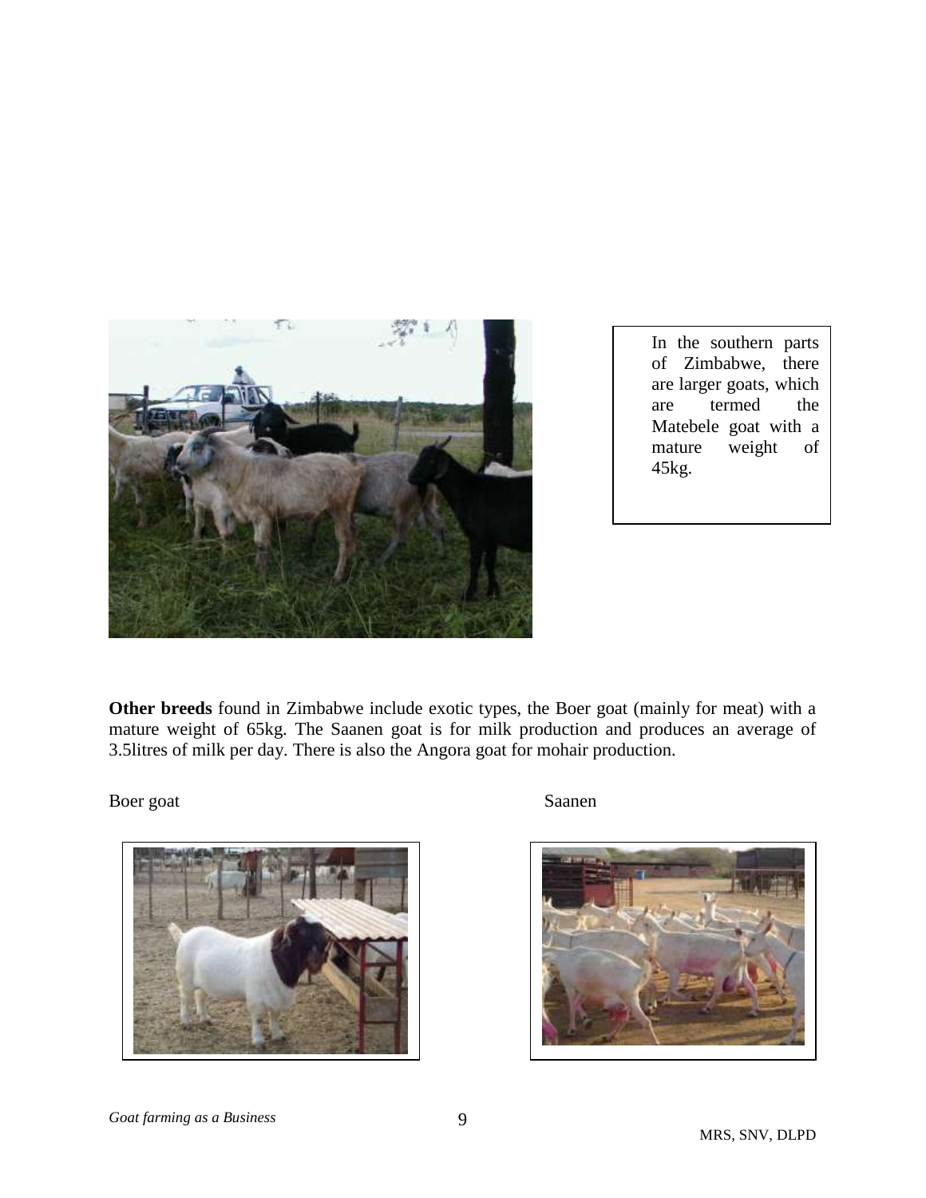In the southern parts of Zimbabwe, there are larger goats, which are termed the Matebele goat with a mature weight of 45kg.

**Other breeds** found in Zimbabwe include exotic types, the Boer goat (mainly for meat) with a mature weight of 65kg. The Saanen goat is for milk production and produces an average of 3.5litres of milk per day. There is also the Angora goat for mohair production.

Boer goat

Saanen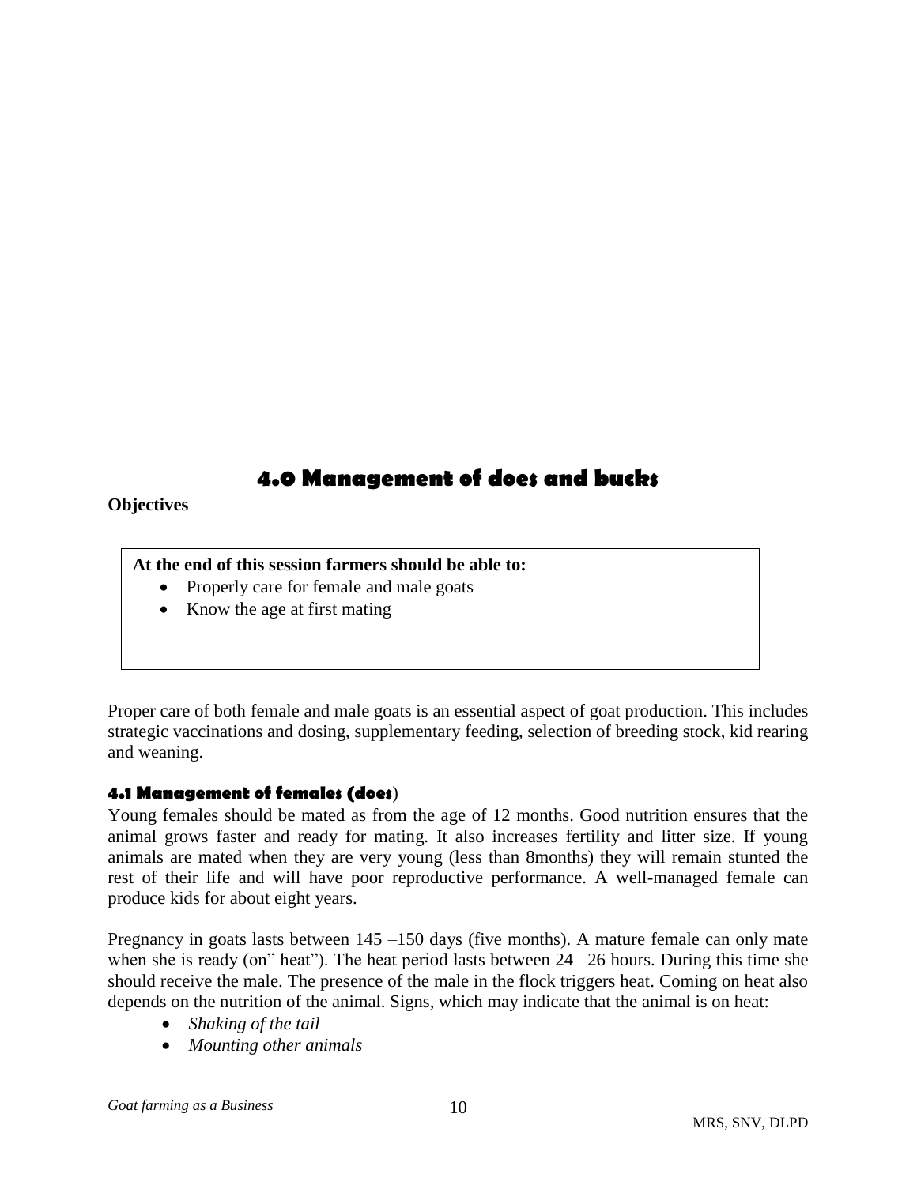# 4.0 Management of does and bucks

**Objectives**

**At the end of this session farmers should be able to:**

- Properly care for female and male goats
- Know the age at first mating

Proper care of both female and male goats is an essential aspect of goat production. This includes strategic vaccinations and dosing, supplementary feeding, selection of breeding stock, kid rearing and weaning.

### 4.1 Management of females (does)

Young females should be mated as from the age of 12 months. Good nutrition ensures that the animal grows faster and ready for mating. It also increases fertility and litter size. If young animals are mated when they are very young (less than 8months) they will remain stunted the rest of their life and will have poor reproductive performance. A well-managed female can produce kids for about eight years.

Pregnancy in goats lasts between 145 –150 days (five months). A mature female can only mate when she is ready (on" heat"). The heat period lasts between 24 –26 hours. During this time she should receive the male. The presence of the male in the flock triggers heat. Coming on heat also depends on the nutrition of the animal. Signs, which may indicate that the animal is on heat:

- *Shaking of the tail*
- *Mounting other animals*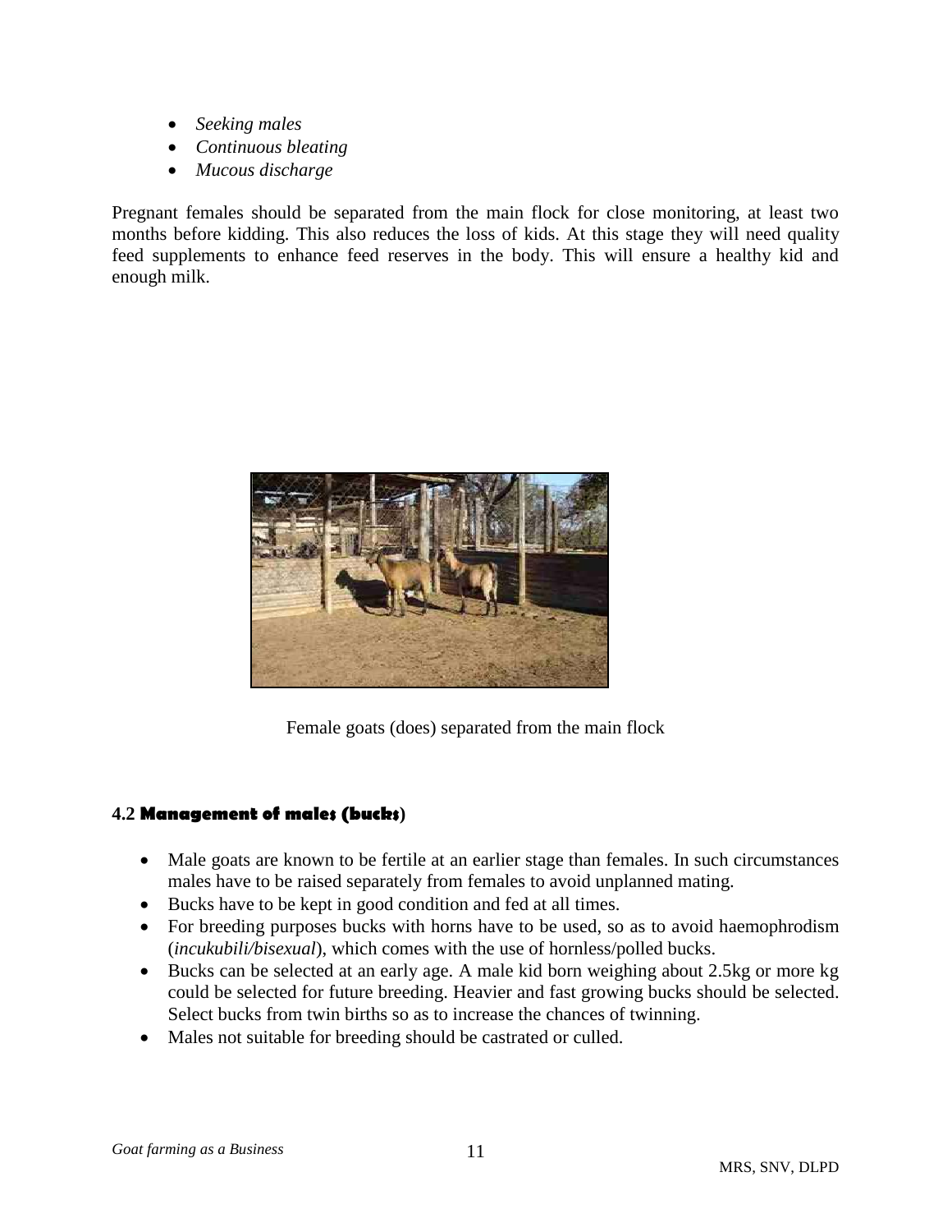- *Seeking males*
- *Continuous bleating*
- *Mucous discharge*

Pregnant females should be separated from the main flock for close monitoring, at least two months before kidding. This also reduces the loss of kids. At this stage they will need quality feed supplements to enhance feed reserves in the body. This will ensure a healthy kid and enough milk.

Female goats (does) separated from the main flock

### 4.2 Management of males (bucks)

- Male goats are known to be fertile at an earlier stage than females. In such circumstances males have to be raised separately from females to avoid unplanned mating.
- Bucks have to be kept in good condition and fed at all times.
- For breeding purposes bucks with horns have to be used, so as to avoid haemophrodism (*incukubili/bisexual*), which comes with the use of hornless/polled bucks.
- Bucks can be selected at an early age. A male kid born weighing about 2.5kg or more kg could be selected for future breeding. Heavier and fast growing bucks should be selected. Select bucks from twin births so as to increase the chances of twinning.
- Males not suitable for breeding should be castrated or culled.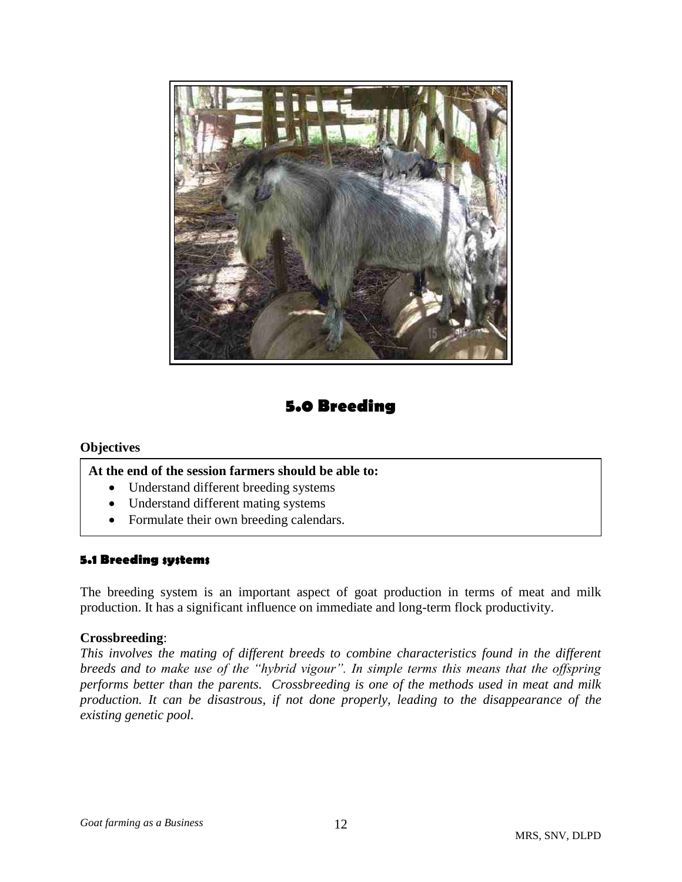# 5.0 Breeding

**Objectives**

**At the end of the session farmers should be able to:**

- Understand different breeding systems
- Understand different mating systems
- Formulate their own breeding calendars.

## 5.1 Breeding systems

The breeding system is an important aspect of goat production in terms of meat and milk production. It has a significant influence on immediate and long-term flock productivity.

**Crossbreeding**:

*This involves the mating of different breeds to combine characteristics found in the different breeds and to make use of the "hybrid vigour". In simple terms this means that the offspring performs better than the parents. Crossbreeding is one of the methods used in meat and milk production. It can be disastrous, if not done properly, leading to the disappearance of the existing genetic pool.*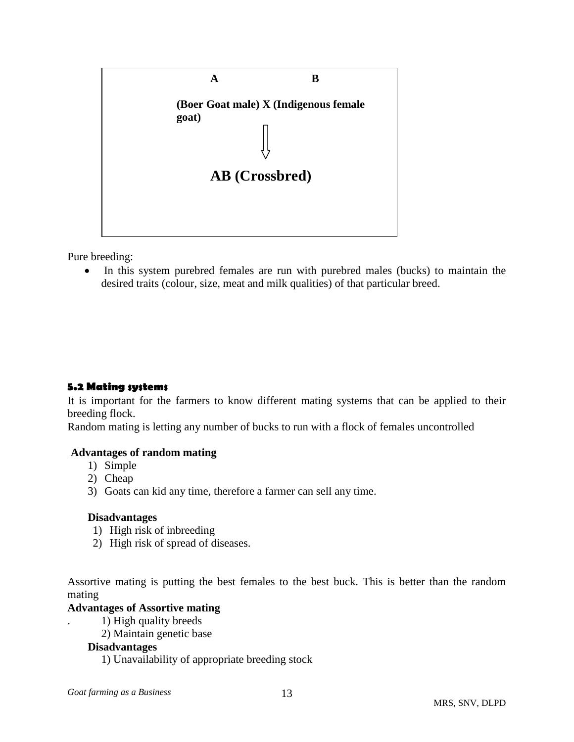|  | A | B |
|---|---|---|
| **(Boer Goat male) X (Indigenous female goat)** | | |
| ⇓ | | |
| **AB (Crossbred)** | | |

Pure breeding:

- In this system purebred females are run with purebred males (bucks) to maintain the desired traits (colour, size, meat and milk qualities) of that particular breed.

### 5.2 Mating systems

It is important for the farmers to know different mating systems that can be applied to their breeding flock.

Random mating is letting any number of bucks to run with a flock of females uncontrolled

**Advantages of random mating**

1) Simple
2) Cheap
3) Goats can kid any time, therefore a farmer can sell any time.

**Disadvantages**

1) High risk of inbreeding
2) High risk of spread of diseases.

Assortive mating is putting the best females to the best buck. This is better than the random mating

**Advantages of Assortive mating**

1) High quality breeds
2) Maintain genetic base

**Disadvantages**

1) Unavailability of appropriate breeding stock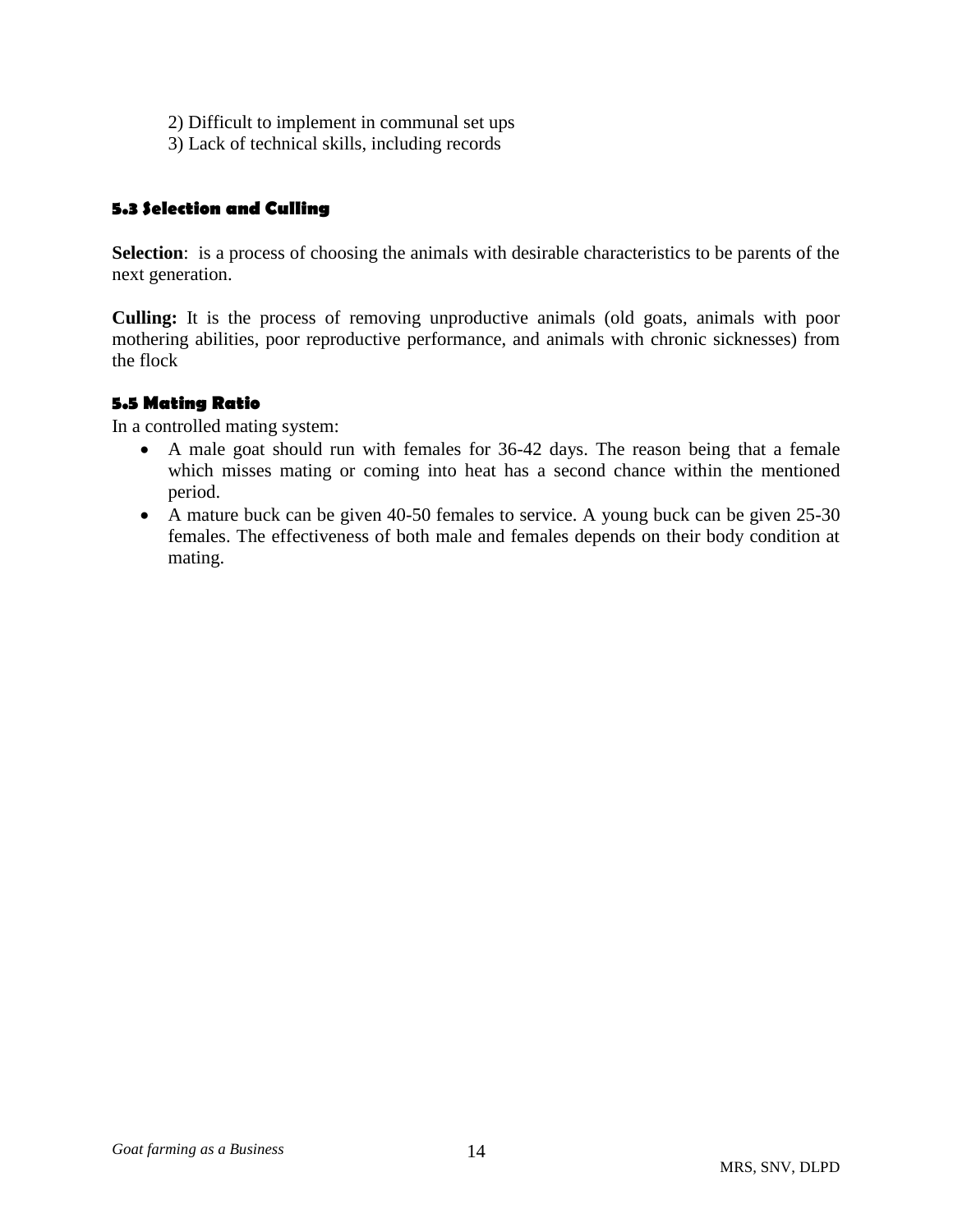2) Difficult to implement in communal set ups
3) Lack of technical skills, including records

### 5.3 Selection and Culling

**Selection**: is a process of choosing the animals with desirable characteristics to be parents of the next generation.

**Culling:** It is the process of removing unproductive animals (old goats, animals with poor mothering abilities, poor reproductive performance, and animals with chronic sicknesses) from the flock

### 5.5 Mating Ratio

In a controlled mating system:

- A male goat should run with females for 36-42 days. The reason being that a female which misses mating or coming into heat has a second chance within the mentioned period.
- A mature buck can be given 40-50 females to service. A young buck can be given 25-30 females. The effectiveness of both male and females depends on their body condition at mating.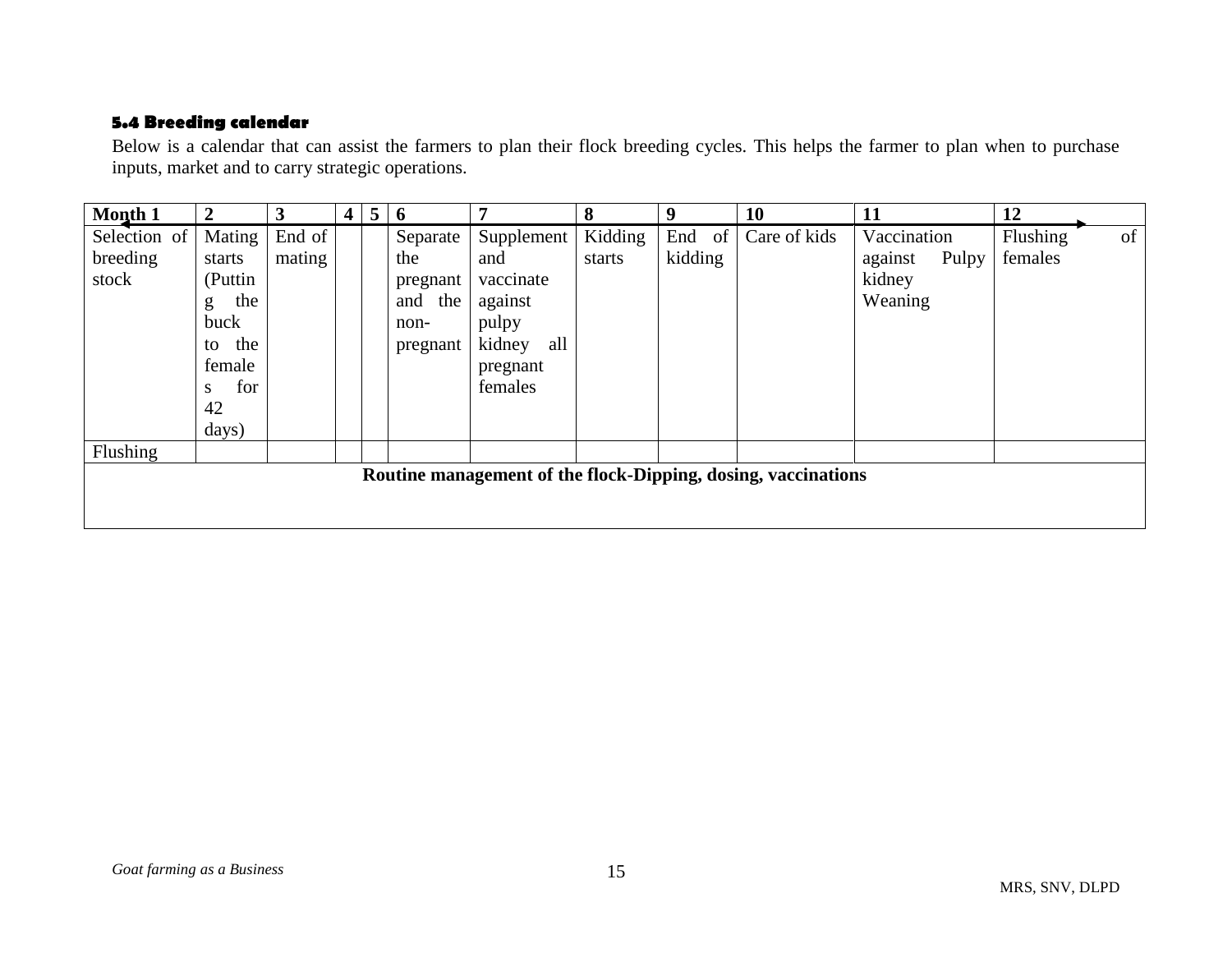### 5.4 Breeding calendar

Below is a calendar that can assist the farmers to plan their flock breeding cycles. This helps the farmer to plan when to purchase inputs, market and to carry strategic operations.

| Month 1 | 2 | 3 | 4 | 5 | 6 | 7 | 8 | 9 | 10 | 11 | 12 |
|---|---|---|---|---|---|---|---|---|---|---|---|
| Selection of breeding stock | Mating starts (Putting the buck to the females for 42 days) | End of mating | | | Separate the pregnant and the non-pregnant | Supplement and vaccinate against pulpy kidney all pregnant females | Kidding starts | End of kidding | Care of kids | Vaccination against Pulpy kidney Weaning | Flushing of females |
| Flushing | | | | | | | | | | | |
| **Routine management of the flock-Dipping, dosing, vaccinations** | | | | | | | | | | | |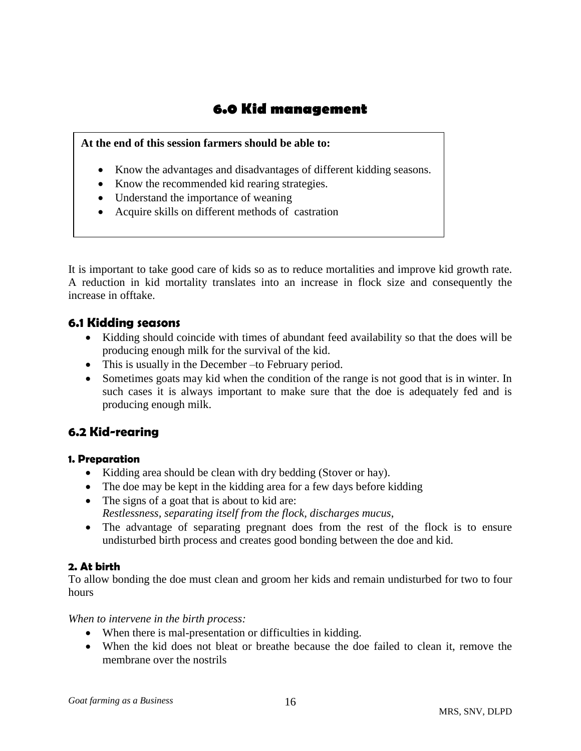# 6.0 Kid management

**At the end of this session farmers should be able to:**

- Know the advantages and disadvantages of different kidding seasons.
- Know the recommended kid rearing strategies.
- Understand the importance of weaning
- Acquire skills on different methods of castration

It is important to take good care of kids so as to reduce mortalities and improve kid growth rate. A reduction in kid mortality translates into an increase in flock size and consequently the increase in offtake.

## 6.1 Kidding seasons

- Kidding should coincide with times of abundant feed availability so that the does will be producing enough milk for the survival of the kid.
- This is usually in the December –to February period.
- Sometimes goats may kid when the condition of the range is not good that is in winter. In such cases it is always important to make sure that the doe is adequately fed and is producing enough milk.

## 6.2 Kid-rearing

### 1. Preparation

- Kidding area should be clean with dry bedding (Stover or hay).
- The doe may be kept in the kidding area for a few days before kidding
- The signs of a goat that is about to kid are:
  *Restlessness, separating itself from the flock, discharges mucus,*
- The advantage of separating pregnant does from the rest of the flock is to ensure undisturbed birth process and creates good bonding between the doe and kid.

### 2. At birth

To allow bonding the doe must clean and groom her kids and remain undisturbed for two to four hours

*When to intervene in the birth process:*

- When there is mal-presentation or difficulties in kidding.
- When the kid does not bleat or breathe because the doe failed to clean it, remove the membrane over the nostrils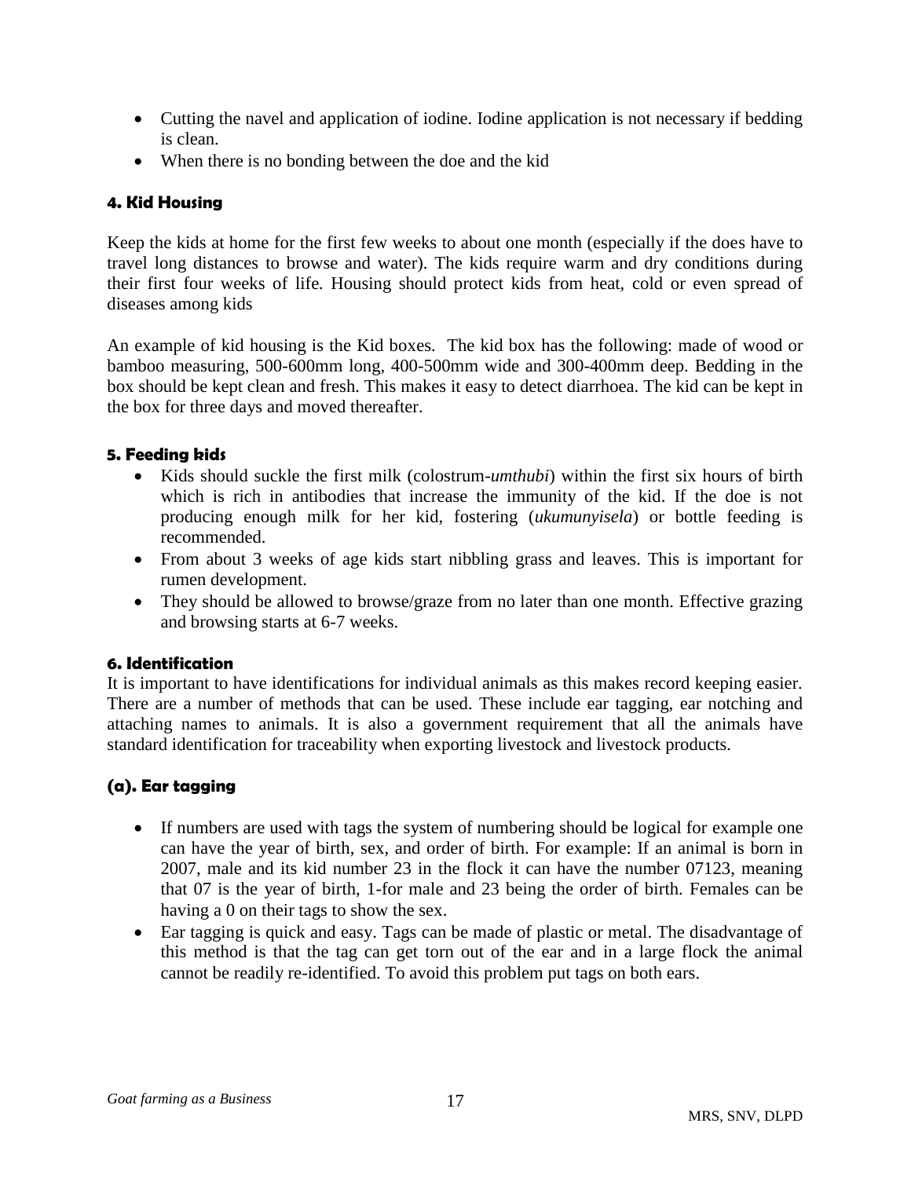- Cutting the navel and application of iodine. Iodine application is not necessary if bedding is clean.
- When there is no bonding between the doe and the kid

#### 4. Kid Housing

Keep the kids at home for the first few weeks to about one month (especially if the does have to travel long distances to browse and water). The kids require warm and dry conditions during their first four weeks of life. Housing should protect kids from heat, cold or even spread of diseases among kids

An example of kid housing is the Kid boxes. The kid box has the following: made of wood or bamboo measuring, 500-600mm long, 400-500mm wide and 300-400mm deep. Bedding in the box should be kept clean and fresh. This makes it easy to detect diarrhoea. The kid can be kept in the box for three days and moved thereafter.

#### 5. Feeding kids

- Kids should suckle the first milk (colostrum-*umthubi*) within the first six hours of birth which is rich in antibodies that increase the immunity of the kid. If the doe is not producing enough milk for her kid, fostering (*ukumunyisela*) or bottle feeding is recommended.
- From about 3 weeks of age kids start nibbling grass and leaves. This is important for rumen development.
- They should be allowed to browse/graze from no later than one month. Effective grazing and browsing starts at 6-7 weeks.

#### 6. Identification

It is important to have identifications for individual animals as this makes record keeping easier. There are a number of methods that can be used. These include ear tagging, ear notching and attaching names to animals. It is also a government requirement that all the animals have standard identification for traceability when exporting livestock and livestock products.

#### (a). Ear tagging

- If numbers are used with tags the system of numbering should be logical for example one can have the year of birth, sex, and order of birth. For example: If an animal is born in 2007, male and its kid number 23 in the flock it can have the number 07123, meaning that 07 is the year of birth, 1-for male and 23 being the order of birth. Females can be having a 0 on their tags to show the sex.
- Ear tagging is quick and easy. Tags can be made of plastic or metal. The disadvantage of this method is that the tag can get torn out of the ear and in a large flock the animal cannot be readily re-identified. To avoid this problem put tags on both ears.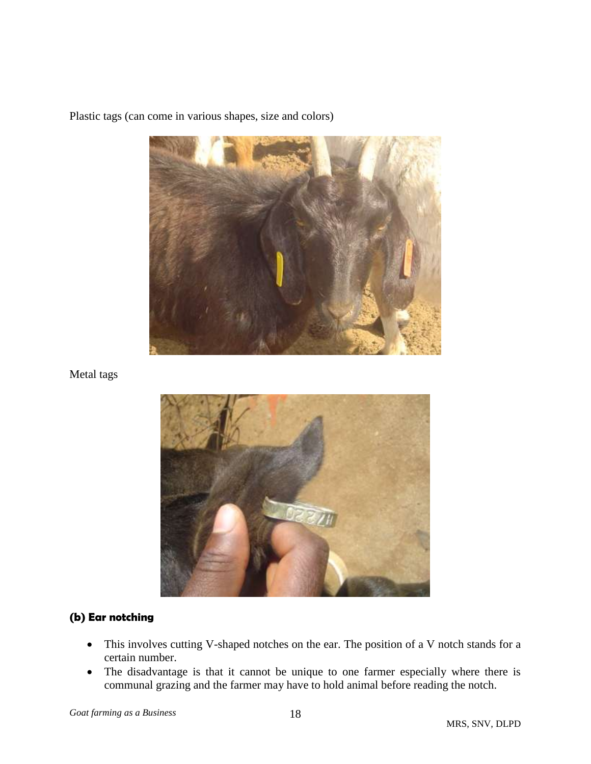Plastic tags (can come in various shapes, size and colors)

Metal tags

**(b) Ear notching**

- This involves cutting V-shaped notches on the ear. The position of a V notch stands for a certain number.
- The disadvantage is that it cannot be unique to one farmer especially where there is communal grazing and the farmer may have to hold animal before reading the notch.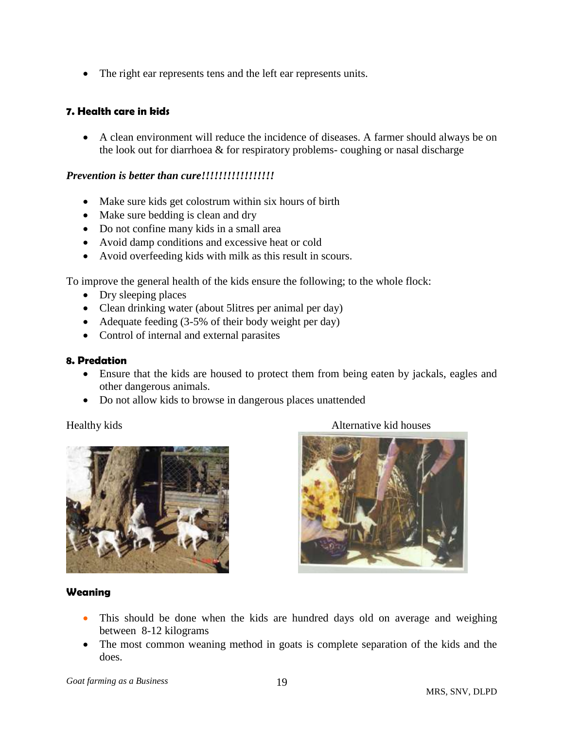- The right ear represents tens and the left ear represents units.

### 7. Health care in kids

- A clean environment will reduce the incidence of diseases. A farmer should always be on the look out for diarrhoea & for respiratory problems- coughing or nasal discharge

***Prevention is better than cure!!!!!!!!!!!!!!!!!***

- Make sure kids get colostrum within six hours of birth
- Make sure bedding is clean and dry
- Do not confine many kids in a small area
- Avoid damp conditions and excessive heat or cold
- Avoid overfeeding kids with milk as this result in scours.

To improve the general health of the kids ensure the following; to the whole flock:

- Dry sleeping places
- Clean drinking water (about 5litres per animal per day)
- Adequate feeding (3-5% of their body weight per day)
- Control of internal and external parasites

### 8. Predation

- Ensure that the kids are housed to protect them from being eaten by jackals, eagles and other dangerous animals.
- Do not allow kids to browse in dangerous places unattended

Healthy kids

Alternative kid houses

### Weaning

- This should be done when the kids are hundred days old on average and weighing between 8-12 kilograms
- The most common weaning method in goats is complete separation of the kids and the does.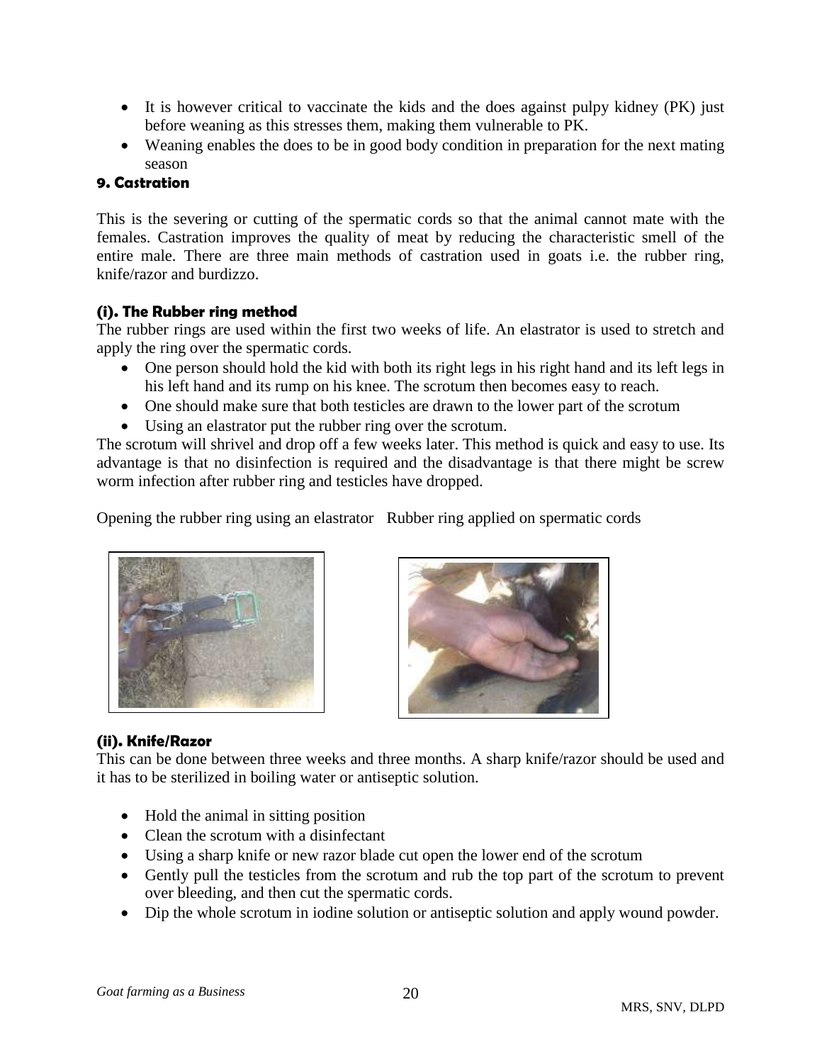- It is however critical to vaccinate the kids and the does against pulpy kidney (PK) just before weaning as this stresses them, making them vulnerable to PK.
- Weaning enables the does to be in good body condition in preparation for the next mating season

### 9. Castration

This is the severing or cutting of the spermatic cords so that the animal cannot mate with the females. Castration improves the quality of meat by reducing the characteristic smell of the entire male. There are three main methods of castration used in goats i.e. the rubber ring, knife/razor and burdizzo.

#### (i). The Rubber ring method

The rubber rings are used within the first two weeks of life. An elastrator is used to stretch and apply the ring over the spermatic cords.

- One person should hold the kid with both its right legs in his right hand and its left legs in his left hand and its rump on his knee. The scrotum then becomes easy to reach.
- One should make sure that both testicles are drawn to the lower part of the scrotum
- Using an elastrator put the rubber ring over the scrotum.

The scrotum will shrivel and drop off a few weeks later. This method is quick and easy to use. Its advantage is that no disinfection is required and the disadvantage is that there might be screw worm infection after rubber ring and testicles have dropped.

Opening the rubber ring using an elastrator   Rubber ring applied on spermatic cords

#### (ii). Knife/Razor

This can be done between three weeks and three months. A sharp knife/razor should be used and it has to be sterilized in boiling water or antiseptic solution.

- Hold the animal in sitting position
- Clean the scrotum with a disinfectant
- Using a sharp knife or new razor blade cut open the lower end of the scrotum
- Gently pull the testicles from the scrotum and rub the top part of the scrotum to prevent over bleeding, and then cut the spermatic cords.
- Dip the whole scrotum in iodine solution or antiseptic solution and apply wound powder.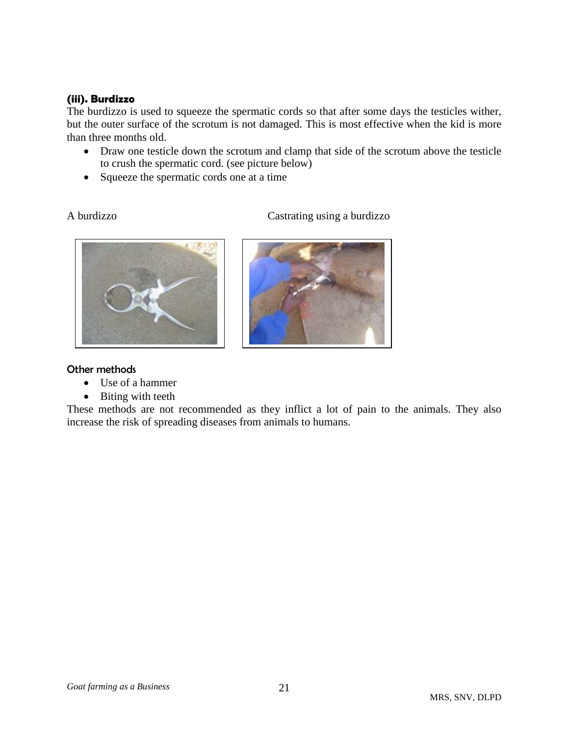#### (iii). Burdizzo

The burdizzo is used to squeeze the spermatic cords so that after some days the testicles wither, but the outer surface of the scrotum is not damaged. This is most effective when the kid is more than three months old.

- Draw one testicle down the scrotum and clamp that side of the scrotum above the testicle to crush the spermatic cord. (see picture below)
- Squeeze the spermatic cords one at a time

A burdizzo

Castrating using a burdizzo

#### Other methods

- Use of a hammer
- Biting with teeth

These methods are not recommended as they inflict a lot of pain to the animals. They also increase the risk of spreading diseases from animals to humans.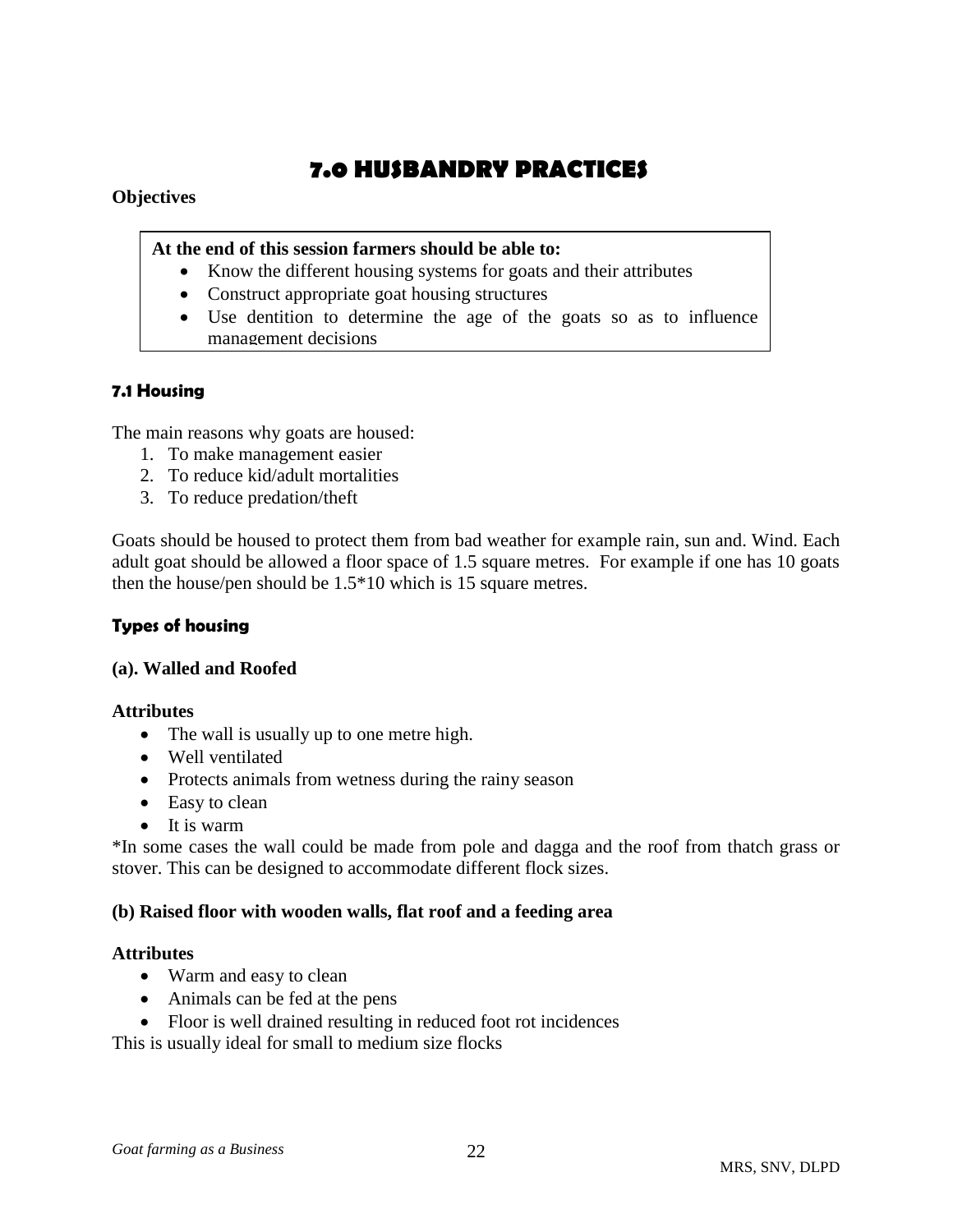# 7.0 HUSBANDRY PRACTICES

**Objectives**

**At the end of this session farmers should be able to:**

- Know the different housing systems for goats and their attributes
- Construct appropriate goat housing structures
- Use dentition to determine the age of the goats so as to influence management decisions

### 7.1 Housing

The main reasons why goats are housed:

1. To make management easier
2. To reduce kid/adult mortalities
3. To reduce predation/theft

Goats should be housed to protect them from bad weather for example rain, sun and. Wind. Each adult goat should be allowed a floor space of 1.5 square metres. For example if one has 10 goats then the house/pen should be 1.5*10 which is 15 square metres.

#### Types of housing

**(a). Walled and Roofed**

**Attributes**

- The wall is usually up to one metre high.
- Well ventilated
- Protects animals from wetness during the rainy season
- Easy to clean
- It is warm

*In some cases the wall could be made from pole and dagga and the roof from thatch grass or stover. This can be designed to accommodate different flock sizes.

**(b) Raised floor with wooden walls, flat roof and a feeding area**

**Attributes**

- Warm and easy to clean
- Animals can be fed at the pens
- Floor is well drained resulting in reduced foot rot incidences

This is usually ideal for small to medium size flocks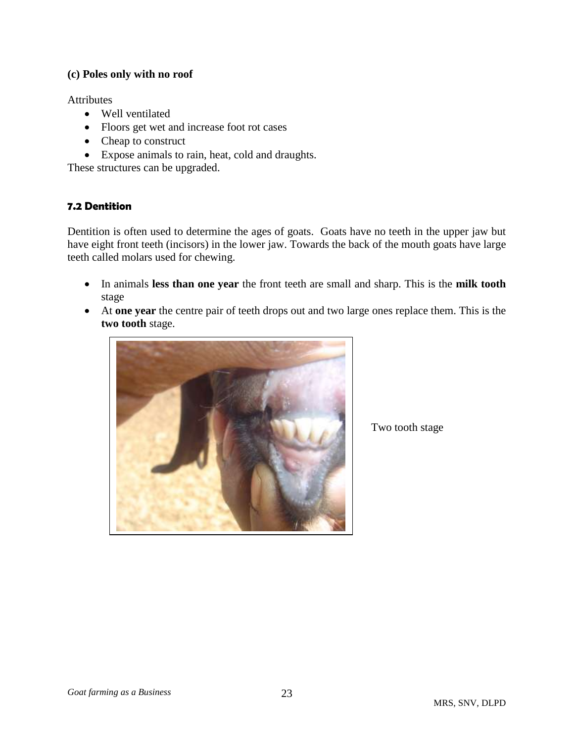**(c) Poles only with no roof**

Attributes

- Well ventilated
- Floors get wet and increase foot rot cases
- Cheap to construct
- Expose animals to rain, heat, cold and draughts.

These structures can be upgraded.

### 7.2 Dentition

Dentition is often used to determine the ages of goats. Goats have no teeth in the upper jaw but have eight front teeth (incisors) in the lower jaw. Towards the back of the mouth goats have large teeth called molars used for chewing.

- In animals **less than one year** the front teeth are small and sharp. This is the **milk tooth** stage
- At **one year** the centre pair of teeth drops out and two large ones replace them. This is the **two tooth** stage.

Two tooth stage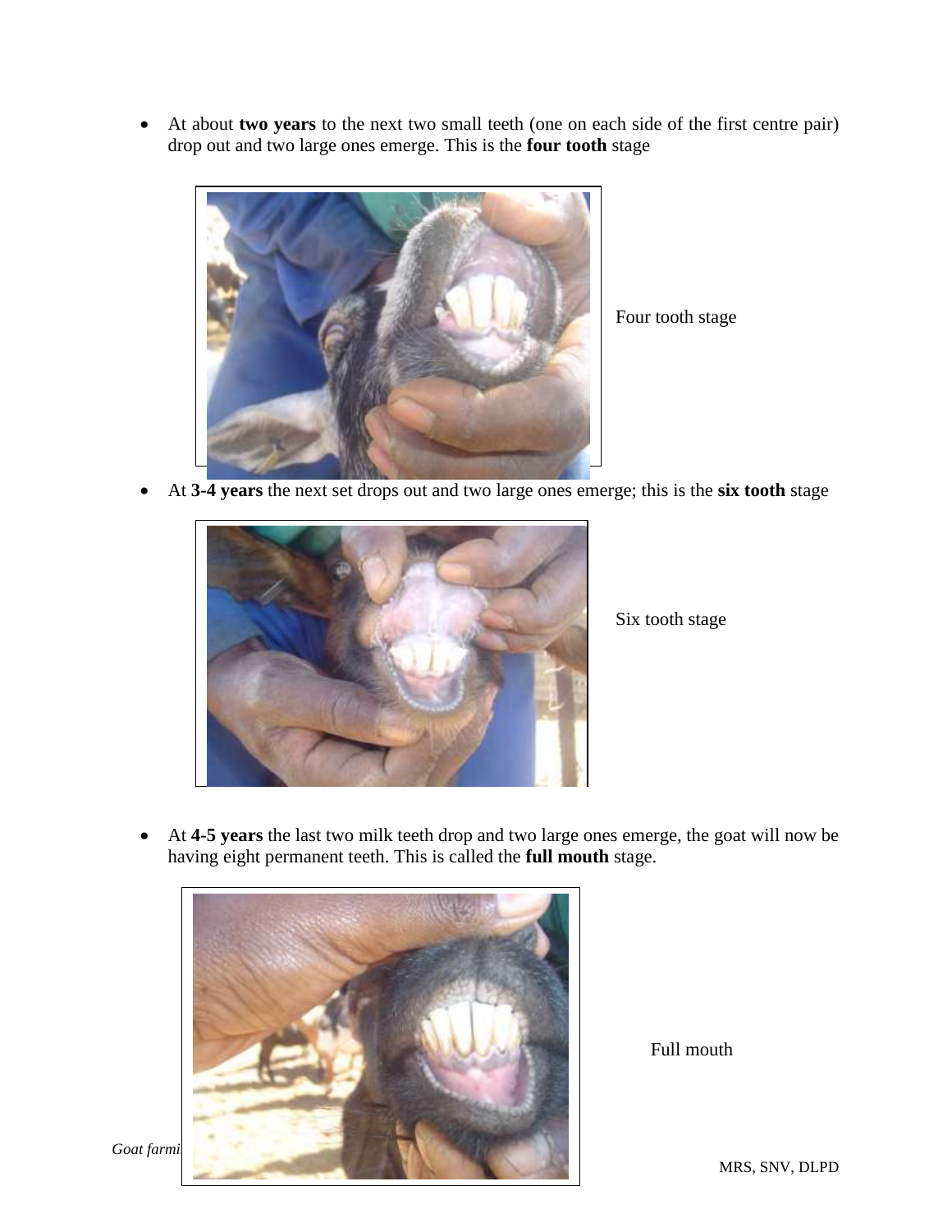- At about **two years** to the next two small teeth (one on each side of the first centre pair) drop out and two large ones emerge. This is the **four tooth** stage

Four tooth stage

- At **3-4 years** the next set drops out and two large ones emerge; this is the **six tooth** stage

Six tooth stage

- At **4-5 years** the last two milk teeth drop and two large ones emerge, the goat will now be having eight permanent teeth. This is called the **full mouth** stage.

Full mouth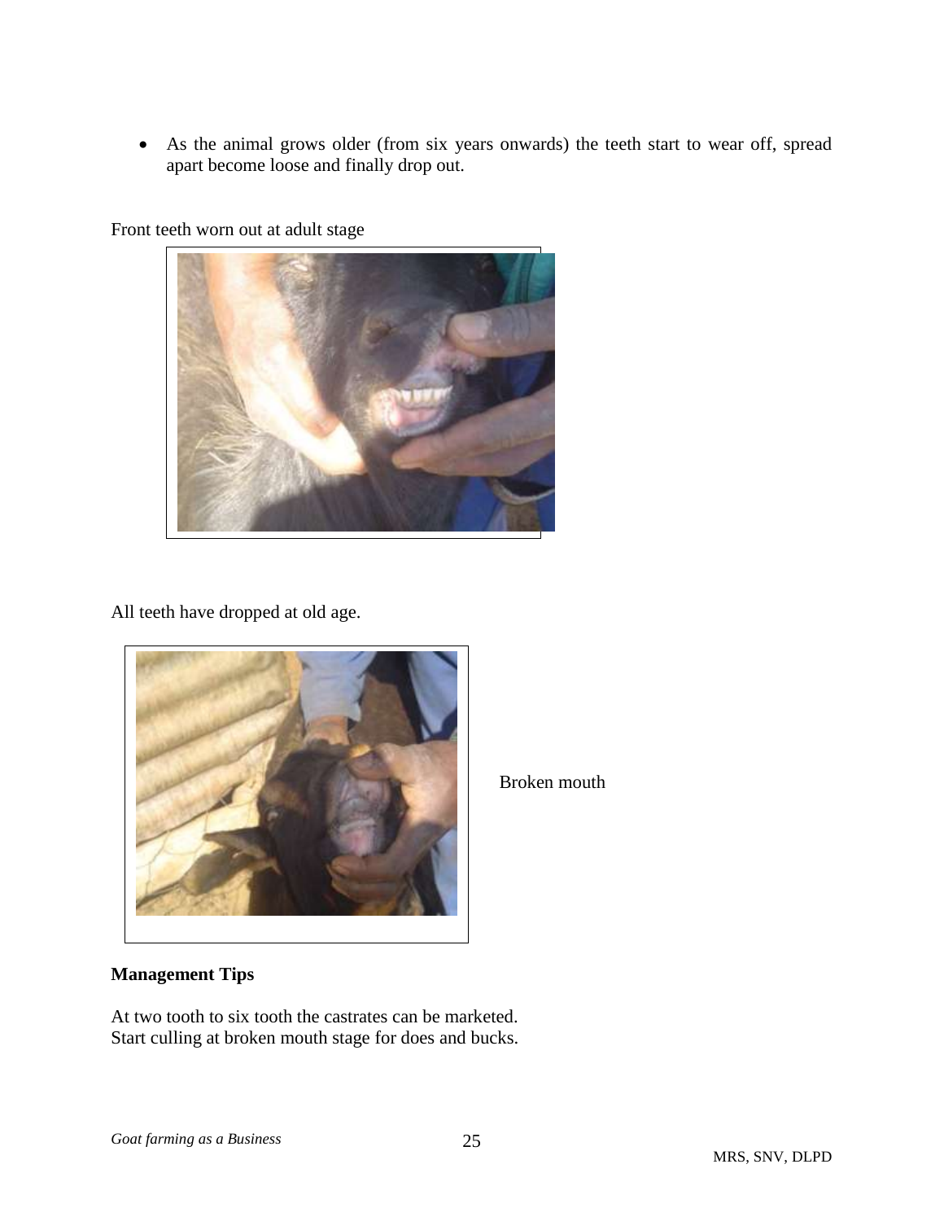- As the animal grows older (from six years onwards) the teeth start to wear off, spread apart become loose and finally drop out.

Front teeth worn out at adult stage

All teeth have dropped at old age.

Broken mouth

**Management Tips**

At two tooth to six tooth the castrates can be marketed.
Start culling at broken mouth stage for does and bucks.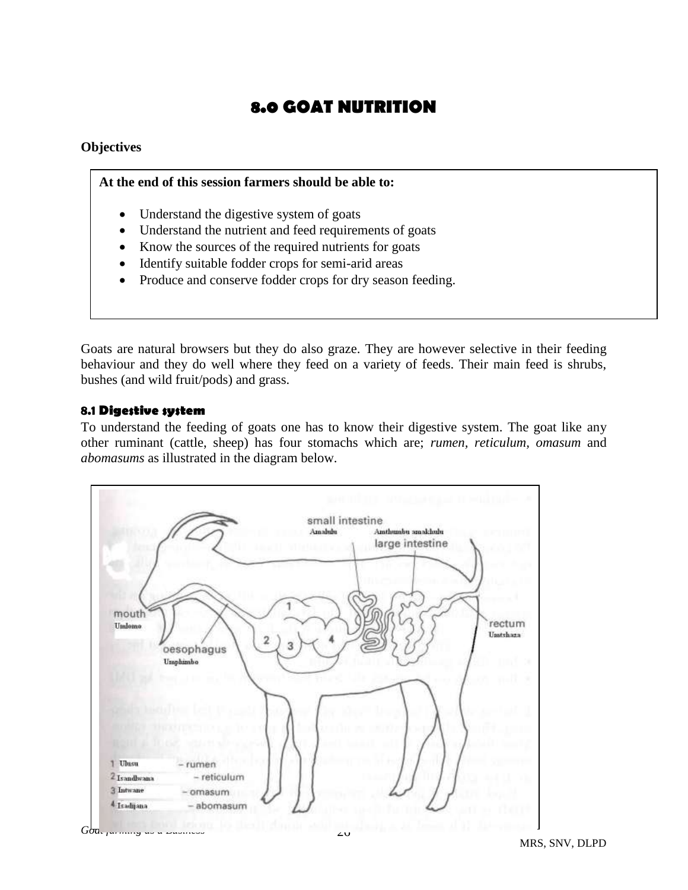# 8.0 GOAT NUTRITION

**Objectives**

**At the end of this session farmers should be able to:**

- Understand the digestive system of goats
- Understand the nutrient and feed requirements of goats
- Know the sources of the required nutrients for goats
- Identify suitable fodder crops for semi-arid areas
- Produce and conserve fodder crops for dry season feeding.

Goats are natural browsers but they do also graze. They are however selective in their feeding behaviour and they do well where they feed on a variety of feeds. Their main feed is shrubs, bushes (and wild fruit/pods) and grass.

### 8.1 Digestive system

To understand the feeding of goats one has to know their digestive system. The goat like any other ruminant (cattle, sheep) has four stomachs which are; *rumen, reticulum, omasum* and *abomasums* as illustrated in the diagram below.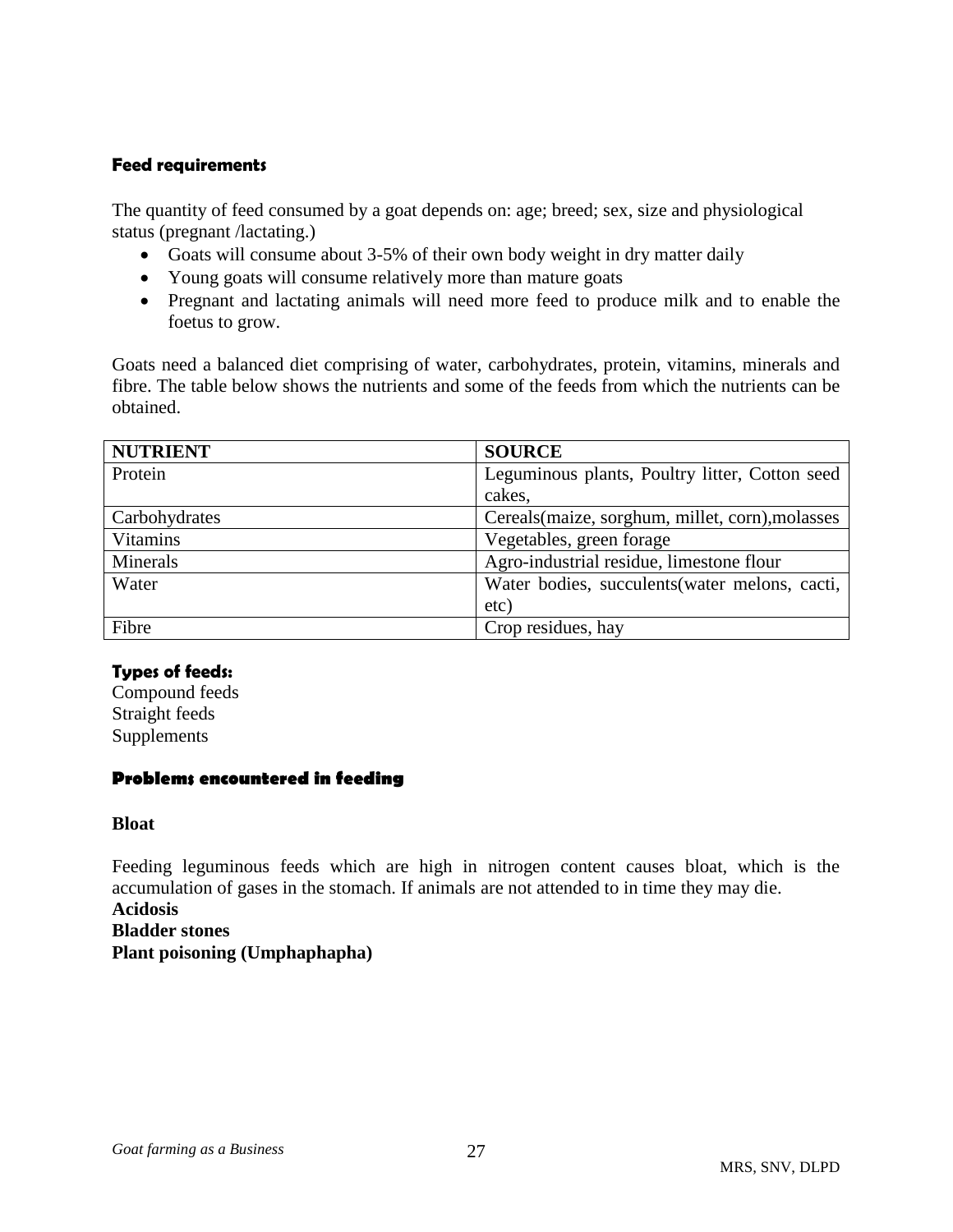### Feed requirements

The quantity of feed consumed by a goat depends on: age; breed; sex, size and physiological status (pregnant /lactating.)

- Goats will consume about 3-5% of their own body weight in dry matter daily
- Young goats will consume relatively more than mature goats
- Pregnant and lactating animals will need more feed to produce milk and to enable the foetus to grow.

Goats need a balanced diet comprising of water, carbohydrates, protein, vitamins, minerals and fibre. The table below shows the nutrients and some of the feeds from which the nutrients can be obtained.

| NUTRIENT | SOURCE |
|---|---|
| Protein | Leguminous plants, Poultry litter, Cotton seed cakes, |
| Carbohydrates | Cereals(maize, sorghum, millet, corn),molasses |
| Vitamins | Vegetables, green forage |
| Minerals | Agro-industrial residue, limestone flour |
| Water | Water bodies, succulents(water melons, cacti, etc) |
| Fibre | Crop residues, hay |

### Types of feeds:

Compound feeds
Straight feeds
Supplements

### Problems encountered in feeding

**Bloat**

Feeding leguminous feeds which are high in nitrogen content causes bloat, which is the accumulation of gases in the stomach. If animals are not attended to in time they may die.

**Acidosis**

**Bladder stones**

**Plant poisoning (Umphaphapha)**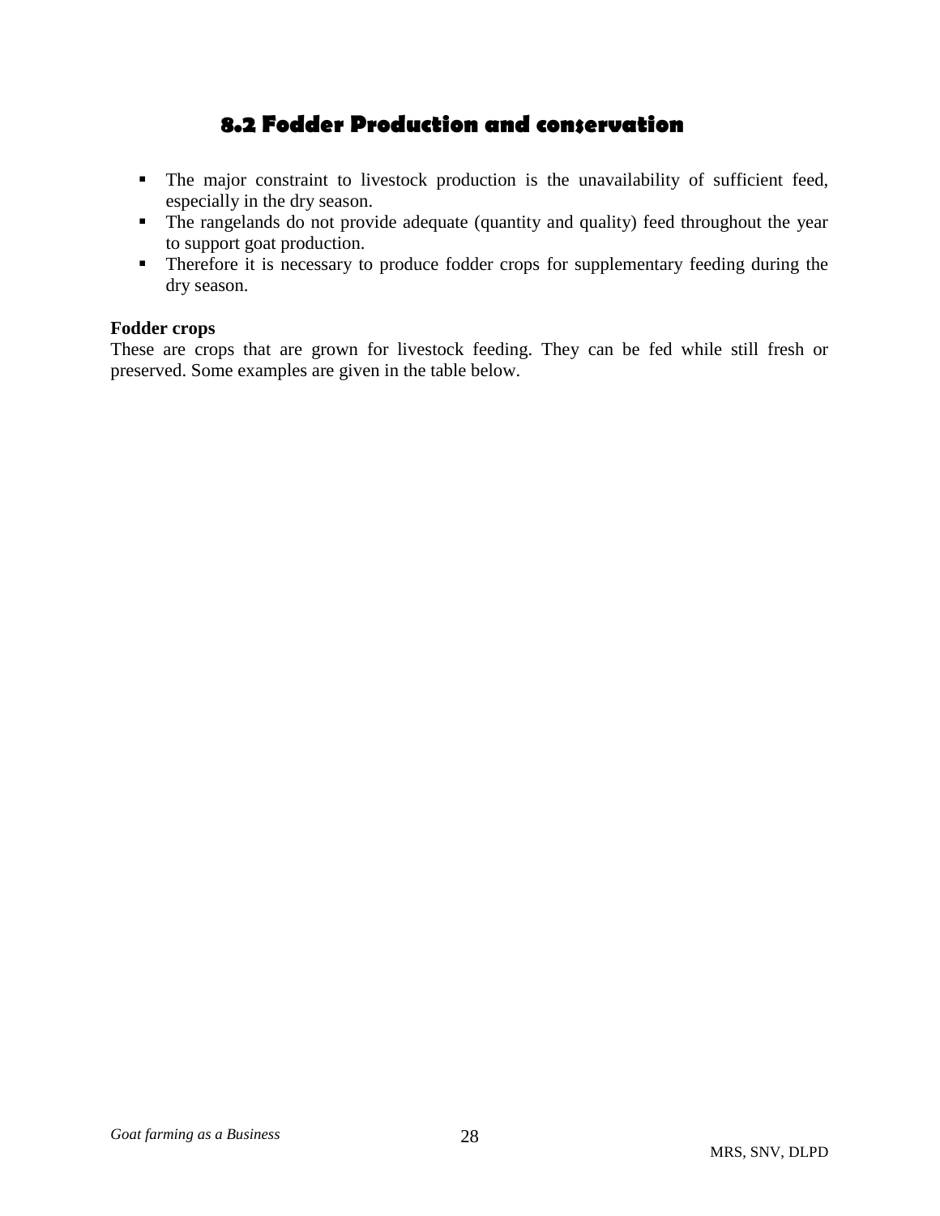## 8.2 Fodder Production and conservation

- The major constraint to livestock production is the unavailability of sufficient feed, especially in the dry season.
- The rangelands do not provide adequate (quantity and quality) feed throughout the year to support goat production.
- Therefore it is necessary to produce fodder crops for supplementary feeding during the dry season.

**Fodder crops**

These are crops that are grown for livestock feeding. They can be fed while still fresh or preserved. Some examples are given in the table below.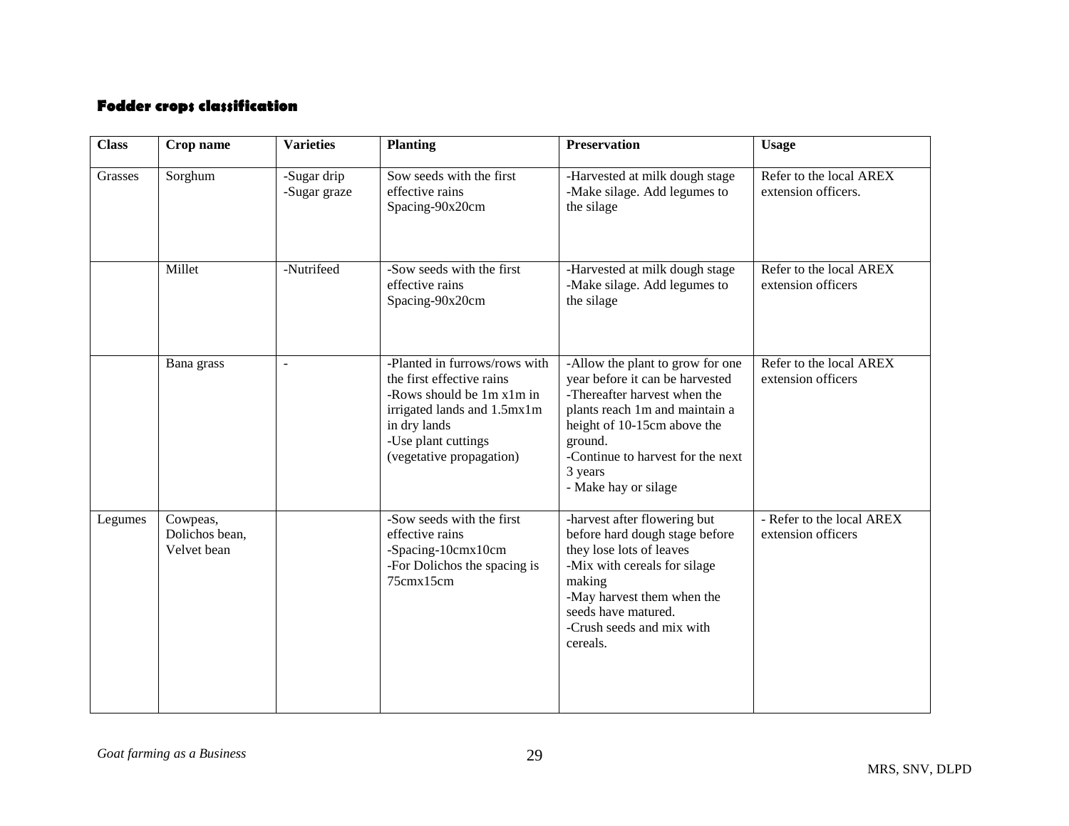#### Fodder crops classification

| Class | Crop name | Varieties | Planting | Preservation | Usage |
|---|---|---|---|---|---|
| Grasses | Sorghum | -Sugar drip<br>-Sugar graze | Sow seeds with the first effective rains<br>Spacing-90x20cm | -Harvested at milk dough stage<br>-Make silage. Add legumes to the silage | Refer to the local AREX extension officers. |
| | Millet | -Nutrifeed | -Sow seeds with the first effective rains<br>Spacing-90x20cm | -Harvested at milk dough stage<br>-Make silage. Add legumes to the silage | Refer to the local AREX extension officers |
| | Bana grass | - | -Planted in furrows/rows with the first effective rains<br>-Rows should be 1m x1m in irrigated lands and 1.5mx1m in dry lands<br>-Use plant cuttings (vegetative propagation) | -Allow the plant to grow for one year before it can be harvested<br>-Thereafter harvest when the plants reach 1m and maintain a height of 10-15cm above the ground.<br>-Continue to harvest for the next 3 years<br>- Make hay or silage | Refer to the local AREX extension officers |
| Legumes | Cowpeas, Dolichos bean, Velvet bean | | -Sow seeds with the first effective rains<br>-Spacing-10cmx10cm<br>-For Dolichos the spacing is 75cmx15cm | -harvest after flowering but before hard dough stage before they lose lots of leaves<br>-Mix with cereals for silage making<br>-May harvest them when the seeds have matured.<br>-Crush seeds and mix with cereals. | - Refer to the local AREX extension officers |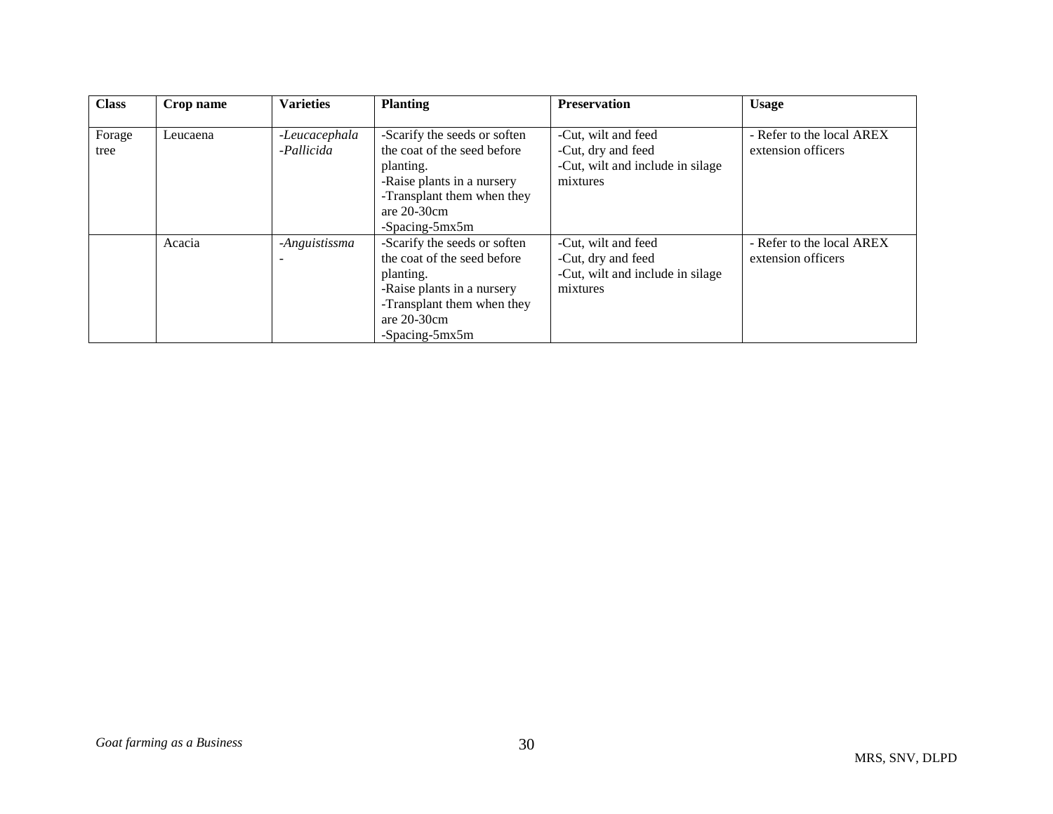| Class | Crop name | Varieties | Planting | Preservation | Usage |
|---|---|---|---|---|---|
| Forage tree | Leucaena | -*Leucacephala*<br>-*Pallicida* | -Scarify the seeds or soften the coat of the seed before planting.<br>-Raise plants in a nursery<br>-Transplant them when they are 20-30cm<br>-Spacing-5mx5m | -Cut, wilt and feed<br>-Cut, dry and feed<br>-Cut, wilt and include in silage mixtures | - Refer to the local AREX extension officers |
| | Acacia | -*Anguistissma*<br>- | -Scarify the seeds or soften the coat of the seed before planting.<br>-Raise plants in a nursery<br>-Transplant them when they are 20-30cm<br>-Spacing-5mx5m | -Cut, wilt and feed<br>-Cut, dry and feed<br>-Cut, wilt and include in silage mixtures | - Refer to the local AREX extension officers |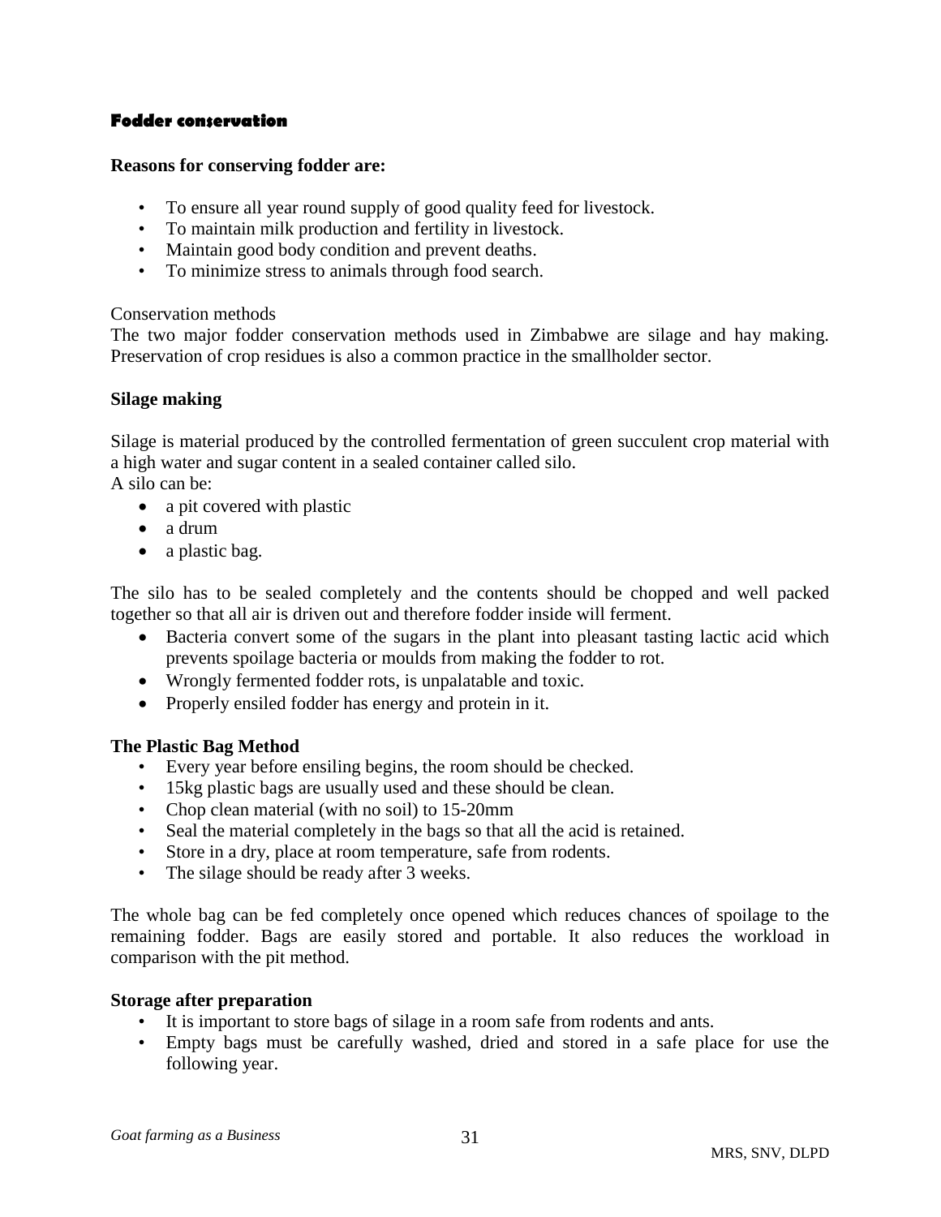## Fodder conservation

**Reasons for conserving fodder are:**

- To ensure all year round supply of good quality feed for livestock.
- To maintain milk production and fertility in livestock.
- Maintain good body condition and prevent deaths.
- To minimize stress to animals through food search.

Conservation methods

The two major fodder conservation methods used in Zimbabwe are silage and hay making. Preservation of crop residues is also a common practice in the smallholder sector.

### Silage making

Silage is material produced by the controlled fermentation of green succulent crop material with a high water and sugar content in a sealed container called silo.

A silo can be:

- a pit covered with plastic
- a drum
- a plastic bag.

The silo has to be sealed completely and the contents should be chopped and well packed together so that all air is driven out and therefore fodder inside will ferment.

- Bacteria convert some of the sugars in the plant into pleasant tasting lactic acid which prevents spoilage bacteria or moulds from making the fodder to rot.
- Wrongly fermented fodder rots, is unpalatable and toxic.
- Properly ensiled fodder has energy and protein in it.

### The Plastic Bag Method

- Every year before ensiling begins, the room should be checked.
- 15kg plastic bags are usually used and these should be clean.
- Chop clean material (with no soil) to 15-20mm
- Seal the material completely in the bags so that all the acid is retained.
- Store in a dry, place at room temperature, safe from rodents.
- The silage should be ready after 3 weeks.

The whole bag can be fed completely once opened which reduces chances of spoilage to the remaining fodder. Bags are easily stored and portable. It also reduces the workload in comparison with the pit method.

### Storage after preparation

- It is important to store bags of silage in a room safe from rodents and ants.
- Empty bags must be carefully washed, dried and stored in a safe place for use the following year.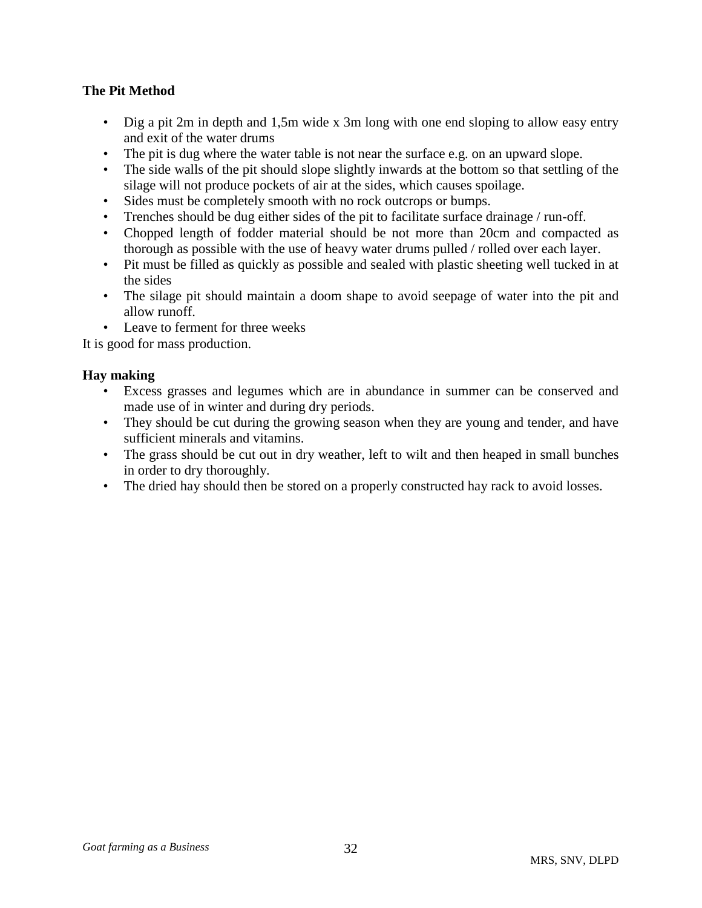**The Pit Method**

- Dig a pit 2m in depth and 1,5m wide x 3m long with one end sloping to allow easy entry and exit of the water drums
- The pit is dug where the water table is not near the surface e.g. on an upward slope.
- The side walls of the pit should slope slightly inwards at the bottom so that settling of the silage will not produce pockets of air at the sides, which causes spoilage.
- Sides must be completely smooth with no rock outcrops or bumps.
- Trenches should be dug either sides of the pit to facilitate surface drainage / run-off.
- Chopped length of fodder material should be not more than 20cm and compacted as thorough as possible with the use of heavy water drums pulled / rolled over each layer.
- Pit must be filled as quickly as possible and sealed with plastic sheeting well tucked in at the sides
- The silage pit should maintain a doom shape to avoid seepage of water into the pit and allow runoff.
- Leave to ferment for three weeks

It is good for mass production.

**Hay making**

- Excess grasses and legumes which are in abundance in summer can be conserved and made use of in winter and during dry periods.
- They should be cut during the growing season when they are young and tender, and have sufficient minerals and vitamins.
- The grass should be cut out in dry weather, left to wilt and then heaped in small bunches in order to dry thoroughly.
- The dried hay should then be stored on a properly constructed hay rack to avoid losses.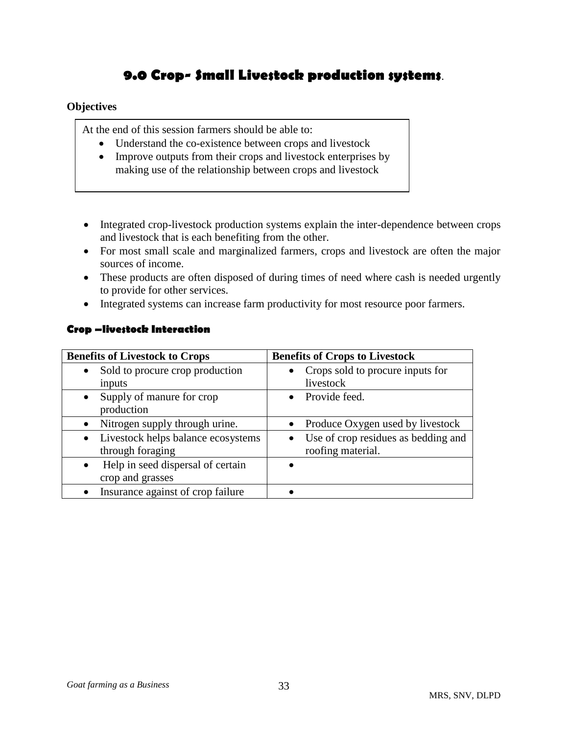## 9.0 Crop- Small Livestock production systems.

**Objectives**

At the end of this session farmers should be able to:

- Understand the co-existence between crops and livestock
- Improve outputs from their crops and livestock enterprises by making use of the relationship between crops and livestock

- Integrated crop-livestock production systems explain the inter-dependence between crops and livestock that is each benefiting from the other.
- For most small scale and marginalized farmers, crops and livestock are often the major sources of income.
- These products are often disposed of during times of need where cash is needed urgently to provide for other services.
- Integrated systems can increase farm productivity for most resource poor farmers.

### Crop –livestock Interaction

| Benefits of Livestock to Crops | Benefits of Crops to Livestock |
| --- | --- |
| • Sold to procure crop production inputs | • Crops sold to procure inputs for livestock |
| • Supply of manure for crop production | • Provide feed. |
| • Nitrogen supply through urine. | • Produce Oxygen used by livestock |
| • Livestock helps balance ecosystems through foraging | • Use of crop residues as bedding and roofing material. |
| • Help in seed dispersal of certain crop and grasses | • |
| • Insurance against crop failure | • |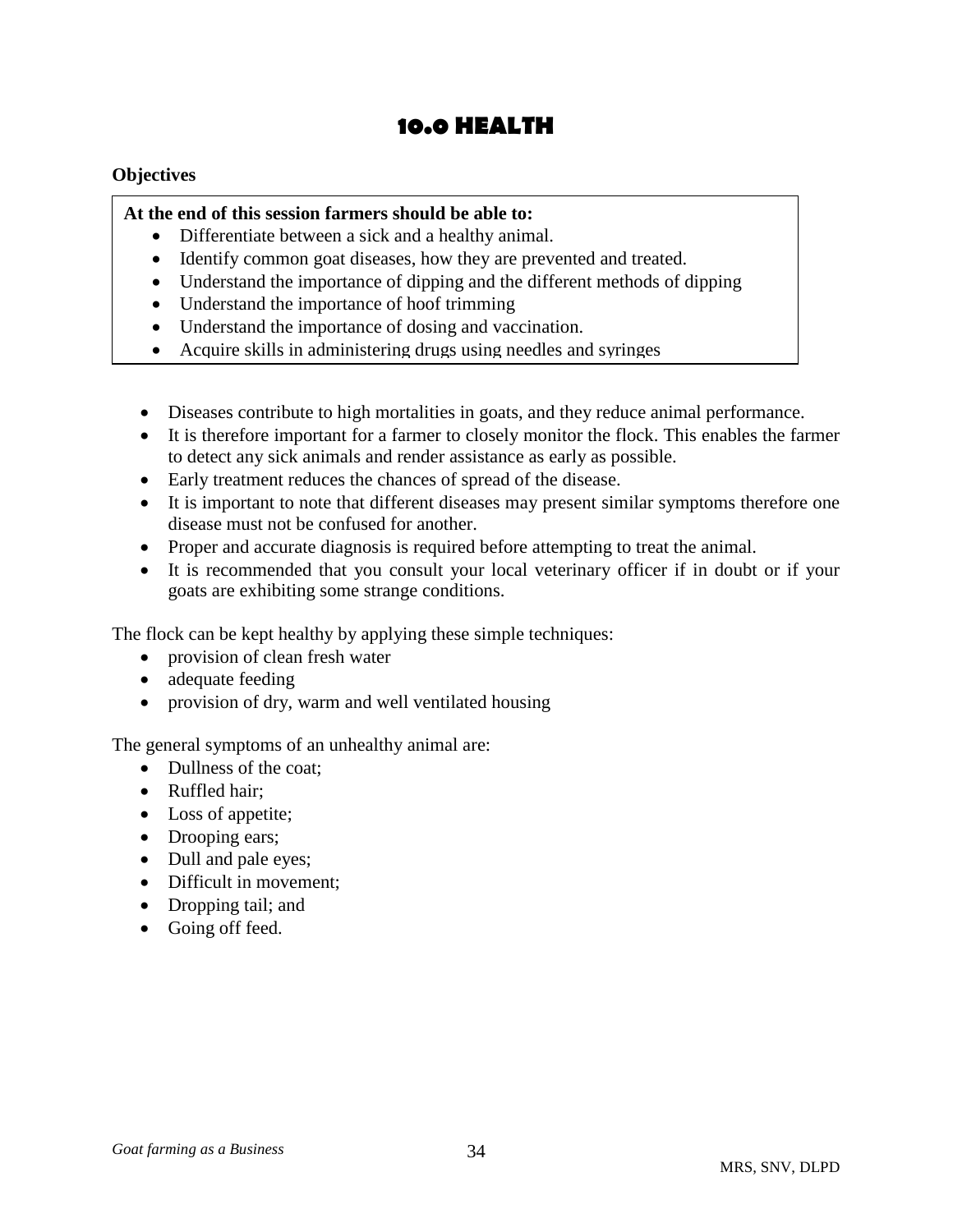# 10.0 HEALTH

**Objectives**

**At the end of this session farmers should be able to:**

- Differentiate between a sick and a healthy animal.
- Identify common goat diseases, how they are prevented and treated.
- Understand the importance of dipping and the different methods of dipping
- Understand the importance of hoof trimming
- Understand the importance of dosing and vaccination.
- Acquire skills in administering drugs using needles and syringes

- Diseases contribute to high mortalities in goats, and they reduce animal performance.
- It is therefore important for a farmer to closely monitor the flock. This enables the farmer to detect any sick animals and render assistance as early as possible.
- Early treatment reduces the chances of spread of the disease.
- It is important to note that different diseases may present similar symptoms therefore one disease must not be confused for another.
- Proper and accurate diagnosis is required before attempting to treat the animal.
- It is recommended that you consult your local veterinary officer if in doubt or if your goats are exhibiting some strange conditions.

The flock can be kept healthy by applying these simple techniques:

- provision of clean fresh water
- adequate feeding
- provision of dry, warm and well ventilated housing

The general symptoms of an unhealthy animal are:

- Dullness of the coat;
- Ruffled hair;
- Loss of appetite;
- Drooping ears;
- Dull and pale eyes;
- Difficult in movement;
- Dropping tail; and
- Going off feed.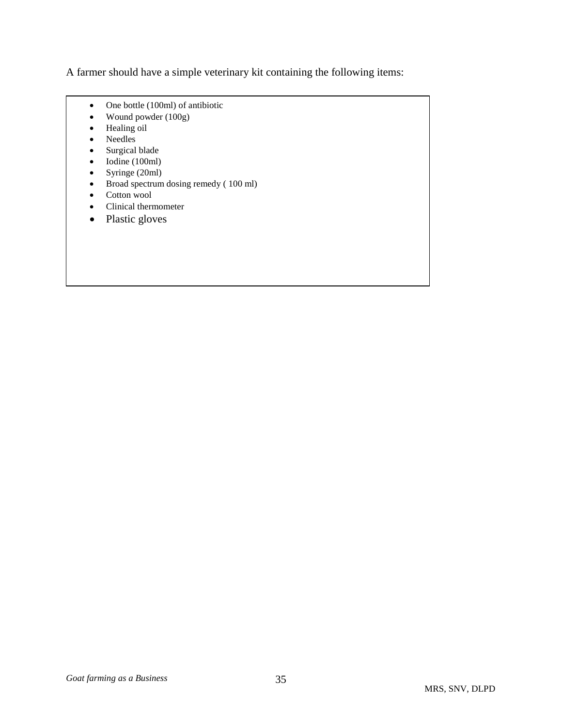A farmer should have a simple veterinary kit containing the following items:

- One bottle (100ml) of antibiotic
- Wound powder (100g)
- Healing oil
- Needles
- Surgical blade
- Iodine (100ml)
- Syringe (20ml)
- Broad spectrum dosing remedy ( 100 ml)
- Cotton wool
- Clinical thermometer
- Plastic gloves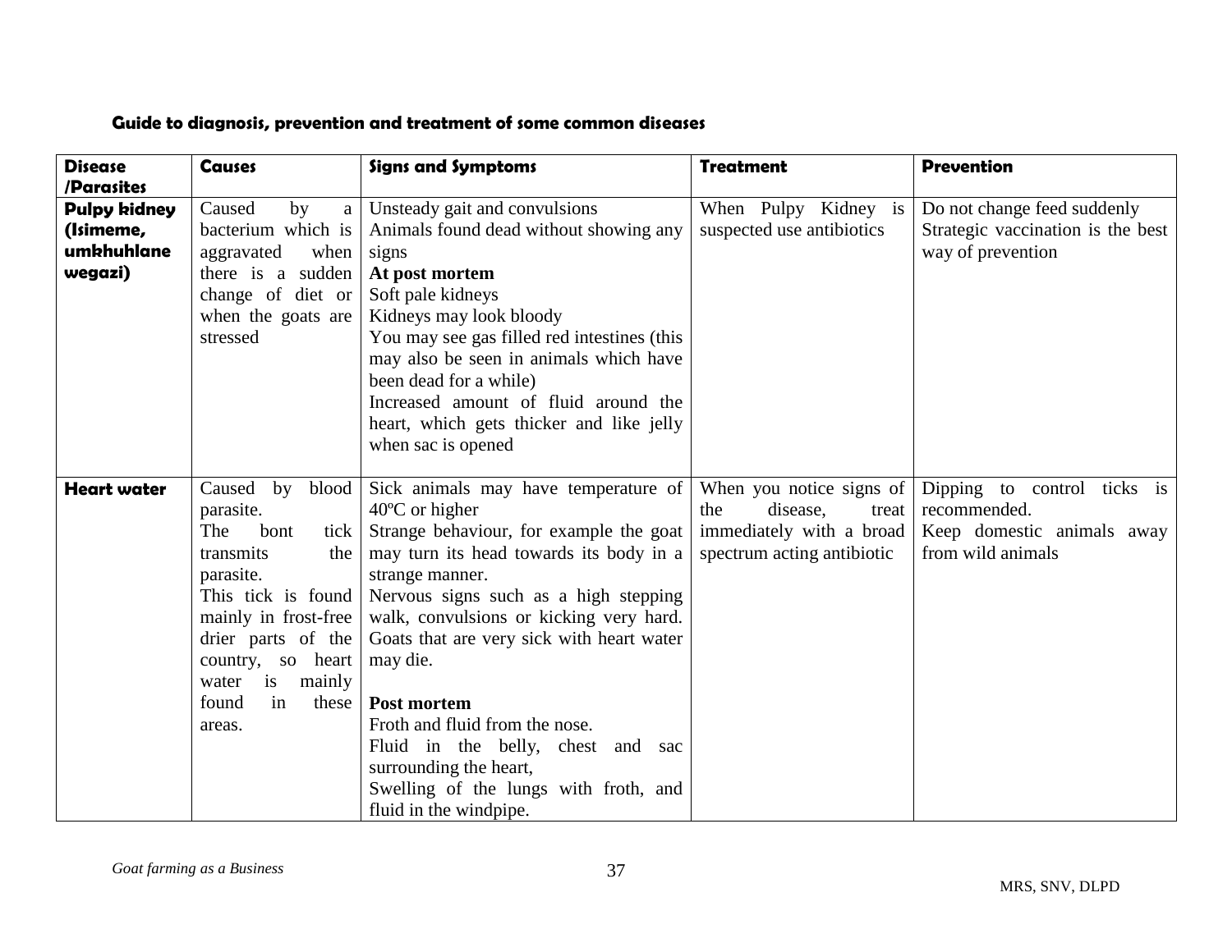**Guide to diagnosis, prevention and treatment of some common diseases**

| Disease /Parasites | Causes | Signs and Symptoms | Treatment | Prevention |
|---|---|---|---|---|
| **Pulpy kidney (Isimeme, umkhuhlane wegazi)** | Caused by a bacterium which is aggravated when there is a sudden change of diet or when the goats are stressed | Unsteady gait and convulsions<br>Animals found dead without showing any signs<br>**At post mortem**<br>Soft pale kidneys<br>Kidneys may look bloody<br>You may see gas filled red intestines (this may also be seen in animals which have been dead for a while)<br>Increased amount of fluid around the heart, which gets thicker and like jelly when sac is opened | When Pulpy Kidney is suspected use antibiotics | Do not change feed suddenly<br>Strategic vaccination is the best way of prevention |
| **Heart water** | Caused by blood parasite.<br>The bont tick transmits the parasite.<br>This tick is found mainly in frost-free drier parts of the country, so heart water is mainly found in these areas. | Sick animals may have temperature of 40ºC or higher<br>Strange behaviour, for example the goat may turn its head towards its body in a strange manner.<br>Nervous signs such as a high stepping walk, convulsions or kicking very hard.<br>Goats that are very sick with heart water may die.<br><br>**Post mortem**<br>Froth and fluid from the nose.<br>Fluid in the belly, chest and sac surrounding the heart,<br>Swelling of the lungs with froth, and fluid in the windpipe. | When you notice signs of the disease, treat immediately with a broad spectrum acting antibiotic | Dipping to control ticks is recommended.<br>Keep domestic animals away from wild animals |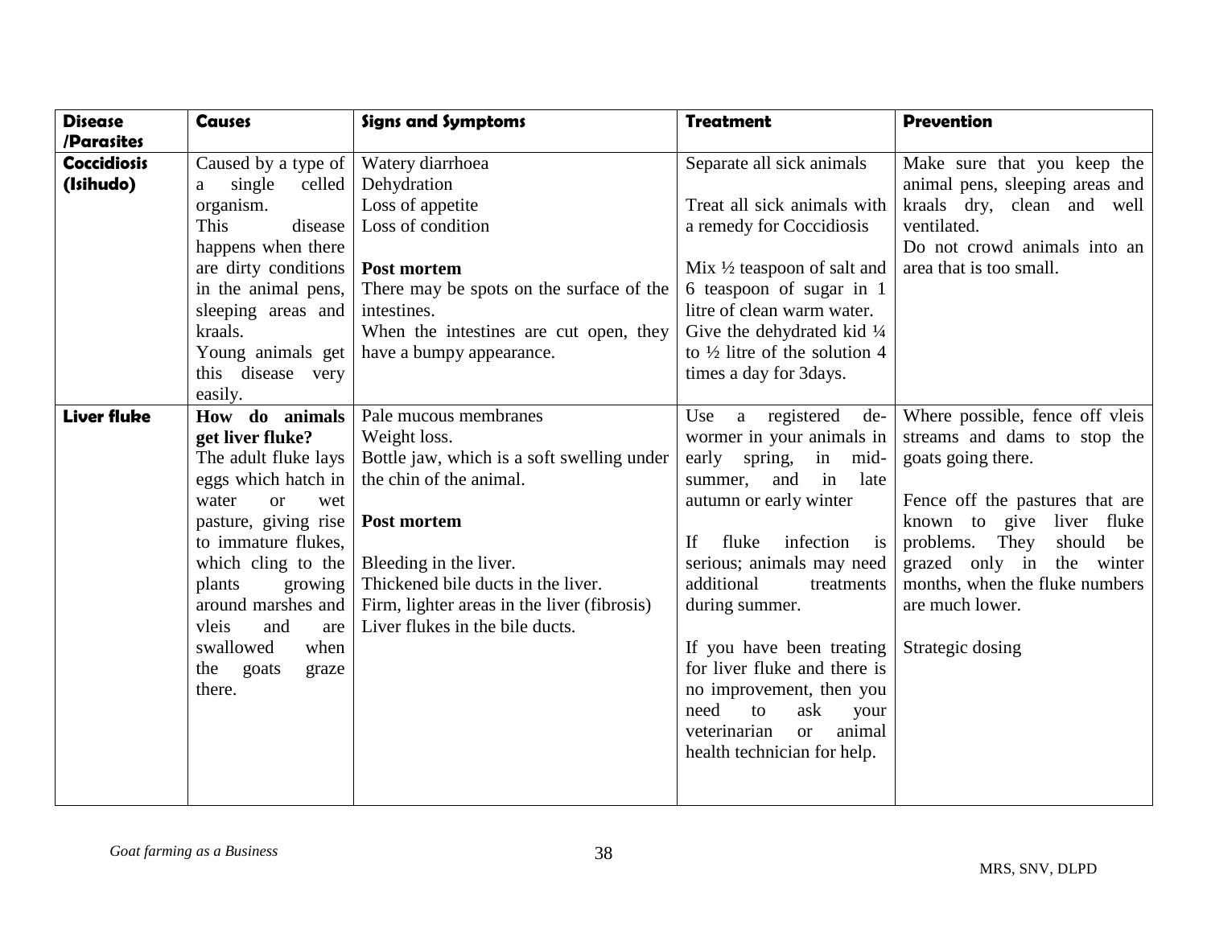| Disease /Parasites | Causes | Signs and Symptoms | Treatment | Prevention |
|---|---|---|---|---|
| **Coccidiosis (Isihudo)** | Caused by a type of a single celled organism.<br>This disease happens when there are dirty conditions in the animal pens, sleeping areas and kraals.<br>Young animals get this disease very easily. | Watery diarrhoea<br>Dehydration<br>Loss of appetite<br>Loss of condition<br><br>**Post mortem**<br>There may be spots on the surface of the intestines.<br>When the intestines are cut open, they have a bumpy appearance. | Separate all sick animals<br><br>Treat all sick animals with a remedy for Coccidiosis<br><br>Mix ½ teaspoon of salt and 6 teaspoon of sugar in 1 litre of clean warm water.<br>Give the dehydrated kid ¼ to ½ litre of the solution 4 times a day for 3days. | Make sure that you keep the animal pens, sleeping areas and kraals dry, clean and well ventilated.<br>Do not crowd animals into an area that is too small. |
| **Liver fluke** | **How do animals get liver fluke?**<br>The adult fluke lays eggs which hatch in water or wet pasture, giving rise to immature flukes, which cling to the plants growing around marshes and vleis and are swallowed when the goats graze there. | Pale mucous membranes<br>Weight loss.<br>Bottle jaw, which is a soft swelling under the chin of the animal.<br><br>**Post mortem**<br><br>Bleeding in the liver.<br>Thickened bile ducts in the liver.<br>Firm, lighter areas in the liver (fibrosis)<br>Liver flukes in the bile ducts. | Use a registered de-wormer in your animals in early spring, in mid-summer, and in late autumn or early winter<br><br>If fluke infection is serious; animals may need additional treatments during summer.<br><br>If you have been treating for liver fluke and there is no improvement, then you need to ask your veterinarian or animal health technician for help. | Where possible, fence off vleis streams and dams to stop the goats going there.<br><br>Fence off the pastures that are known to give liver fluke problems. They should be grazed only in the winter months, when the fluke numbers are much lower.<br><br>Strategic dosing |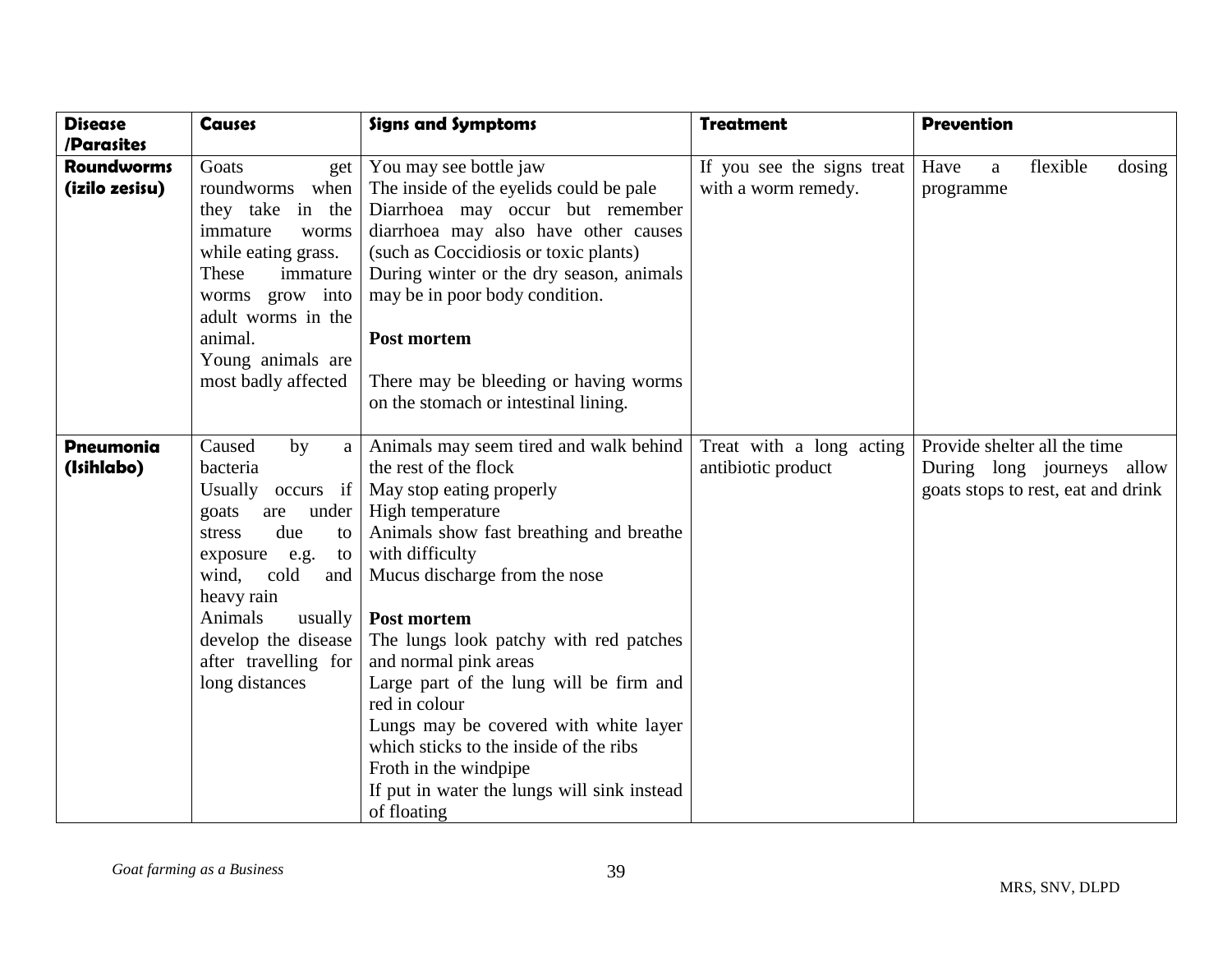| Disease /Parasites | Causes | Signs and Symptoms | Treatment | Prevention |
|---|---|---|---|---|
| **Roundworms (izilo zesisu)** | Goats get roundworms when they take in the immature worms while eating grass.<br>These immature worms grow into adult worms in the animal.<br>Young animals are most badly affected | You may see bottle jaw<br>The inside of the eyelids could be pale<br>Diarrhoea may occur but remember diarrhoea may also have other causes (such as Coccidiosis or toxic plants)<br>During winter or the dry season, animals may be in poor body condition.<br><br>**Post mortem**<br><br>There may be bleeding or having worms on the stomach or intestinal lining. | If you see the signs treat with a worm remedy. | Have a flexible dosing programme |
| **Pneumonia (Isihlabo)** | Caused by a bacteria<br>Usually occurs if goats are under stress due to exposure e.g. to wind, cold and heavy rain<br>Animals usually develop the disease after travelling for long distances | Animals may seem tired and walk behind the rest of the flock<br>May stop eating properly<br>High temperature<br>Animals show fast breathing and breathe with difficulty<br>Mucus discharge from the nose<br><br>**Post mortem**<br>The lungs look patchy with red patches and normal pink areas<br>Large part of the lung will be firm and red in colour<br>Lungs may be covered with white layer which sticks to the inside of the ribs<br>Froth in the windpipe<br>If put in water the lungs will sink instead of floating | Treat with a long acting antibiotic product | Provide shelter all the time<br>During long journeys allow goats stops to rest, eat and drink |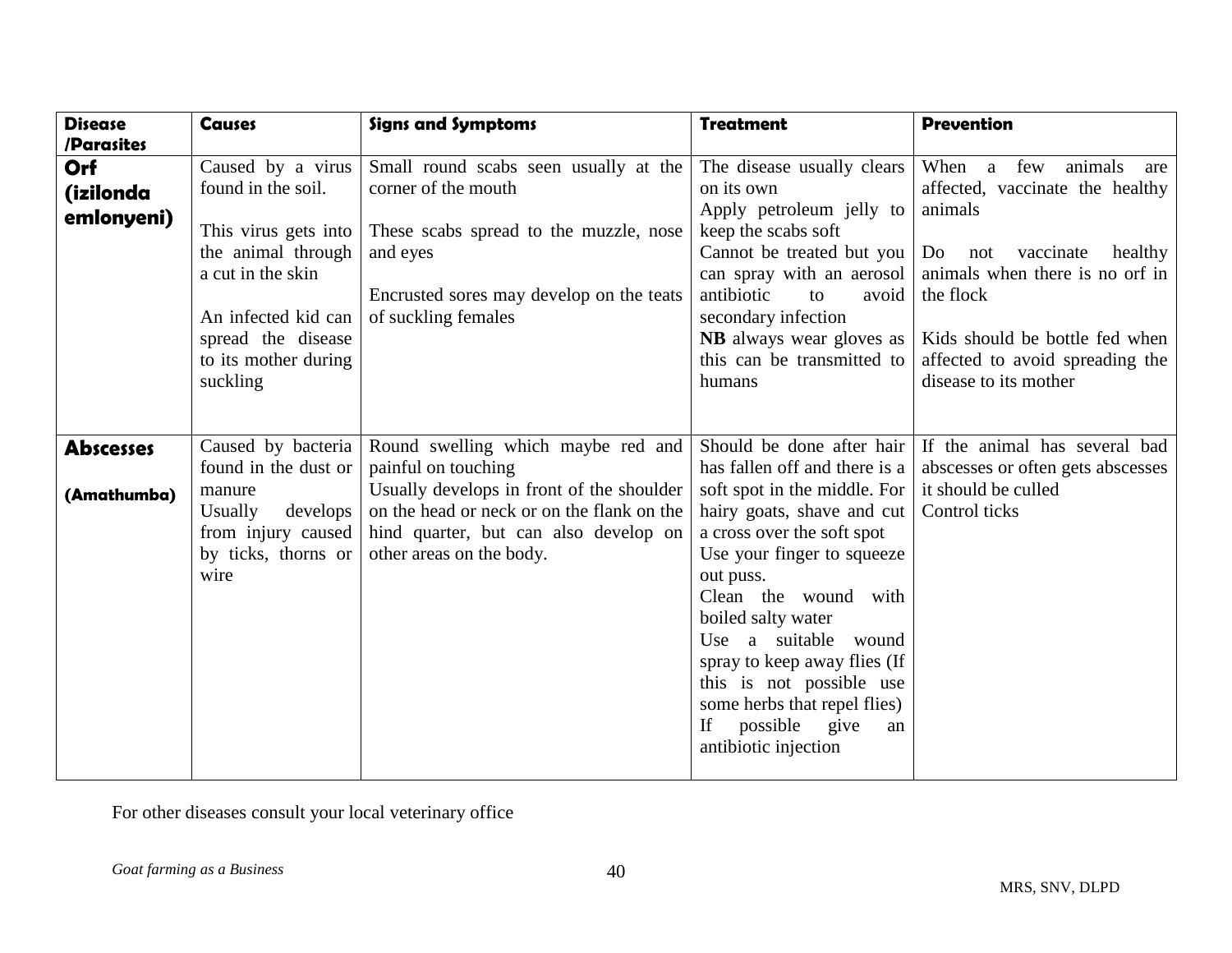| Disease /Parasites | Causes | Signs and Symptoms | Treatment | Prevention |
|---|---|---|---|---|
| **Orf (izilonda emlonyeni)** | Caused by a virus found in the soil.<br><br>This virus gets into the animal through a cut in the skin<br><br>An infected kid can spread the disease to its mother during suckling | Small round scabs seen usually at the corner of the mouth<br><br>These scabs spread to the muzzle, nose and eyes<br><br>Encrusted sores may develop on the teats of suckling females | The disease usually clears on its own<br>Apply petroleum jelly to keep the scabs soft<br>Cannot be treated but you can spray with an aerosol antibiotic to avoid secondary infection<br>**NB** always wear gloves as this can be transmitted to humans | When a few animals are affected, vaccinate the healthy animals<br><br>Do not vaccinate healthy animals when there is no orf in the flock<br><br>Kids should be bottle fed when affected to avoid spreading the disease to its mother |
| **Abscesses (Amathumba)** | Caused by bacteria found in the dust or manure<br>Usually develops from injury caused by ticks, thorns or wire | Round swelling which maybe red and painful on touching<br>Usually develops in front of the shoulder on the head or neck or on the flank on the hind quarter, but can also develop on other areas on the body. | Should be done after hair has fallen off and there is a soft spot in the middle. For hairy goats, shave and cut a cross over the soft spot<br>Use your finger to squeeze out puss.<br>Clean the wound with boiled salty water<br>Use a suitable wound spray to keep away flies (If this is not possible use some herbs that repel flies)<br>If possible give an antibiotic injection | If the animal has several bad abscesses or often gets abscesses it should be culled<br>Control ticks |

For other diseases consult your local veterinary office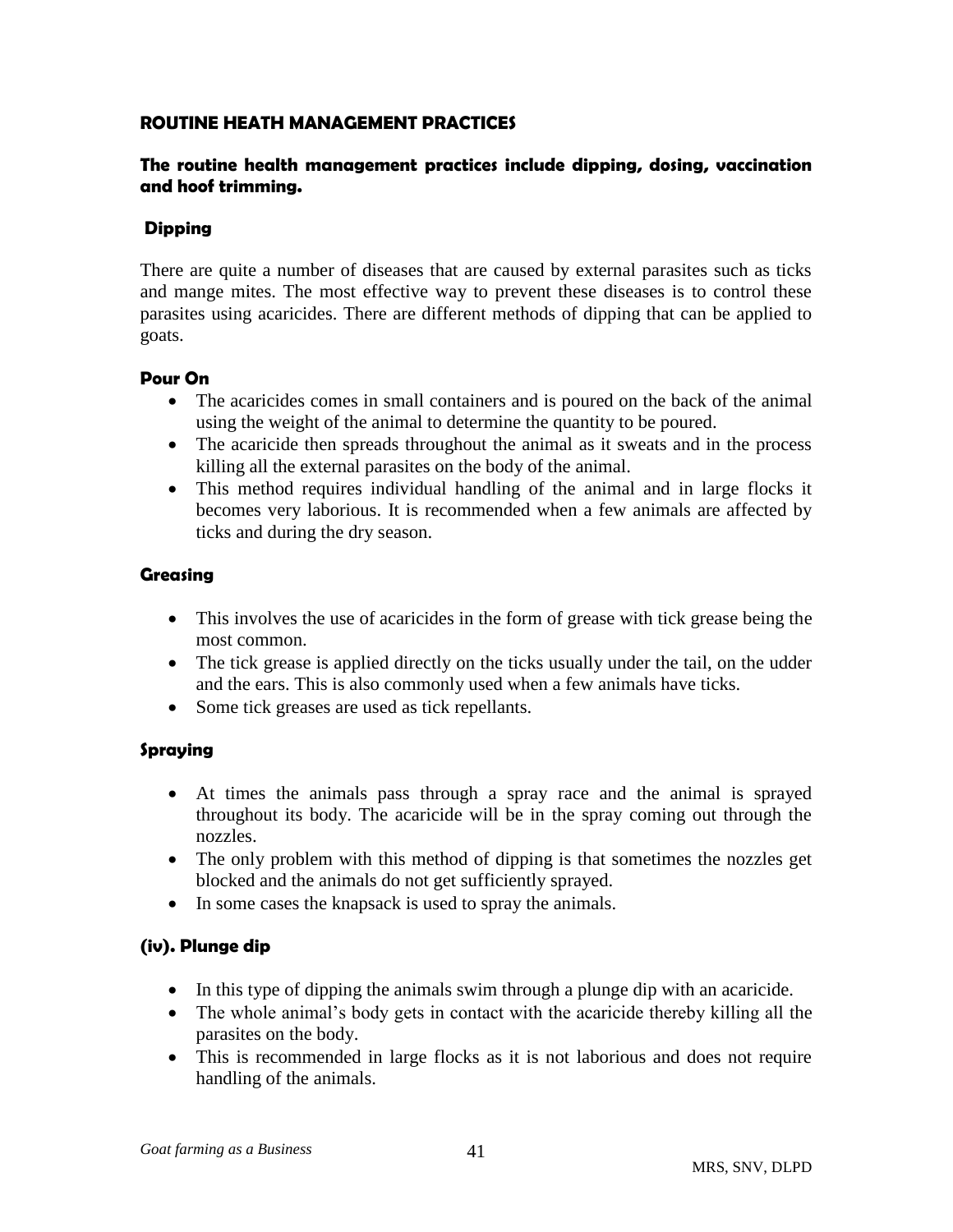## ROUTINE HEATH MANAGEMENT PRACTICES

**The routine health management practices include dipping, dosing, vaccination and hoof trimming.**

### Dipping

There are quite a number of diseases that are caused by external parasites such as ticks and mange mites. The most effective way to prevent these diseases is to control these parasites using acaricides. There are different methods of dipping that can be applied to goats.

#### Pour On

- The acaricides comes in small containers and is poured on the back of the animal using the weight of the animal to determine the quantity to be poured.
- The acaricide then spreads throughout the animal as it sweats and in the process killing all the external parasites on the body of the animal.
- This method requires individual handling of the animal and in large flocks it becomes very laborious. It is recommended when a few animals are affected by ticks and during the dry season.

#### Greasing

- This involves the use of acaricides in the form of grease with tick grease being the most common.
- The tick grease is applied directly on the ticks usually under the tail, on the udder and the ears. This is also commonly used when a few animals have ticks.
- Some tick greases are used as tick repellants.

#### Spraying

- At times the animals pass through a spray race and the animal is sprayed throughout its body. The acaricide will be in the spray coming out through the nozzles.
- The only problem with this method of dipping is that sometimes the nozzles get blocked and the animals do not get sufficiently sprayed.
- In some cases the knapsack is used to spray the animals.

#### (iv). Plunge dip

- In this type of dipping the animals swim through a plunge dip with an acaricide.
- The whole animal's body gets in contact with the acaricide thereby killing all the parasites on the body.
- This is recommended in large flocks as it is not laborious and does not require handling of the animals.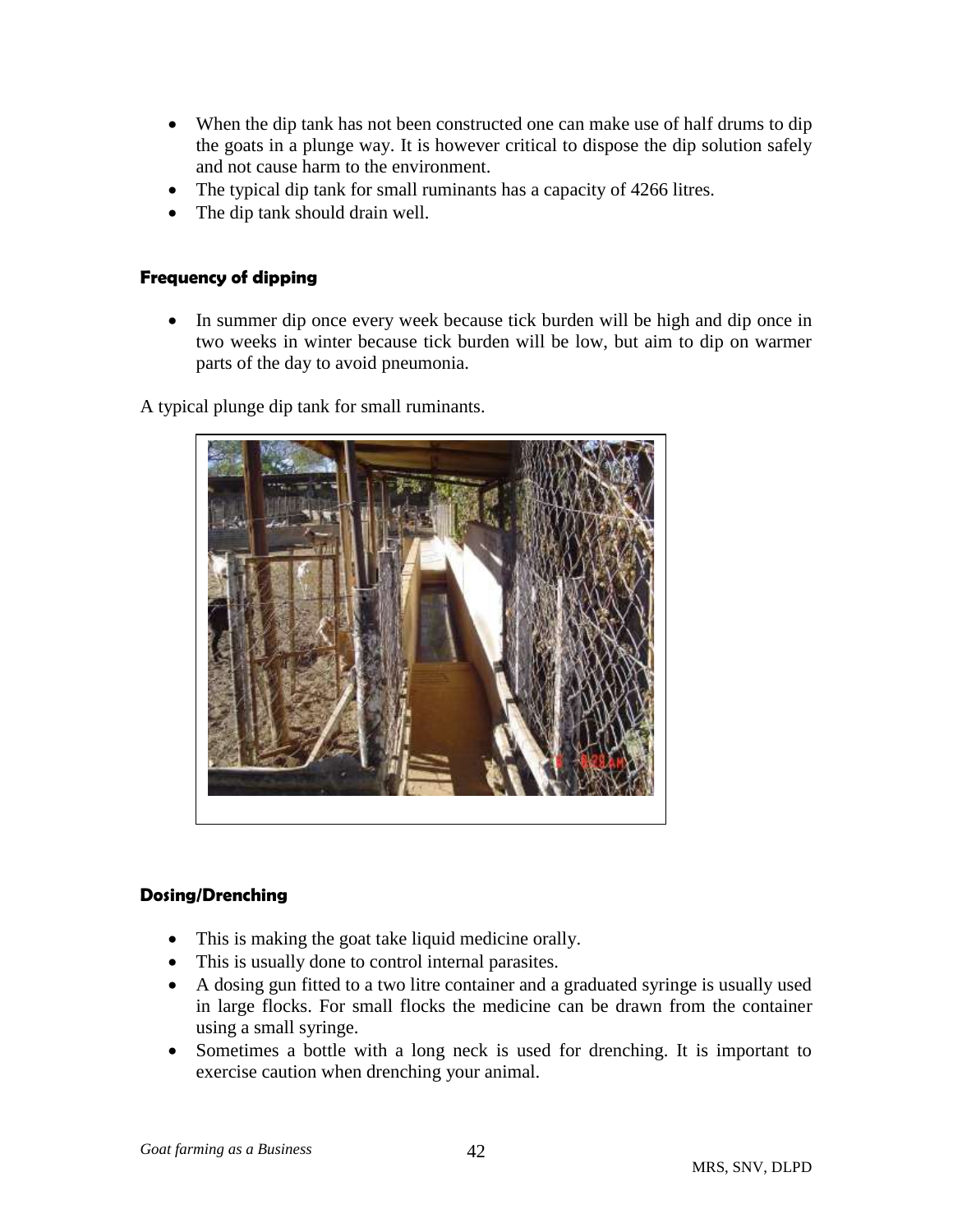- When the dip tank has not been constructed one can make use of half drums to dip the goats in a plunge way. It is however critical to dispose the dip solution safely and not cause harm to the environment.
- The typical dip tank for small ruminants has a capacity of 4266 litres.
- The dip tank should drain well.

### Frequency of dipping

- In summer dip once every week because tick burden will be high and dip once in two weeks in winter because tick burden will be low, but aim to dip on warmer parts of the day to avoid pneumonia.

A typical plunge dip tank for small ruminants.

### Dosing/Drenching

- This is making the goat take liquid medicine orally.
- This is usually done to control internal parasites.
- A dosing gun fitted to a two litre container and a graduated syringe is usually used in large flocks. For small flocks the medicine can be drawn from the container using a small syringe.
- Sometimes a bottle with a long neck is used for drenching. It is important to exercise caution when drenching your animal.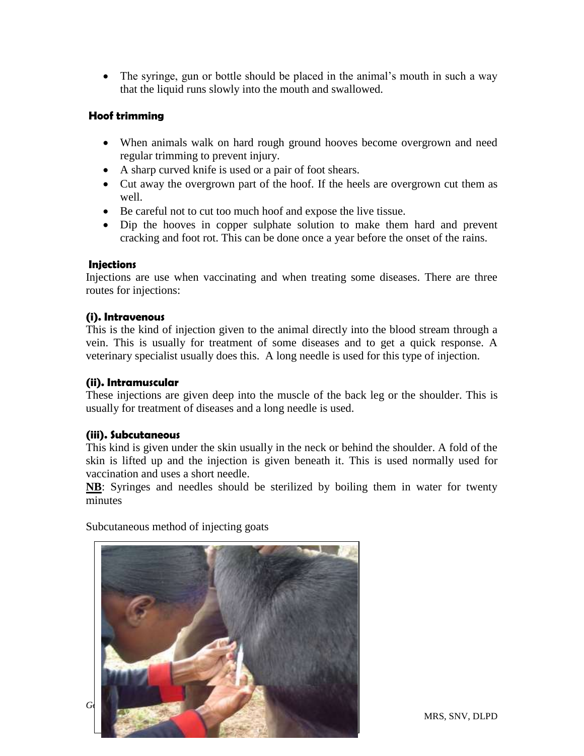- The syringe, gun or bottle should be placed in the animal's mouth in such a way that the liquid runs slowly into the mouth and swallowed.

**Hoof trimming**

- When animals walk on hard rough ground hooves become overgrown and need regular trimming to prevent injury.
- A sharp curved knife is used or a pair of foot shears.
- Cut away the overgrown part of the hoof. If the heels are overgrown cut them as well.
- Be careful not to cut too much hoof and expose the live tissue.
- Dip the hooves in copper sulphate solution to make them hard and prevent cracking and foot rot. This can be done once a year before the onset of the rains.

**Injections**

Injections are use when vaccinating and when treating some diseases. There are three routes for injections:

**(i). Intravenous**

This is the kind of injection given to the animal directly into the blood stream through a vein. This is usually for treatment of some diseases and to get a quick response. A veterinary specialist usually does this. A long needle is used for this type of injection.

**(ii). Intramuscular**

These injections are given deep into the muscle of the back leg or the shoulder. This is usually for treatment of diseases and a long needle is used.

**(iii). Subcutaneous**

This kind is given under the skin usually in the neck or behind the shoulder. A fold of the skin is lifted up and the injection is given beneath it. This is used normally used for vaccination and uses a short needle.

**NB**: Syringes and needles should be sterilized by boiling them in water for twenty minutes

Subcutaneous method of injecting goats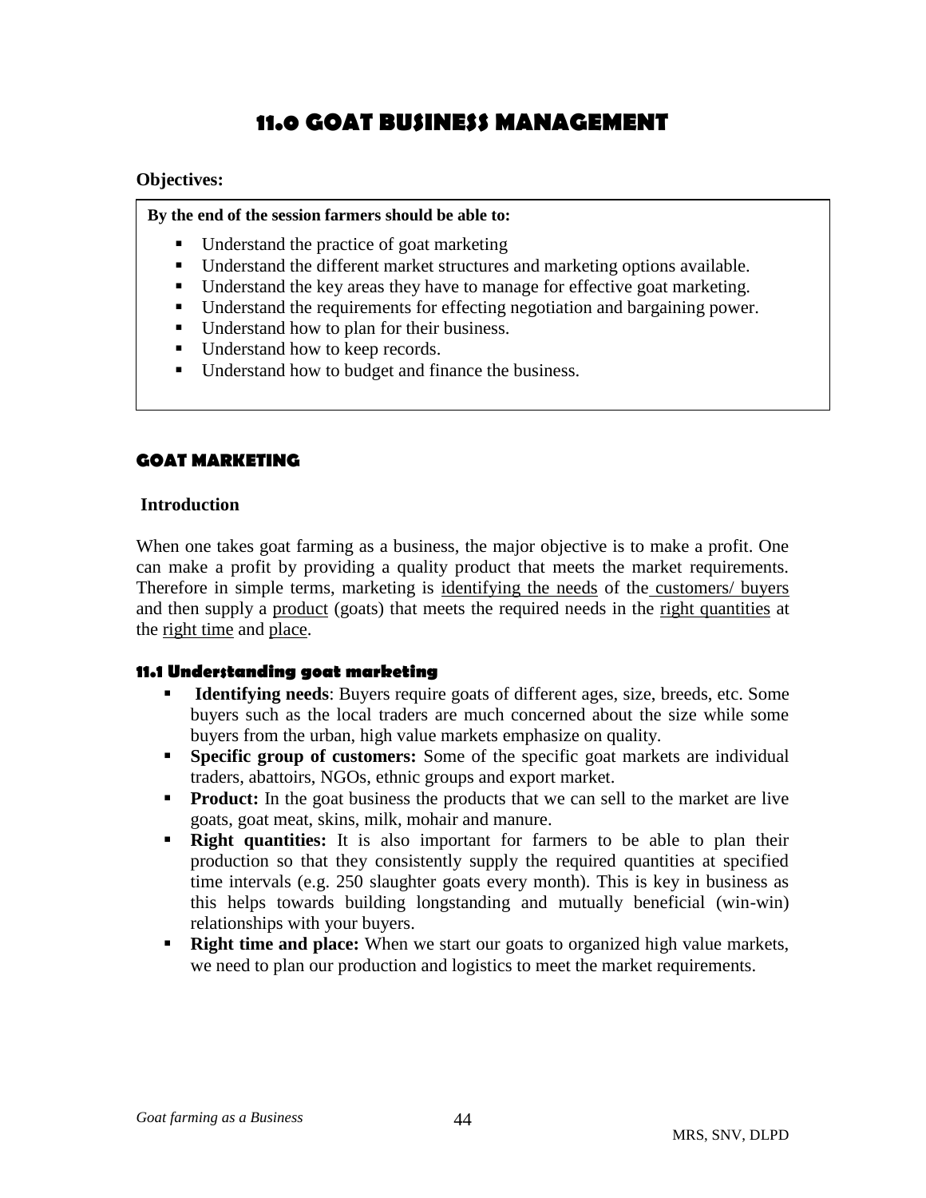# 11.0 GOAT BUSINESS MANAGEMENT

**Objectives:**

**By the end of the session farmers should be able to:**

- Understand the practice of goat marketing
- Understand the different market structures and marketing options available.
- Understand the key areas they have to manage for effective goat marketing.
- Understand the requirements for effecting negotiation and bargaining power.
- Understand how to plan for their business.
- Understand how to keep records.
- Understand how to budget and finance the business.

## GOAT MARKETING

**Introduction**

When one takes goat farming as a business, the major objective is to make a profit. One can make a profit by providing a quality product that meets the market requirements. Therefore in simple terms, marketing is identifying the needs of the customers/ buyers and then supply a product (goats) that meets the required needs in the right quantities at the right time and place.

### 11.1 Understanding goat marketing

- **Identifying needs**: Buyers require goats of different ages, size, breeds, etc. Some buyers such as the local traders are much concerned about the size while some buyers from the urban, high value markets emphasize on quality.
- **Specific group of customers:** Some of the specific goat markets are individual traders, abattoirs, NGOs, ethnic groups and export market.
- **Product:** In the goat business the products that we can sell to the market are live goats, goat meat, skins, milk, mohair and manure.
- **Right quantities:** It is also important for farmers to be able to plan their production so that they consistently supply the required quantities at specified time intervals (e.g. 250 slaughter goats every month). This is key in business as this helps towards building longstanding and mutually beneficial (win-win) relationships with your buyers.
- **Right time and place:** When we start our goats to organized high value markets, we need to plan our production and logistics to meet the market requirements.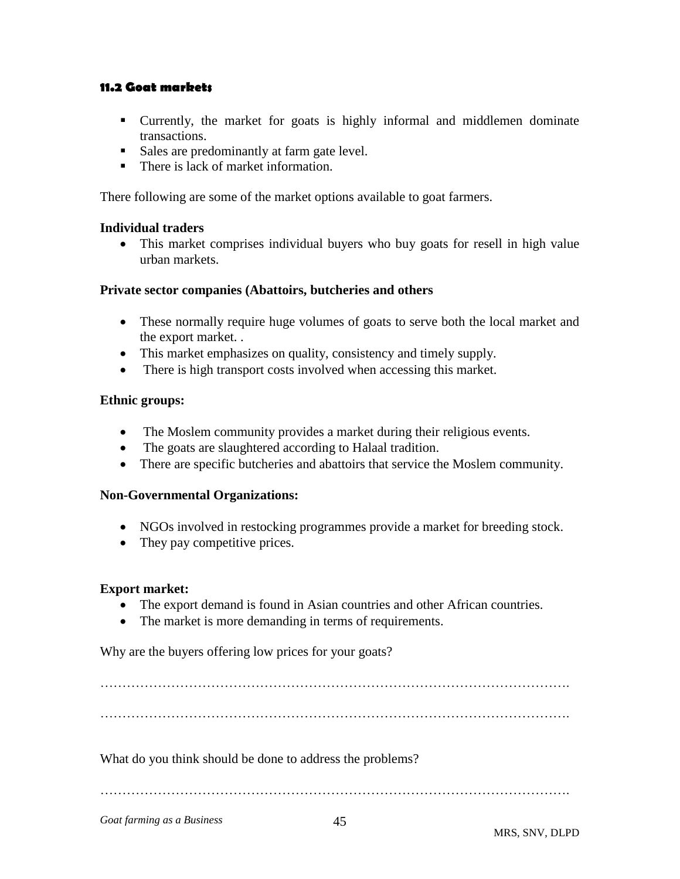### 11.2 Goat markets

- Currently, the market for goats is highly informal and middlemen dominate transactions.
- Sales are predominantly at farm gate level.
- There is lack of market information.

There following are some of the market options available to goat farmers.

**Individual traders**

- This market comprises individual buyers who buy goats for resell in high value urban markets.

**Private sector companies (Abattoirs, butcheries and others**

- These normally require huge volumes of goats to serve both the local market and the export market. .
- This market emphasizes on quality, consistency and timely supply.
- There is high transport costs involved when accessing this market.

**Ethnic groups:**

- The Moslem community provides a market during their religious events.
- The goats are slaughtered according to Halaal tradition.
- There are specific butcheries and abattoirs that service the Moslem community.

**Non-Governmental Organizations:**

- NGOs involved in restocking programmes provide a market for breeding stock.
- They pay competitive prices.

**Export market:**

- The export demand is found in Asian countries and other African countries.
- The market is more demanding in terms of requirements.

Why are the buyers offering low prices for your goats?

…………………………………………………………………………………………….

…………………………………………………………………………………………….

What do you think should be done to address the problems?

…………………………………………………………………………………………….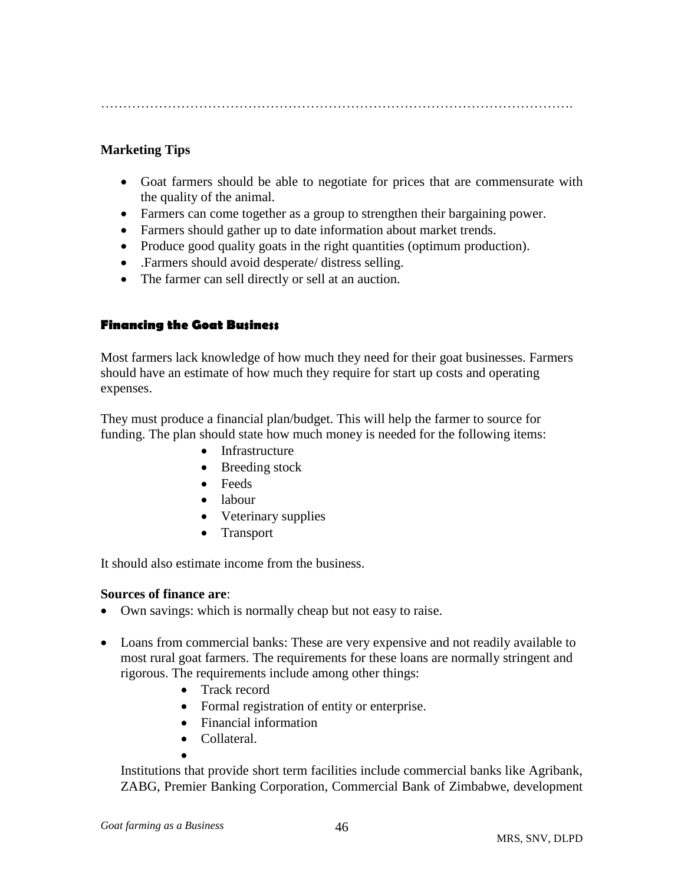…………………………………………………………………………………………….

**Marketing Tips**

- Goat farmers should be able to negotiate for prices that are commensurate with the quality of the animal.
- Farmers can come together as a group to strengthen their bargaining power.
- Farmers should gather up to date information about market trends.
- Produce good quality goats in the right quantities (optimum production).
- .Farmers should avoid desperate/ distress selling.
- The farmer can sell directly or sell at an auction.

**Financing the Goat Business**

Most farmers lack knowledge of how much they need for their goat businesses. Farmers should have an estimate of how much they require for start up costs and operating expenses.

They must produce a financial plan/budget. This will help the farmer to source for funding. The plan should state how much money is needed for the following items:

- Infrastructure
- Breeding stock
- Feeds
- labour
- Veterinary supplies
- Transport

It should also estimate income from the business.

**Sources of finance are**:

- Own savings: which is normally cheap but not easy to raise.
- Loans from commercial banks: These are very expensive and not readily available to most rural goat farmers. The requirements for these loans are normally stringent and rigorous. The requirements include among other things:
  - Track record
  - Formal registration of entity or enterprise.
  - Financial information
  - Collateral.

  Institutions that provide short term facilities include commercial banks like Agribank, ZABG, Premier Banking Corporation, Commercial Bank of Zimbabwe, development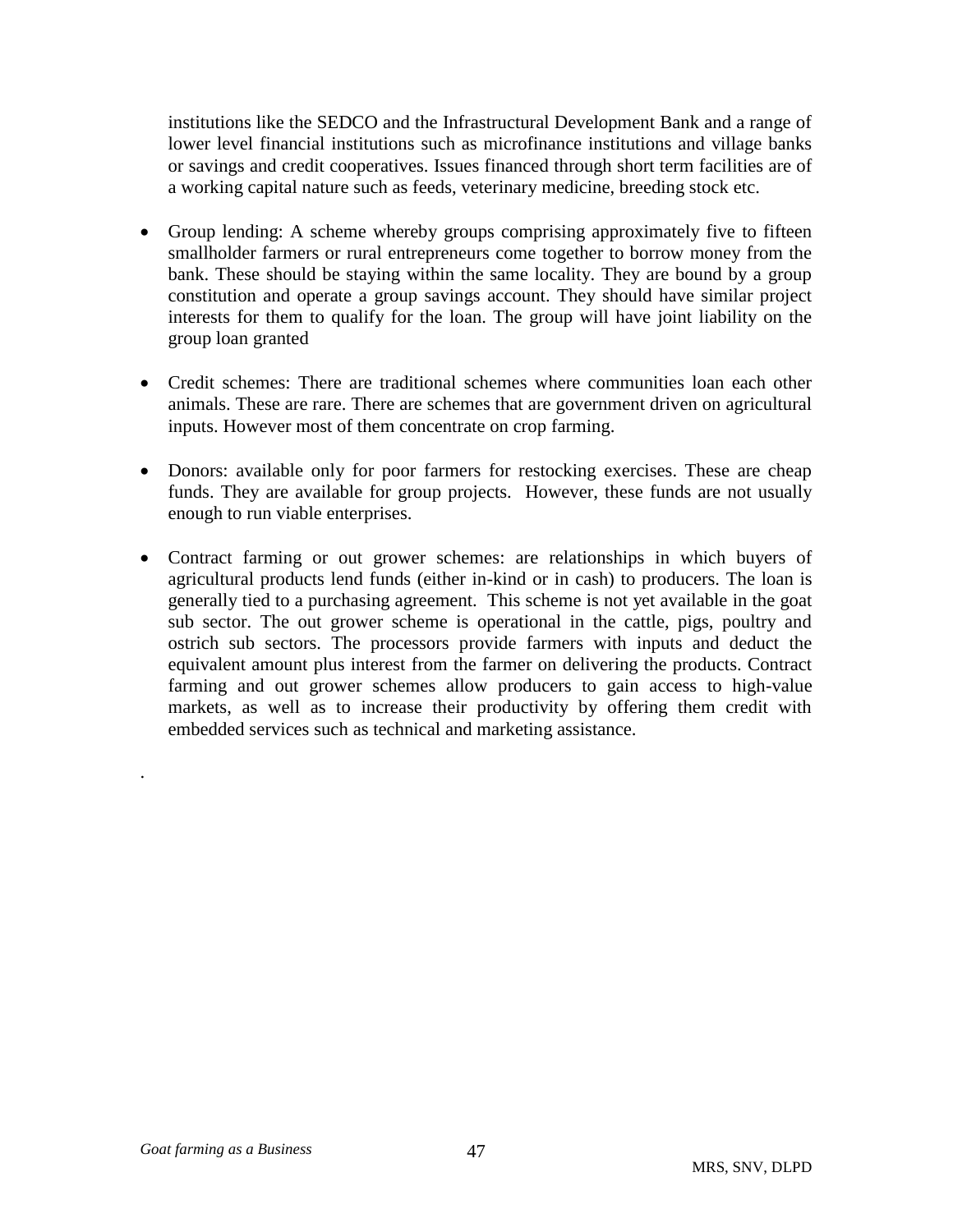institutions like the SEDCO and the Infrastructural Development Bank and a range of lower level financial institutions such as microfinance institutions and village banks or savings and credit cooperatives. Issues financed through short term facilities are of a working capital nature such as feeds, veterinary medicine, breeding stock etc.

- Group lending: A scheme whereby groups comprising approximately five to fifteen smallholder farmers or rural entrepreneurs come together to borrow money from the bank. These should be staying within the same locality. They are bound by a group constitution and operate a group savings account. They should have similar project interests for them to qualify for the loan. The group will have joint liability on the group loan granted

- Credit schemes: There are traditional schemes where communities loan each other animals. These are rare. There are schemes that are government driven on agricultural inputs. However most of them concentrate on crop farming.

- Donors: available only for poor farmers for restocking exercises. These are cheap funds. They are available for group projects. However, these funds are not usually enough to run viable enterprises.

- Contract farming or out grower schemes: are relationships in which buyers of agricultural products lend funds (either in-kind or in cash) to producers. The loan is generally tied to a purchasing agreement. This scheme is not yet available in the goat sub sector. The out grower scheme is operational in the cattle, pigs, poultry and ostrich sub sectors. The processors provide farmers with inputs and deduct the equivalent amount plus interest from the farmer on delivering the products. Contract farming and out grower schemes allow producers to gain access to high-value markets, as well as to increase their productivity by offering them credit with embedded services such as technical and marketing assistance.

.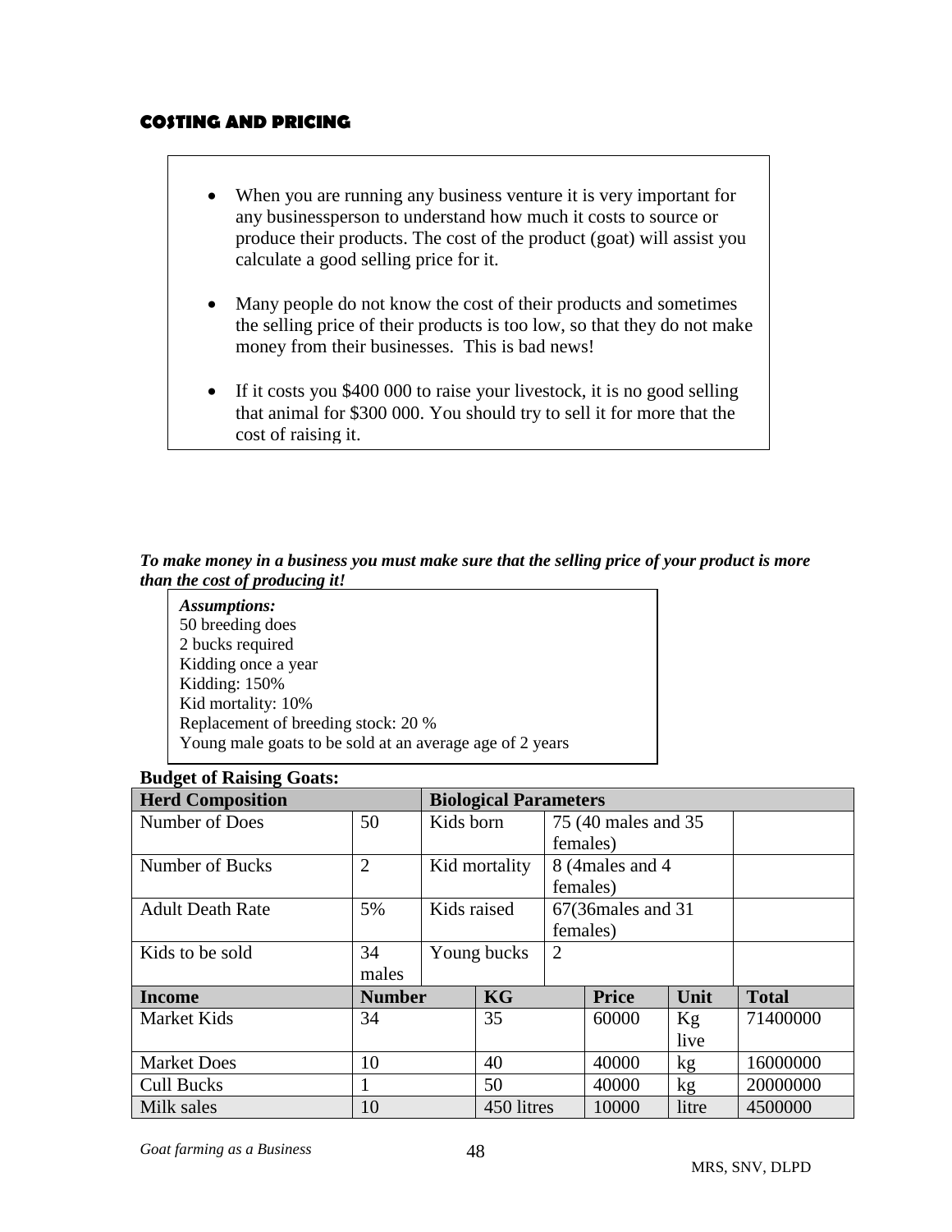## COSTING AND PRICING

- When you are running any business venture it is very important for any businessperson to understand how much it costs to source or produce their products. The cost of the product (goat) will assist you calculate a good selling price for it.
- Many people do not know the cost of their products and sometimes the selling price of their products is too low, so that they do not make money from their businesses. This is bad news!
- If it costs you $400 000 to raise your livestock, it is no good selling that animal for $300 000. You should try to sell it for more that the cost of raising it.

***To make money in a business you must make sure that the selling price of your product is more than the cost of producing it!***

***Assumptions:***
50 breeding does
2 bucks required
Kidding once a year
Kidding: 150%
Kid mortality: 10%
Replacement of breeding stock: 20 %
Young male goats to be sold at an average age of 2 years

**Budget of Raising Goats:**

| **Herd Composition** | | **Biological Parameters** | | | | |
|---|---|---|---|---|---|---|
| Number of Does | 50 | Kids born | 75 (40 males and 35 females) | | | |
| Number of Bucks | 2 | Kid mortality | 8 (4males and 4 females) | | | |
| Adult Death Rate | 5% | Kids raised | 67(36males and 31 females) | | | |
| Kids to be sold | 34 males | Young bucks | 2 | | | |
| **Income** | **Number** | | **KG** | **Price** | **Unit** | **Total** |
| Market Kids | 34 | | 35 | 60000 | Kg live | 71400000 |
| Market Does | 10 | | 40 | 40000 | kg | 16000000 |
| Cull Bucks | 1 | | 50 | 40000 | kg | 20000000 |
| Milk sales | 10 | | 450 litres | 10000 | litre | 4500000 |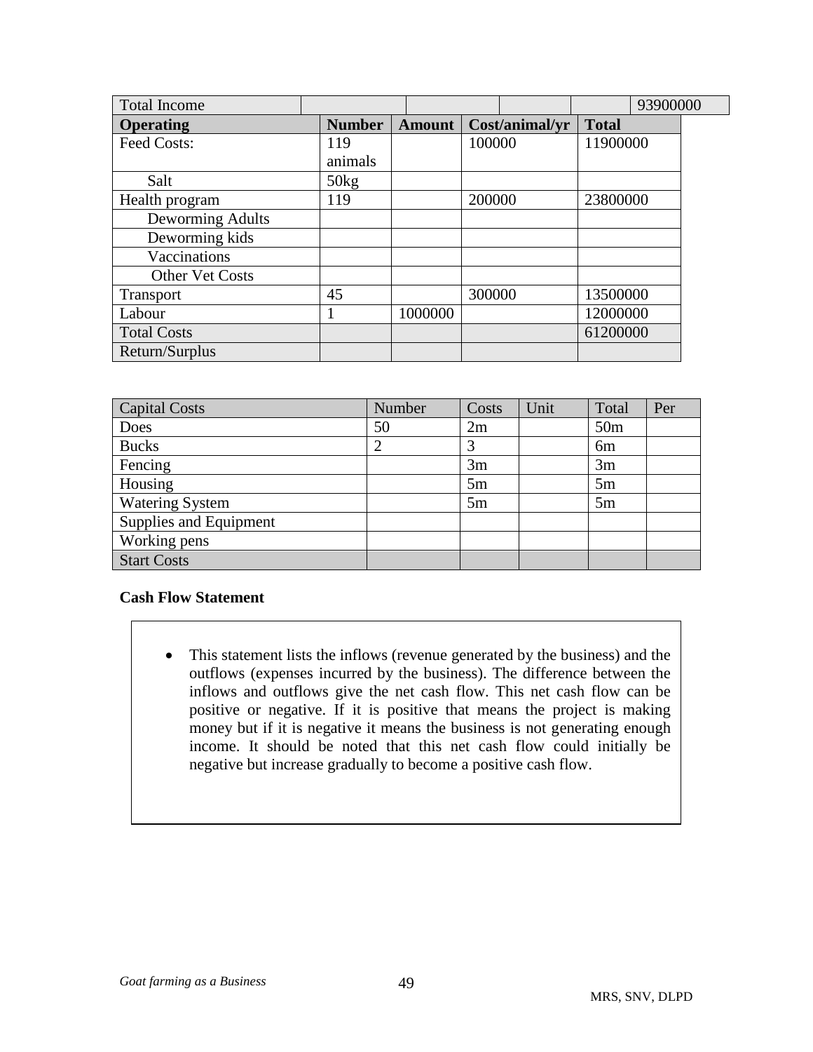| Total Income | | | | 93900000 |
|---|---|---|---|---|
| **Operating** | **Number** | **Amount** | **Cost/animal/yr** | **Total** |
| Feed Costs: | 119 animals | | 100000 | 11900000 |
| Salt | 50kg | | | |
| Health program | 119 | | 200000 | 23800000 |
| Deworming Adults | | | | |
| Deworming kids | | | | |
| Vaccinations | | | | |
| Other Vet Costs | | | | |
| Transport | 45 | | 300000 | 13500000 |
| Labour | 1 | 1000000 | | 12000000 |
| Total Costs | | | | 61200000 |
| Return/Surplus | | | | |

| Capital Costs | Number | Costs | Unit | Total | Per |
|---|---|---|---|---|---|
| Does | 50 | 2m | | 50m | |
| Bucks | 2 | 3 | | 6m | |
| Fencing | | 3m | | 3m | |
| Housing | | 5m | | 5m | |
| Watering System | | 5m | | 5m | |
| Supplies and Equipment | | | | | |
| Working pens | | | | | |
| Start Costs | | | | | |

**Cash Flow Statement**

- This statement lists the inflows (revenue generated by the business) and the outflows (expenses incurred by the business). The difference between the inflows and outflows give the net cash flow. This net cash flow can be positive or negative. If it is positive that means the project is making money but if it is negative it means the business is not generating enough income. It should be noted that this net cash flow could initially be negative but increase gradually to become a positive cash flow.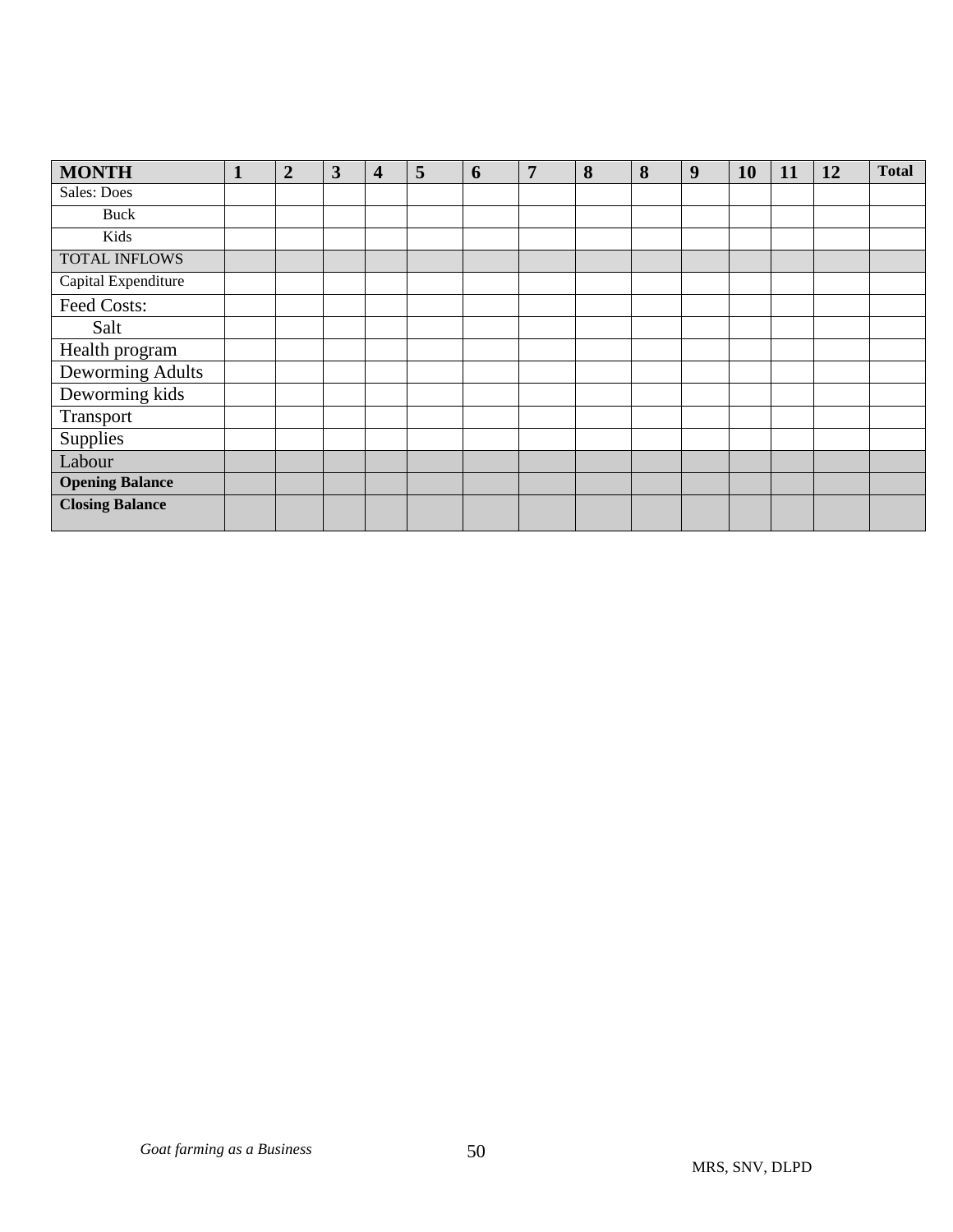| MONTH | 1 | 2 | 3 | 4 | 5 | 6 | 7 | 8 | 8 | 9 | 10 | 11 | 12 | Total |
|---|---|---|---|---|---|---|---|---|---|---|---|---|---|---|
| Sales: Does | | | | | | | | | | | | | | |
| Buck | | | | | | | | | | | | | | |
| Kids | | | | | | | | | | | | | | |
| TOTAL INFLOWS | | | | | | | | | | | | | | |
| Capital Expenditure | | | | | | | | | | | | | | |
| Feed Costs: | | | | | | | | | | | | | | |
| Salt | | | | | | | | | | | | | | |
| Health program | | | | | | | | | | | | | | |
| Deworming Adults | | | | | | | | | | | | | | |
| Deworming kids | | | | | | | | | | | | | | |
| Transport | | | | | | | | | | | | | | |
| Supplies | | | | | | | | | | | | | | |
| Labour | | | | | | | | | | | | | | |
| **Opening Balance** | | | | | | | | | | | | | | |
| **Closing Balance** | | | | | | | | | | | | | | |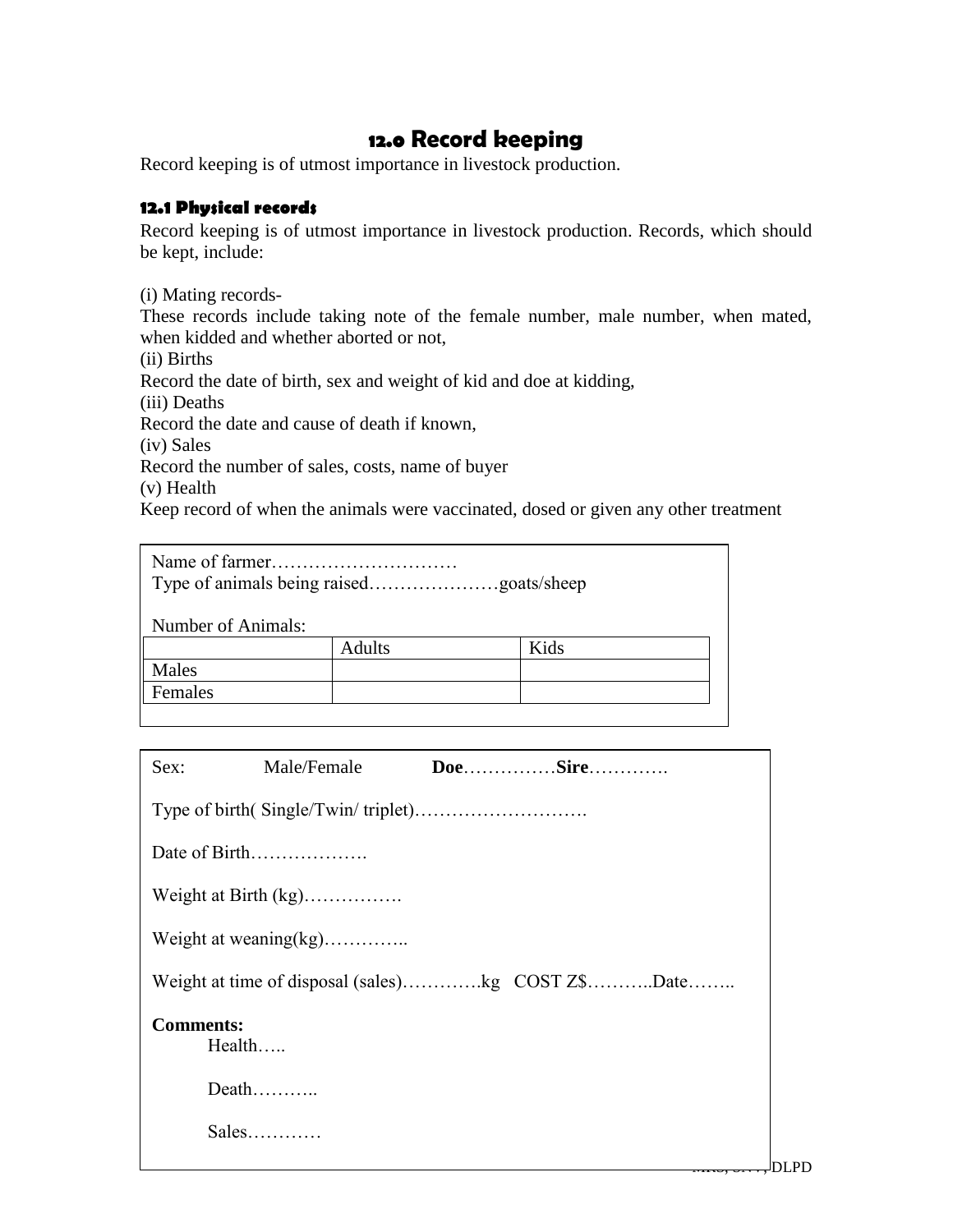# 12.0 Record keeping

Record keeping is of utmost importance in livestock production.

### 12.1 Physical records

Record keeping is of utmost importance in livestock production. Records, which should be kept, include:

(i) Mating records-
These records include taking note of the female number, male number, when mated, when kidded and whether aborted or not,
(ii) Births
Record the date of birth, sex and weight of kid and doe at kidding,
(iii) Deaths
Record the date and cause of death if known,
(iv) Sales
Record the number of sales, costs, name of buyer
(v) Health
Keep record of when the animals were vaccinated, dosed or given any other treatment

Name of farmer…………………………
Type of animals being raised…………………goats/sheep

Number of Animals:

| | Adults | Kids |
|---|---|---|
| Males | | |
| Females | | |

Sex: Male/Female **Doe**……………**Sire**………….

Type of birth( Single/Twin/ triplet)……………………….

Date of Birth……………….

Weight at Birth (kg)…………….

Weight at weaning(kg)…………..

Weight at time of disposal (sales)………….kg COST Z$………..Date……..

**Comments:**
Health…..

Death………..

Sales…………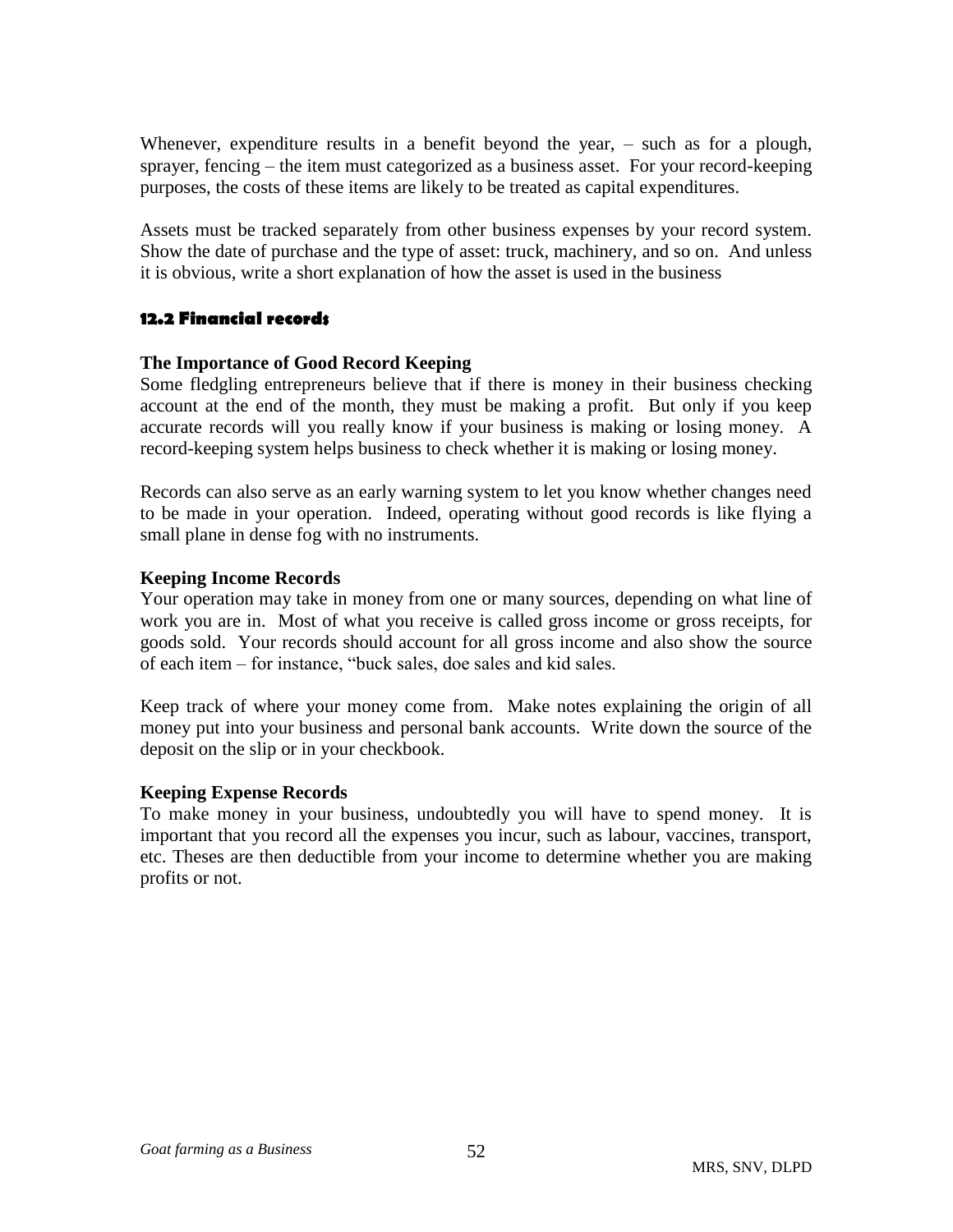Whenever, expenditure results in a benefit beyond the year, – such as for a plough, sprayer, fencing – the item must categorized as a business asset. For your record-keeping purposes, the costs of these items are likely to be treated as capital expenditures.

Assets must be tracked separately from other business expenses by your record system. Show the date of purchase and the type of asset: truck, machinery, and so on. And unless it is obvious, write a short explanation of how the asset is used in the business

### 12.2 Financial records

**The Importance of Good Record Keeping**

Some fledgling entrepreneurs believe that if there is money in their business checking account at the end of the month, they must be making a profit. But only if you keep accurate records will you really know if your business is making or losing money. A record-keeping system helps business to check whether it is making or losing money.

Records can also serve as an early warning system to let you know whether changes need to be made in your operation. Indeed, operating without good records is like flying a small plane in dense fog with no instruments.

**Keeping Income Records**

Your operation may take in money from one or many sources, depending on what line of work you are in. Most of what you receive is called gross income or gross receipts, for goods sold. Your records should account for all gross income and also show the source of each item – for instance, "buck sales, doe sales and kid sales.

Keep track of where your money come from. Make notes explaining the origin of all money put into your business and personal bank accounts. Write down the source of the deposit on the slip or in your checkbook.

**Keeping Expense Records**

To make money in your business, undoubtedly you will have to spend money. It is important that you record all the expenses you incur, such as labour, vaccines, transport, etc. Theses are then deductible from your income to determine whether you are making profits or not.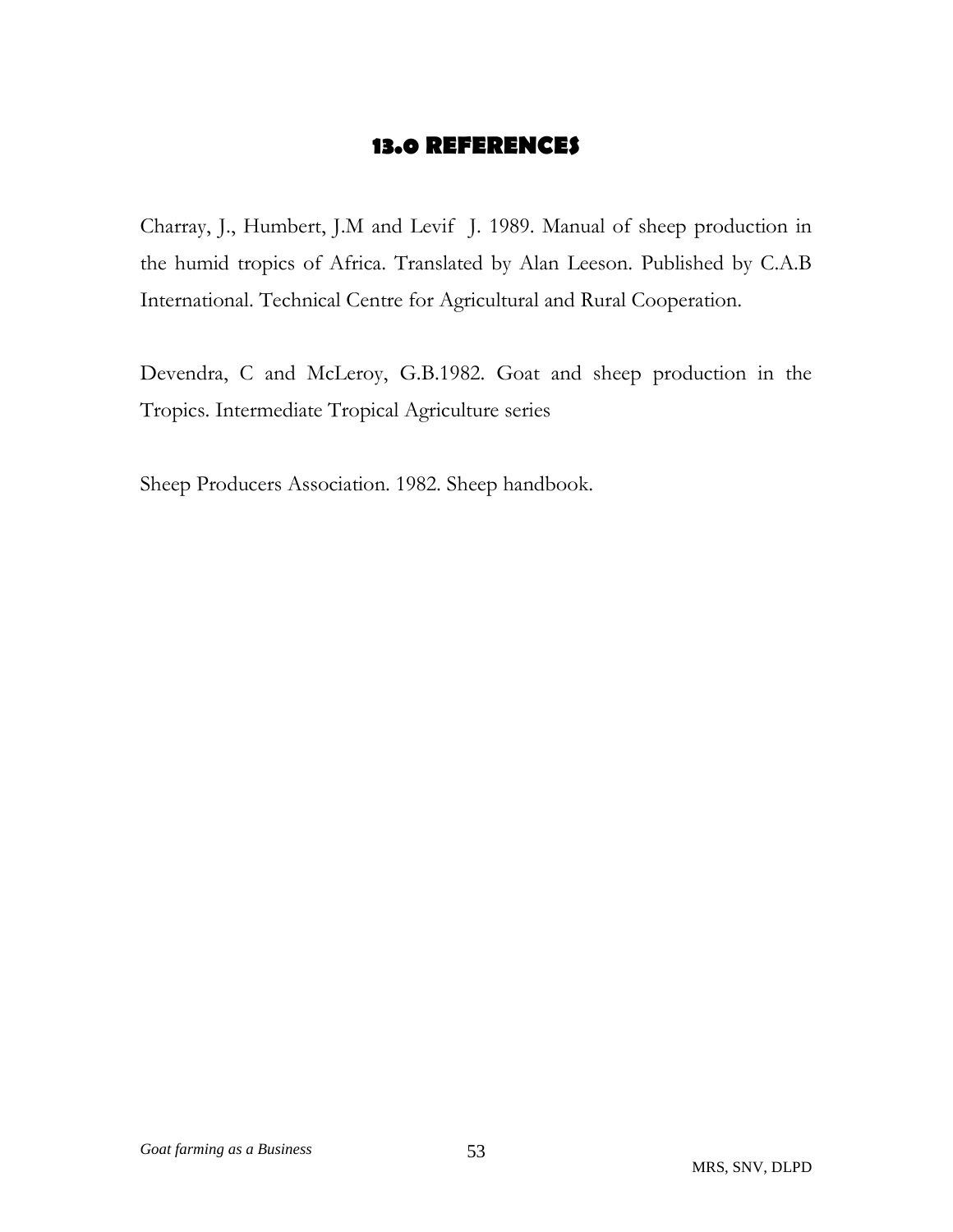# 13.0 REFERENCES

Charray, J., Humbert, J.M and Levif J. 1989. Manual of sheep production in the humid tropics of Africa. Translated by Alan Leeson. Published by C.A.B International. Technical Centre for Agricultural and Rural Cooperation.

Devendra, C and McLeroy, G.B.1982. Goat and sheep production in the Tropics. Intermediate Tropical Agriculture series

Sheep Producers Association. 1982. Sheep handbook.